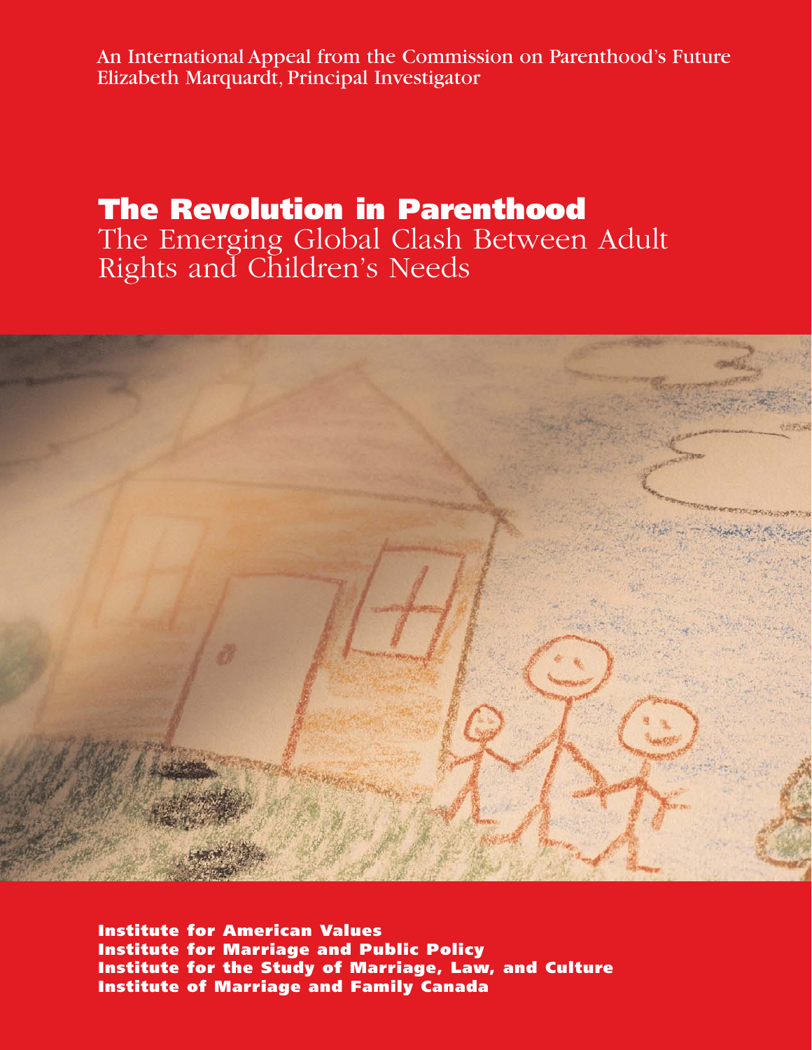An International Appeal from the Commission on Parenthood's Future
Elizabeth Marquardt, Principal Investigator

# The Revolution in Parenthood

## The Emerging Global Clash Between Adult Rights and Children's Needs

**Institute for American Values**
**Institute for Marriage and Public Policy**
**Institute for the Study of Marriage, Law, and Culture**
**Institute of Marriage and Family Canada**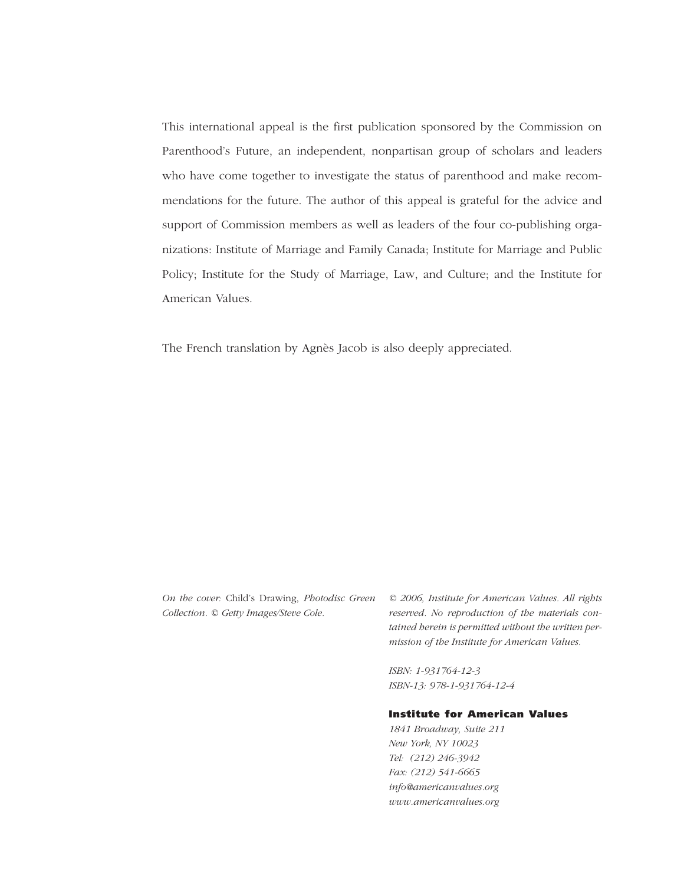This international appeal is the first publication sponsored by the Commission on Parenthood's Future, an independent, nonpartisan group of scholars and leaders who have come together to investigate the status of parenthood and make recommendations for the future. The author of this appeal is grateful for the advice and support of Commission members as well as leaders of the four co-publishing organizations: Institute of Marriage and Family Canada; Institute for Marriage and Public Policy; Institute for the Study of Marriage, Law, and Culture; and the Institute for American Values.

The French translation by Agnès Jacob is also deeply appreciated.

*On the cover:* Child's Drawing, *Photodisc Green Collection. © Getty Images/Steve Cole.*

*© 2006, Institute for American Values. All rights reserved. No reproduction of the materials contained herein is permitted without the written permission of the Institute for American Values.*

*ISBN: 1-931764-12-3*
*ISBN-13: 978-1-931764-12-4*

**Institute for American Values**
*1841 Broadway, Suite 211*
*New York, NY 10023*
*Tel: (212) 246-3942*
*Fax: (212) 541-6665*
*info@americanvalues.org*
*www.americanvalues.org*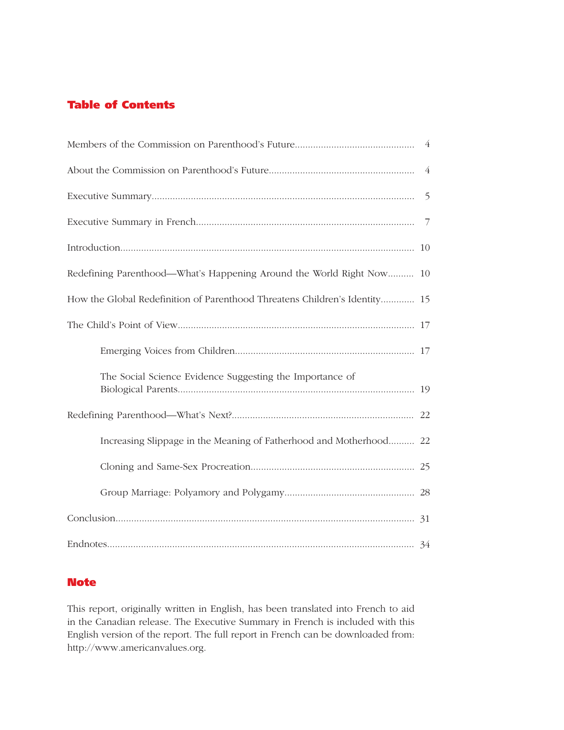## Table of Contents

Members of the Commission on Parenthood's Future.............................................. 4

About the Commission on Parenthood's Future....................................................... 4

Executive Summary.................................................................................................. 5

Executive Summary in French.................................................................................. 7

Introduction............................................................................................................. 10

Redefining Parenthood—What's Happening Around the World Right Now.......... 10

How the Global Redefinition of Parenthood Threatens Children's Identity............. 15

The Child's Point of View........................................................................................ 17

- Emerging Voices from Children.................................................................... 17
- The Social Science Evidence Suggesting the Importance of Biological Parents.......................................................................................... 19

Redefining Parenthood—What's Next?.................................................................... 22

- Increasing Slippage in the Meaning of Fatherhood and Motherhood.......... 22
- Cloning and Same-Sex Procreation.............................................................. 25
- Group Marriage: Polyamory and Polygamy................................................. 28

Conclusion............................................................................................................... 31

Endnotes.................................................................................................................. 34

## Note

This report, originally written in English, has been translated into French to aid in the Canadian release. The Executive Summary in French is included with this English version of the report. The full report in French can be downloaded from: http://www.americanvalues.org.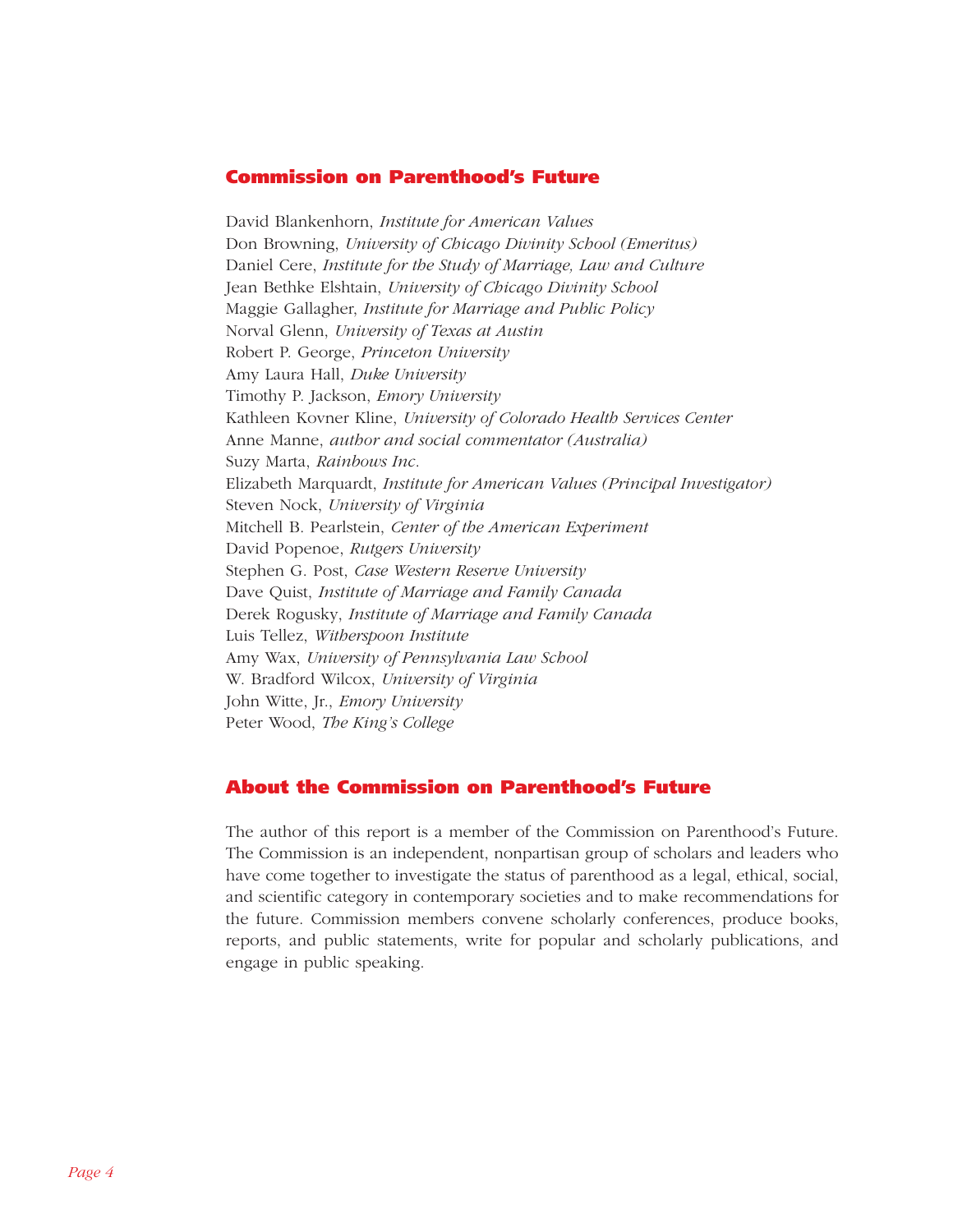## Commission on Parenthood's Future

David Blankenhorn, *Institute for American Values*
Don Browning, *University of Chicago Divinity School (Emeritus)*
Daniel Cere, *Institute for the Study of Marriage, Law and Culture*
Jean Bethke Elshtain, *University of Chicago Divinity School*
Maggie Gallagher, *Institute for Marriage and Public Policy*
Norval Glenn, *University of Texas at Austin*
Robert P. George, *Princeton University*
Amy Laura Hall, *Duke University*
Timothy P. Jackson, *Emory University*
Kathleen Kovner Kline, *University of Colorado Health Services Center*
Anne Manne, *author and social commentator (Australia)*
Suzy Marta, *Rainbows Inc.*
Elizabeth Marquardt, *Institute for American Values (Principal Investigator)*
Steven Nock, *University of Virginia*
Mitchell B. Pearlstein, *Center of the American Experiment*
David Popenoe, *Rutgers University*
Stephen G. Post, *Case Western Reserve University*
Dave Quist, *Institute of Marriage and Family Canada*
Derek Rogusky, *Institute of Marriage and Family Canada*
Luis Tellez, *Witherspoon Institute*
Amy Wax, *University of Pennsylvania Law School*
W. Bradford Wilcox, *University of Virginia*
John Witte, Jr., *Emory University*
Peter Wood, *The King's College*

## About the Commission on Parenthood's Future

The author of this report is a member of the Commission on Parenthood's Future. The Commission is an independent, nonpartisan group of scholars and leaders who have come together to investigate the status of parenthood as a legal, ethical, social, and scientific category in contemporary societies and to make recommendations for the future. Commission members convene scholarly conferences, produce books, reports, and public statements, write for popular and scholarly publications, and engage in public speaking.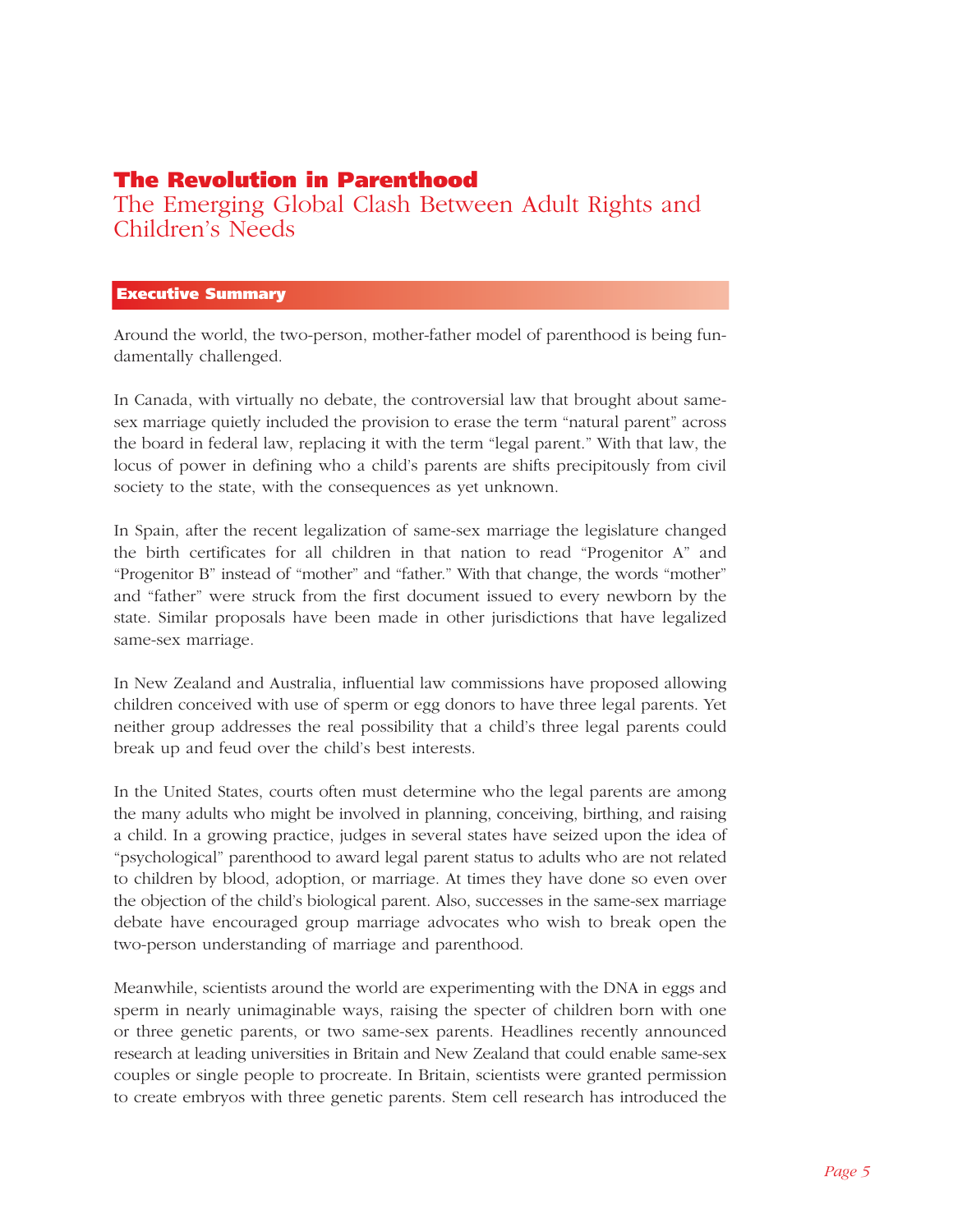# The Revolution in Parenthood

## The Emerging Global Clash Between Adult Rights and Children's Needs

### Executive Summary

Around the world, the two-person, mother-father model of parenthood is being fundamentally challenged.

In Canada, with virtually no debate, the controversial law that brought about same-sex marriage quietly included the provision to erase the term "natural parent" across the board in federal law, replacing it with the term "legal parent." With that law, the locus of power in defining who a child's parents are shifts precipitously from civil society to the state, with the consequences as yet unknown.

In Spain, after the recent legalization of same-sex marriage the legislature changed the birth certificates for all children in that nation to read "Progenitor A" and "Progenitor B" instead of "mother" and "father." With that change, the words "mother" and "father" were struck from the first document issued to every newborn by the state. Similar proposals have been made in other jurisdictions that have legalized same-sex marriage.

In New Zealand and Australia, influential law commissions have proposed allowing children conceived with use of sperm or egg donors to have three legal parents. Yet neither group addresses the real possibility that a child's three legal parents could break up and feud over the child's best interests.

In the United States, courts often must determine who the legal parents are among the many adults who might be involved in planning, conceiving, birthing, and raising a child. In a growing practice, judges in several states have seized upon the idea of "psychological" parenthood to award legal parent status to adults who are not related to children by blood, adoption, or marriage. At times they have done so even over the objection of the child's biological parent. Also, successes in the same-sex marriage debate have encouraged group marriage advocates who wish to break open the two-person understanding of marriage and parenthood.

Meanwhile, scientists around the world are experimenting with the DNA in eggs and sperm in nearly unimaginable ways, raising the specter of children born with one or three genetic parents, or two same-sex parents. Headlines recently announced research at leading universities in Britain and New Zealand that could enable same-sex couples or single people to procreate. In Britain, scientists were granted permission to create embryos with three genetic parents. Stem cell research has introduced the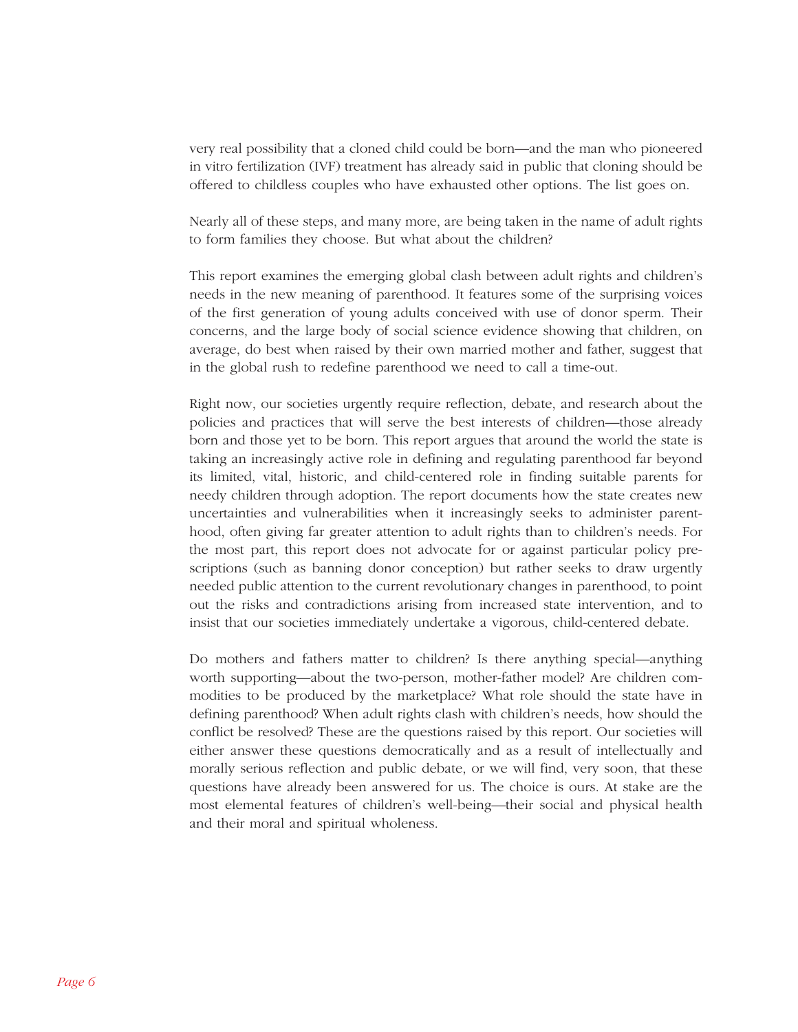very real possibility that a cloned child could be born—and the man who pioneered in vitro fertilization (IVF) treatment has already said in public that cloning should be offered to childless couples who have exhausted other options. The list goes on.

Nearly all of these steps, and many more, are being taken in the name of adult rights to form families they choose. But what about the children?

This report examines the emerging global clash between adult rights and children's needs in the new meaning of parenthood. It features some of the surprising voices of the first generation of young adults conceived with use of donor sperm. Their concerns, and the large body of social science evidence showing that children, on average, do best when raised by their own married mother and father, suggest that in the global rush to redefine parenthood we need to call a time-out.

Right now, our societies urgently require reflection, debate, and research about the policies and practices that will serve the best interests of children—those already born and those yet to be born. This report argues that around the world the state is taking an increasingly active role in defining and regulating parenthood far beyond its limited, vital, historic, and child-centered role in finding suitable parents for needy children through adoption. The report documents how the state creates new uncertainties and vulnerabilities when it increasingly seeks to administer parenthood, often giving far greater attention to adult rights than to children's needs. For the most part, this report does not advocate for or against particular policy prescriptions (such as banning donor conception) but rather seeks to draw urgently needed public attention to the current revolutionary changes in parenthood, to point out the risks and contradictions arising from increased state intervention, and to insist that our societies immediately undertake a vigorous, child-centered debate.

Do mothers and fathers matter to children? Is there anything special—anything worth supporting—about the two-person, mother-father model? Are children commodities to be produced by the marketplace? What role should the state have in defining parenthood? When adult rights clash with children's needs, how should the conflict be resolved? These are the questions raised by this report. Our societies will either answer these questions democratically and as a result of intellectually and morally serious reflection and public debate, or we will find, very soon, that these questions have already been answered for us. The choice is ours. At stake are the most elemental features of children's well-being—their social and physical health and their moral and spiritual wholeness.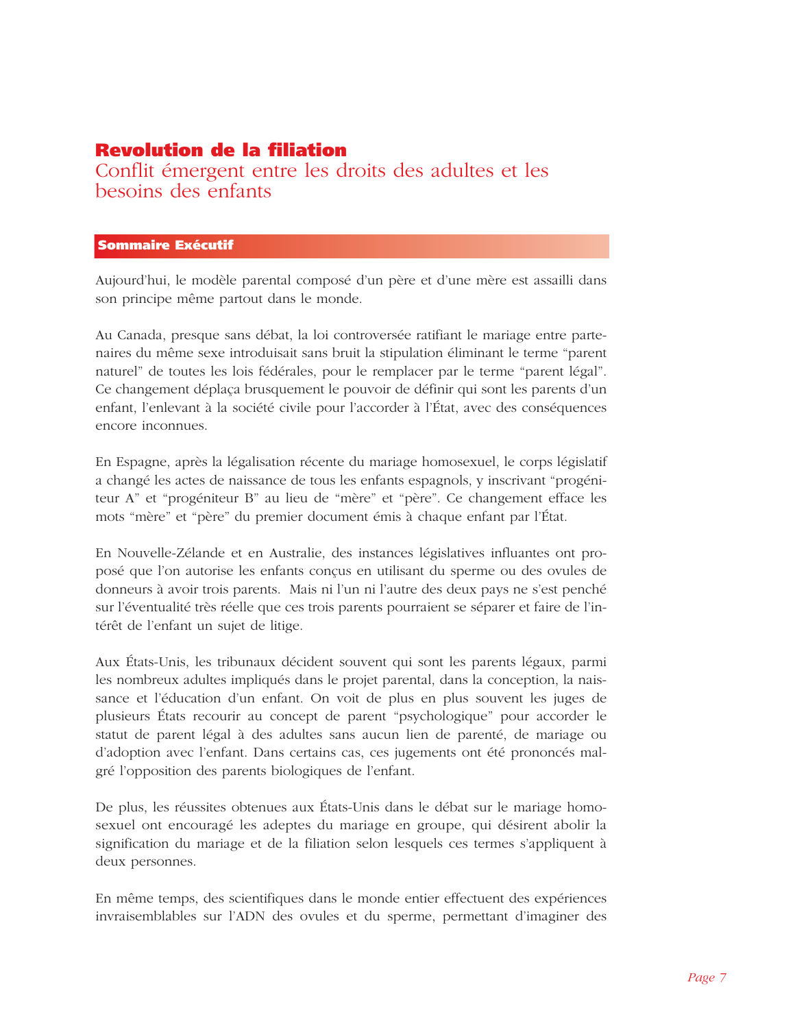# Revolution de la filiation

## Conflit émergent entre les droits des adultes et les besoins des enfants

### Sommaire Exécutif

Aujourd'hui, le modèle parental composé d'un père et d'une mère est assailli dans son principe même partout dans le monde.

Au Canada, presque sans débat, la loi controversée ratifiant le mariage entre partenaires du même sexe introduisait sans bruit la stipulation éliminant le terme "parent naturel" de toutes les lois fédérales, pour le remplacer par le terme "parent légal". Ce changement déplaça brusquement le pouvoir de définir qui sont les parents d'un enfant, l'enlevant à la société civile pour l'accorder à l'État, avec des conséquences encore inconnues.

En Espagne, après la légalisation récente du mariage homosexuel, le corps législatif a changé les actes de naissance de tous les enfants espagnols, y inscrivant "progéniteur A" et "progéniteur B" au lieu de "mère" et "père". Ce changement efface les mots "mère" et "père" du premier document émis à chaque enfant par l'État.

En Nouvelle-Zélande et en Australie, des instances législatives influantes ont proposé que l'on autorise les enfants conçus en utilisant du sperme ou des ovules de donneurs à avoir trois parents. Mais ni l'un ni l'autre des deux pays ne s'est penché sur l'éventualité très réelle que ces trois parents pourraient se séparer et faire de l'intérêt de l'enfant un sujet de litige.

Aux États-Unis, les tribunaux décident souvent qui sont les parents légaux, parmi les nombreux adultes impliqués dans le projet parental, dans la conception, la naissance et l'éducation d'un enfant. On voit de plus en plus souvent les juges de plusieurs États recourir au concept de parent "psychologique" pour accorder le statut de parent légal à des adultes sans aucun lien de parenté, de mariage ou d'adoption avec l'enfant. Dans certains cas, ces jugements ont été prononcés malgré l'opposition des parents biologiques de l'enfant.

De plus, les réussites obtenues aux États-Unis dans le débat sur le mariage homosexuel ont encouragé les adeptes du mariage en groupe, qui désirent abolir la signification du mariage et de la filiation selon lesquels ces termes s'appliquent à deux personnes.

En même temps, des scientifiques dans le monde entier effectuent des expériences invraisemblables sur l'ADN des ovules et du sperme, permettant d'imaginer des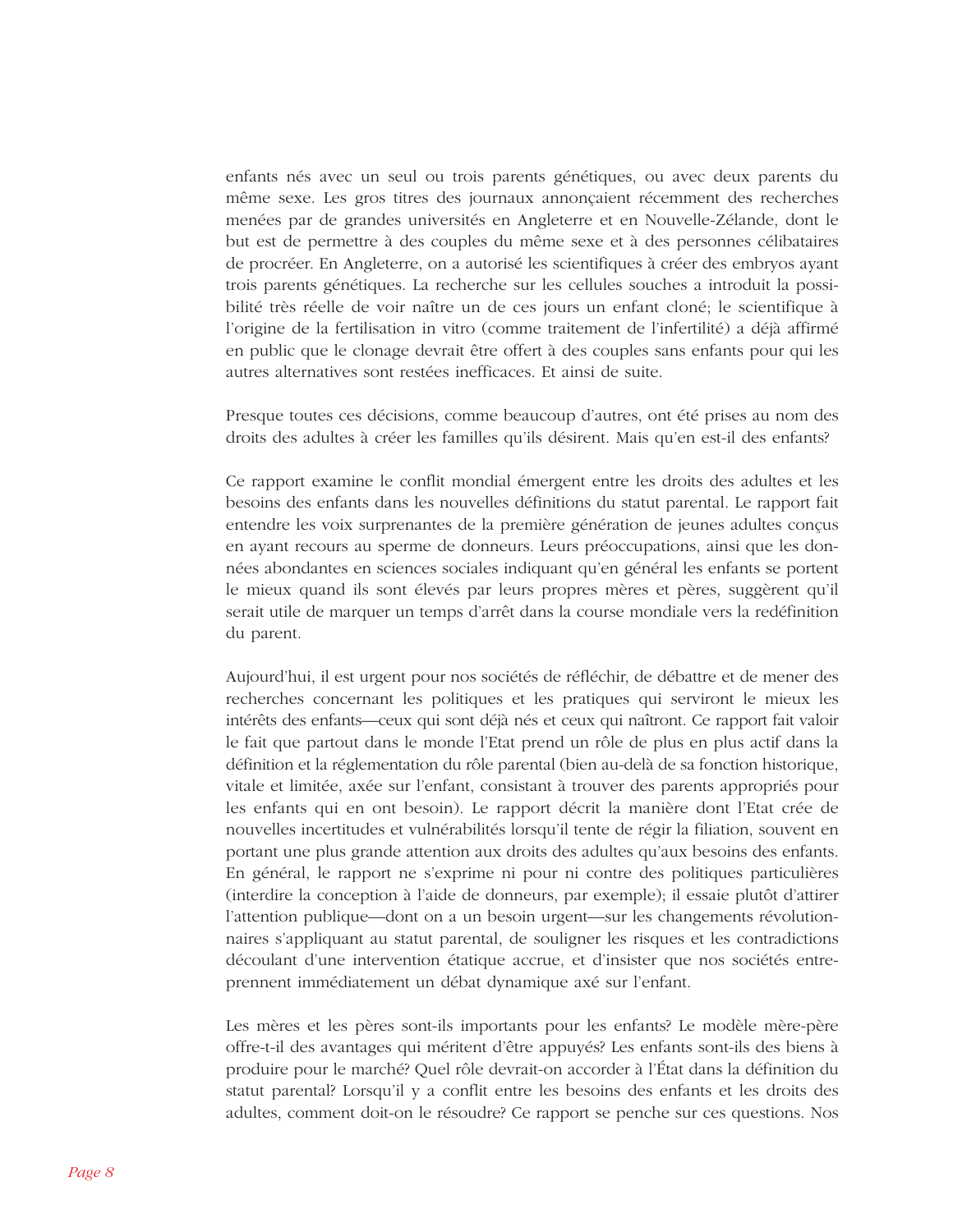enfants nés avec un seul ou trois parents génétiques, ou avec deux parents du même sexe. Les gros titres des journaux annonçaient récemment des recherches menées par de grandes universités en Angleterre et en Nouvelle-Zélande, dont le but est de permettre à des couples du même sexe et à des personnes célibataires de procréer. En Angleterre, on a autorisé les scientifiques à créer des embryos ayant trois parents génétiques. La recherche sur les cellules souches a introduit la possibilité très réelle de voir naître un de ces jours un enfant cloné; le scientifique à l'origine de la fertilisation in vitro (comme traitement de l'infertilité) a déjà affirmé en public que le clonage devrait être offert à des couples sans enfants pour qui les autres alternatives sont restées inefficaces. Et ainsi de suite.

Presque toutes ces décisions, comme beaucoup d'autres, ont été prises au nom des droits des adultes à créer les familles qu'ils désirent. Mais qu'en est-il des enfants?

Ce rapport examine le conflit mondial émergent entre les droits des adultes et les besoins des enfants dans les nouvelles définitions du statut parental. Le rapport fait entendre les voix surprenantes de la première génération de jeunes adultes conçus en ayant recours au sperme de donneurs. Leurs préoccupations, ainsi que les données abondantes en sciences sociales indiquant qu'en général les enfants se portent le mieux quand ils sont élevés par leurs propres mères et pères, suggèrent qu'il serait utile de marquer un temps d'arrêt dans la course mondiale vers la redéfinition du parent.

Aujourd'hui, il est urgent pour nos sociétés de réfléchir, de débattre et de mener des recherches concernant les politiques et les pratiques qui serviront le mieux les intérêts des enfants—ceux qui sont déjà nés et ceux qui naîtront. Ce rapport fait valoir le fait que partout dans le monde l'Etat prend un rôle de plus en plus actif dans la définition et la réglementation du rôle parental (bien au-delà de sa fonction historique, vitale et limitée, axée sur l'enfant, consistant à trouver des parents appropriés pour les enfants qui en ont besoin). Le rapport décrit la manière dont l'Etat crée de nouvelles incertitudes et vulnérabilités lorsqu'il tente de régir la filiation, souvent en portant une plus grande attention aux droits des adultes qu'aux besoins des enfants. En général, le rapport ne s'exprime ni pour ni contre des politiques particulières (interdire la conception à l'aide de donneurs, par exemple); il essaie plutôt d'attirer l'attention publique—dont on a un besoin urgent—sur les changements révolutionnaires s'appliquant au statut parental, de souligner les risques et les contradictions découlant d'une intervention étatique accrue, et d'insister que nos sociétés entreprennent immédiatement un débat dynamique axé sur l'enfant.

Les mères et les pères sont-ils importants pour les enfants? Le modèle mère-père offre-t-il des avantages qui méritent d'être appuyés? Les enfants sont-ils des biens à produire pour le marché? Quel rôle devrait-on accorder à l'État dans la définition du statut parental? Lorsqu'il y a conflit entre les besoins des enfants et les droits des adultes, comment doit-on le résoudre? Ce rapport se penche sur ces questions. Nos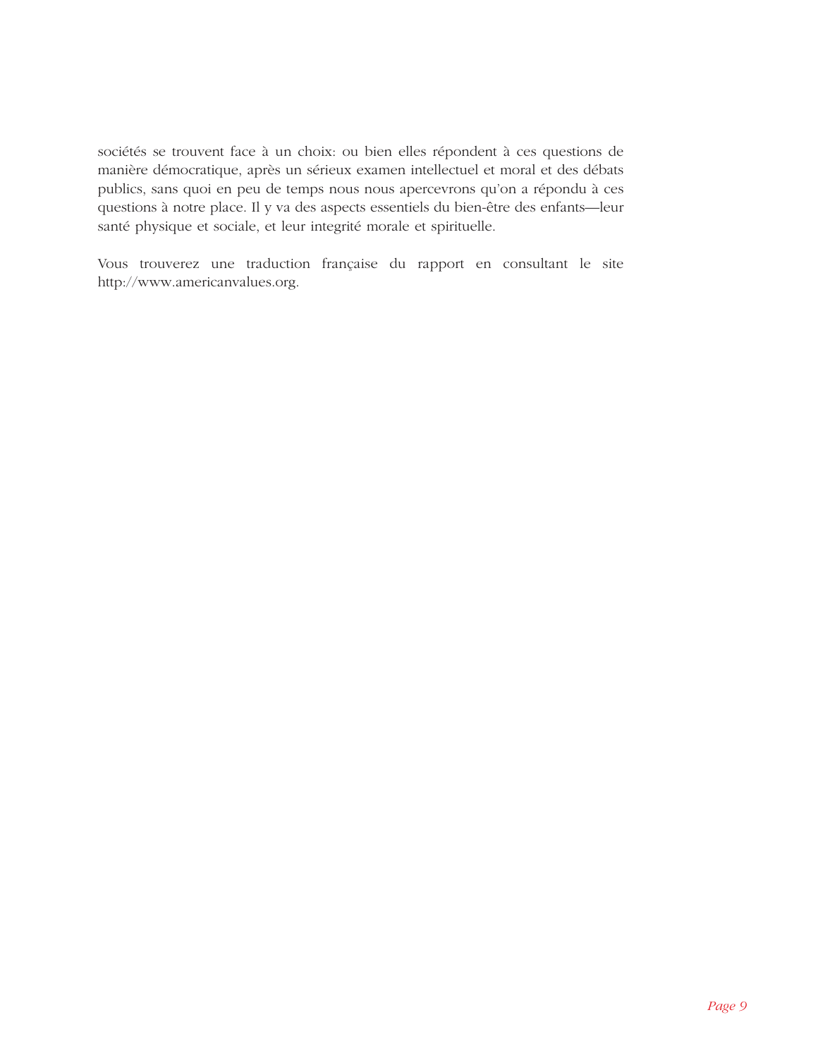sociétés se trouvent face à un choix: ou bien elles répondent à ces questions de manière démocratique, après un sérieux examen intellectuel et moral et des débats publics, sans quoi en peu de temps nous nous apercevrons qu'on a répondu à ces questions à notre place. Il y va des aspects essentiels du bien-être des enfants—leur santé physique et sociale, et leur integrité morale et spirituelle.

Vous trouverez une traduction française du rapport en consultant le site http://www.americanvalues.org.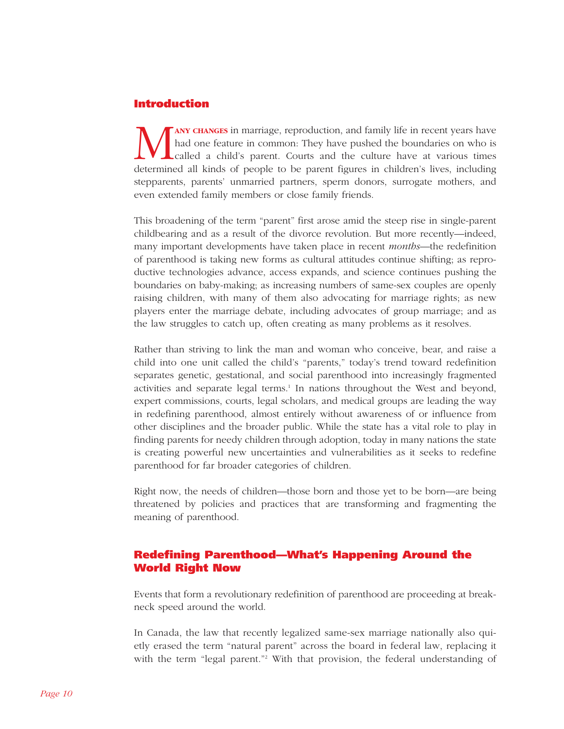## Introduction

MANY CHANGES in marriage, reproduction, and family life in recent years have had one feature in common: They have pushed the boundaries on who is called a child's parent. Courts and the culture have at various times determined all kinds of people to be parent figures in children's lives, including stepparents, parents' unmarried partners, sperm donors, surrogate mothers, and even extended family members or close family friends.

This broadening of the term "parent" first arose amid the steep rise in single-parent childbearing and as a result of the divorce revolution. But more recently—indeed, many important developments have taken place in recent *months*—the redefinition of parenthood is taking new forms as cultural attitudes continue shifting; as reproductive technologies advance, access expands, and science continues pushing the boundaries on baby-making; as increasing numbers of same-sex couples are openly raising children, with many of them also advocating for marriage rights; as new players enter the marriage debate, including advocates of group marriage; and as the law struggles to catch up, often creating as many problems as it resolves.

Rather than striving to link the man and woman who conceive, bear, and raise a child into one unit called the child's "parents," today's trend toward redefinition separates genetic, gestational, and social parenthood into increasingly fragmented activities and separate legal terms.[1] In nations throughout the West and beyond, expert commissions, courts, legal scholars, and medical groups are leading the way in redefining parenthood, almost entirely without awareness of or influence from other disciplines and the broader public. While the state has a vital role to play in finding parents for needy children through adoption, today in many nations the state is creating powerful new uncertainties and vulnerabilities as it seeks to redefine parenthood for far broader categories of children.

Right now, the needs of children—those born and those yet to be born—are being threatened by policies and practices that are transforming and fragmenting the meaning of parenthood.

## Redefining Parenthood—What's Happening Around the World Right Now

Events that form a revolutionary redefinition of parenthood are proceeding at breakneck speed around the world.

In Canada, the law that recently legalized same-sex marriage nationally also quietly erased the term "natural parent" across the board in federal law, replacing it with the term "legal parent."[2] With that provision, the federal understanding of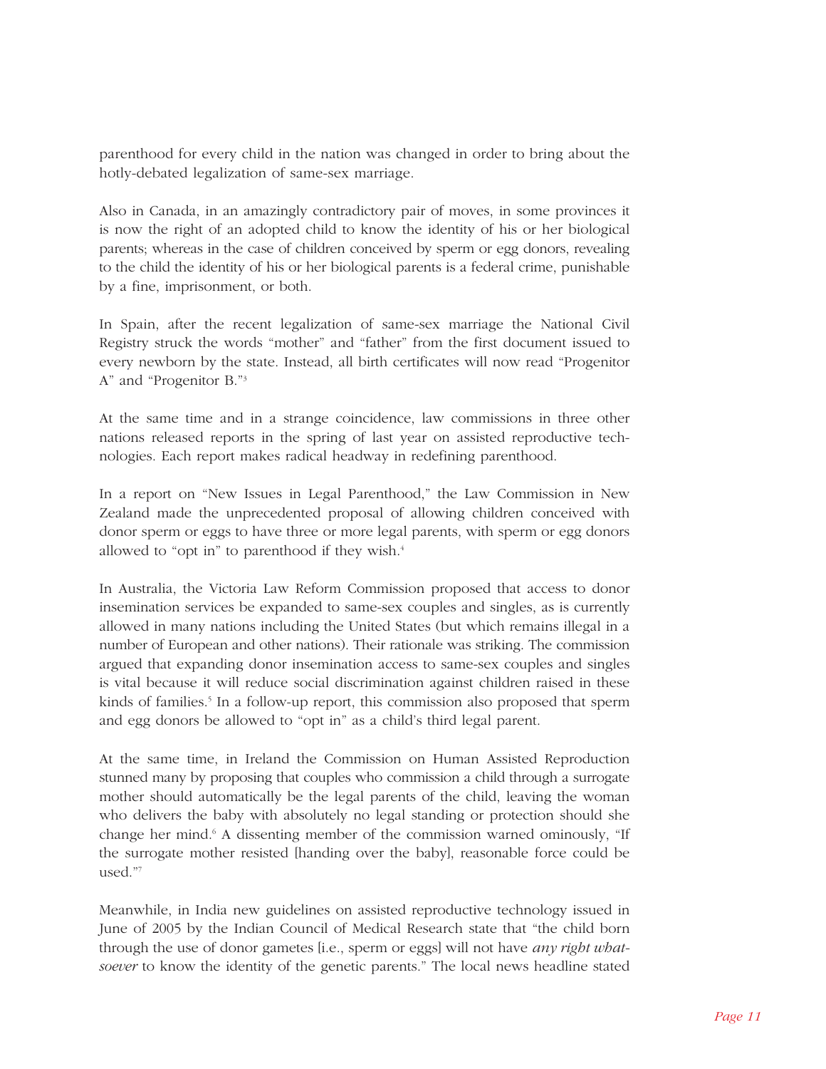parenthood for every child in the nation was changed in order to bring about the hotly-debated legalization of same-sex marriage.

Also in Canada, in an amazingly contradictory pair of moves, in some provinces it is now the right of an adopted child to know the identity of his or her biological parents; whereas in the case of children conceived by sperm or egg donors, revealing to the child the identity of his or her biological parents is a federal crime, punishable by a fine, imprisonment, or both.

In Spain, after the recent legalization of same-sex marriage the National Civil Registry struck the words "mother" and "father" from the first document issued to every newborn by the state. Instead, all birth certificates will now read "Progenitor A" and "Progenitor B."[3]

At the same time and in a strange coincidence, law commissions in three other nations released reports in the spring of last year on assisted reproductive technologies. Each report makes radical headway in redefining parenthood.

In a report on "New Issues in Legal Parenthood," the Law Commission in New Zealand made the unprecedented proposal of allowing children conceived with donor sperm or eggs to have three or more legal parents, with sperm or egg donors allowed to "opt in" to parenthood if they wish.[4]

In Australia, the Victoria Law Reform Commission proposed that access to donor insemination services be expanded to same-sex couples and singles, as is currently allowed in many nations including the United States (but which remains illegal in a number of European and other nations). Their rationale was striking. The commission argued that expanding donor insemination access to same-sex couples and singles is vital because it will reduce social discrimination against children raised in these kinds of families.[5] In a follow-up report, this commission also proposed that sperm and egg donors be allowed to "opt in" as a child's third legal parent.

At the same time, in Ireland the Commission on Human Assisted Reproduction stunned many by proposing that couples who commission a child through a surrogate mother should automatically be the legal parents of the child, leaving the woman who delivers the baby with absolutely no legal standing or protection should she change her mind.[6] A dissenting member of the commission warned ominously, "If the surrogate mother resisted [handing over the baby], reasonable force could be used."[7]

Meanwhile, in India new guidelines on assisted reproductive technology issued in June of 2005 by the Indian Council of Medical Research state that "the child born through the use of donor gametes [i.e., sperm or eggs] will not have *any right whatsoever* to know the identity of the genetic parents." The local news headline stated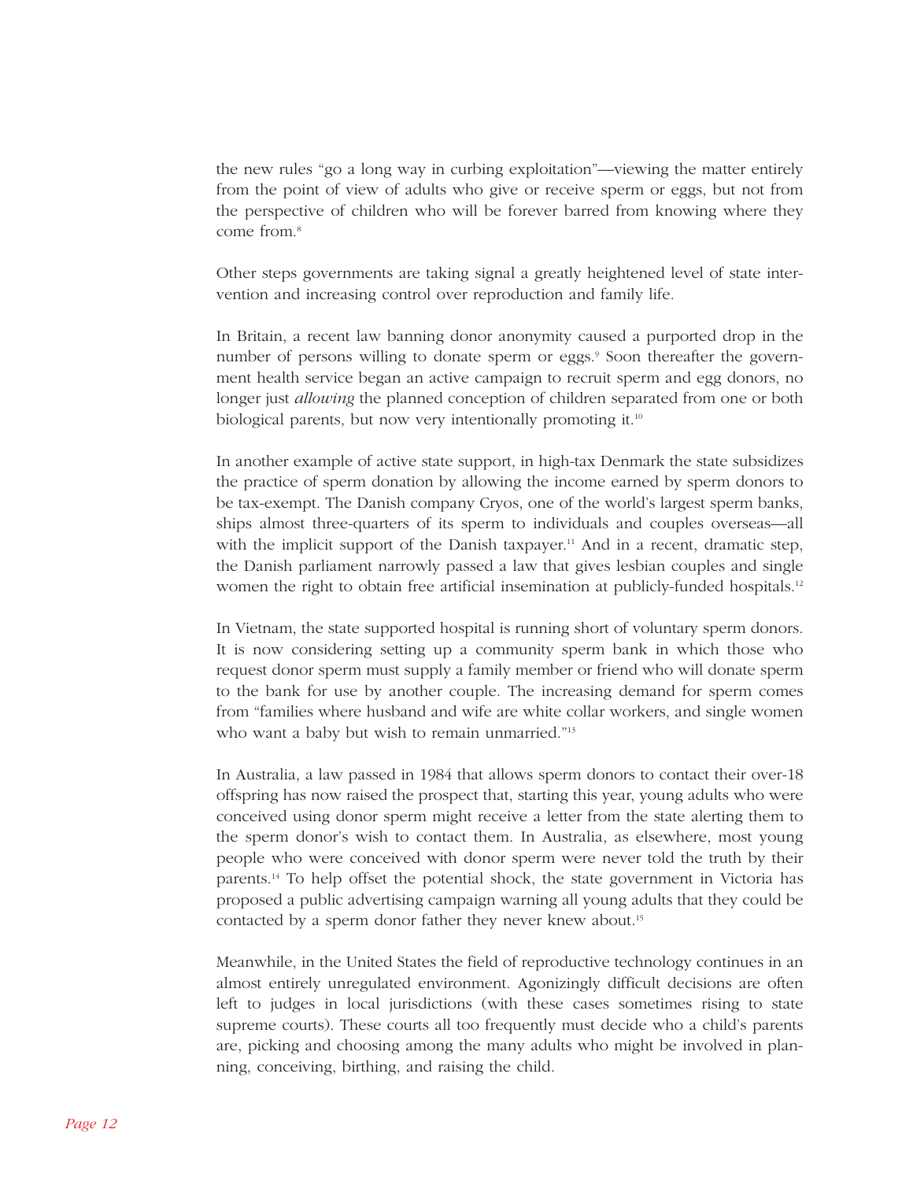the new rules "go a long way in curbing exploitation"—viewing the matter entirely from the point of view of adults who give or receive sperm or eggs, but not from the perspective of children who will be forever barred from knowing where they come from.[8]

Other steps governments are taking signal a greatly heightened level of state intervention and increasing control over reproduction and family life.

In Britain, a recent law banning donor anonymity caused a purported drop in the number of persons willing to donate sperm or eggs.[9] Soon thereafter the government health service began an active campaign to recruit sperm and egg donors, no longer just *allowing* the planned conception of children separated from one or both biological parents, but now very intentionally promoting it.[10]

In another example of active state support, in high-tax Denmark the state subsidizes the practice of sperm donation by allowing the income earned by sperm donors to be tax-exempt. The Danish company Cryos, one of the world's largest sperm banks, ships almost three-quarters of its sperm to individuals and couples overseas—all with the implicit support of the Danish taxpayer.[11] And in a recent, dramatic step, the Danish parliament narrowly passed a law that gives lesbian couples and single women the right to obtain free artificial insemination at publicly-funded hospitals.[12]

In Vietnam, the state supported hospital is running short of voluntary sperm donors. It is now considering setting up a community sperm bank in which those who request donor sperm must supply a family member or friend who will donate sperm to the bank for use by another couple. The increasing demand for sperm comes from "families where husband and wife are white collar workers, and single women who want a baby but wish to remain unmarried."[13]

In Australia, a law passed in 1984 that allows sperm donors to contact their over-18 offspring has now raised the prospect that, starting this year, young adults who were conceived using donor sperm might receive a letter from the state alerting them to the sperm donor's wish to contact them. In Australia, as elsewhere, most young people who were conceived with donor sperm were never told the truth by their parents.[14] To help offset the potential shock, the state government in Victoria has proposed a public advertising campaign warning all young adults that they could be contacted by a sperm donor father they never knew about.[15]

Meanwhile, in the United States the field of reproductive technology continues in an almost entirely unregulated environment. Agonizingly difficult decisions are often left to judges in local jurisdictions (with these cases sometimes rising to state supreme courts). These courts all too frequently must decide who a child's parents are, picking and choosing among the many adults who might be involved in planning, conceiving, birthing, and raising the child.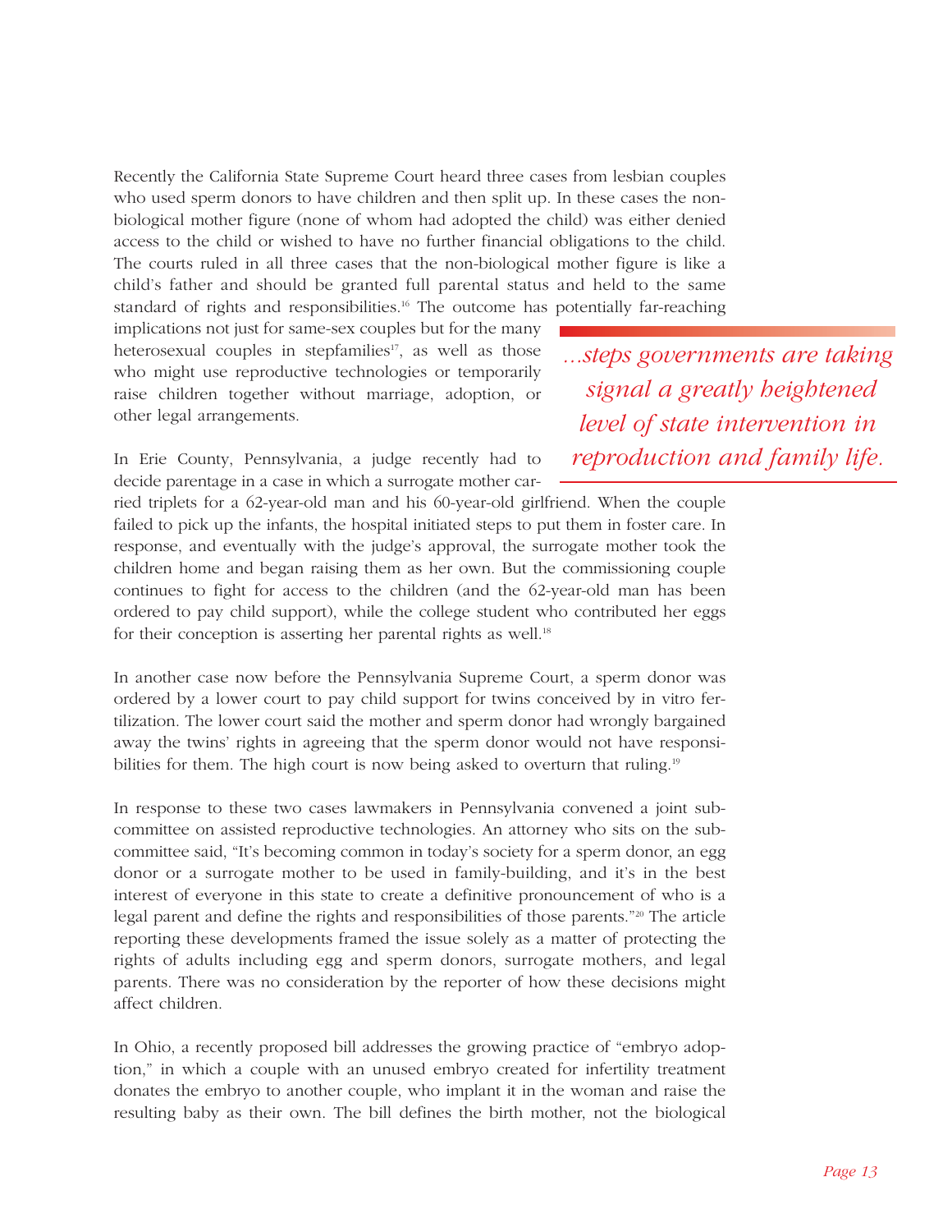Recently the California State Supreme Court heard three cases from lesbian couples who used sperm donors to have children and then split up. In these cases the non-biological mother figure (none of whom had adopted the child) was either denied access to the child or wished to have no further financial obligations to the child. The courts ruled in all three cases that the non-biological mother figure is like a child's father and should be granted full parental status and held to the same standard of rights and responsibilities.[16] The outcome has potentially far-reaching implications not just for same-sex couples but for the many heterosexual couples in stepfamilies[17], as well as those who might use reproductive technologies or temporarily raise children together without marriage, adoption, or other legal arrangements.

*...steps governments are taking signal a greatly heightened level of state intervention in reproduction and family life.*

In Erie County, Pennsylvania, a judge recently had to decide parentage in a case in which a surrogate mother carried triplets for a 62-year-old man and his 60-year-old girlfriend. When the couple failed to pick up the infants, the hospital initiated steps to put them in foster care. In response, and eventually with the judge's approval, the surrogate mother took the children home and began raising them as her own. But the commissioning couple continues to fight for access to the children (and the 62-year-old man has been ordered to pay child support), while the college student who contributed her eggs for their conception is asserting her parental rights as well.[18]

In another case now before the Pennsylvania Supreme Court, a sperm donor was ordered by a lower court to pay child support for twins conceived by in vitro fertilization. The lower court said the mother and sperm donor had wrongly bargained away the twins' rights in agreeing that the sperm donor would not have responsibilities for them. The high court is now being asked to overturn that ruling.[19]

In response to these two cases lawmakers in Pennsylvania convened a joint subcommittee on assisted reproductive technologies. An attorney who sits on the subcommittee said, "It's becoming common in today's society for a sperm donor, an egg donor or a surrogate mother to be used in family-building, and it's in the best interest of everyone in this state to create a definitive pronouncement of who is a legal parent and define the rights and responsibilities of those parents."[20] The article reporting these developments framed the issue solely as a matter of protecting the rights of adults including egg and sperm donors, surrogate mothers, and legal parents. There was no consideration by the reporter of how these decisions might affect children.

In Ohio, a recently proposed bill addresses the growing practice of "embryo adoption," in which a couple with an unused embryo created for infertility treatment donates the embryo to another couple, who implant it in the woman and raise the resulting baby as their own. The bill defines the birth mother, not the biological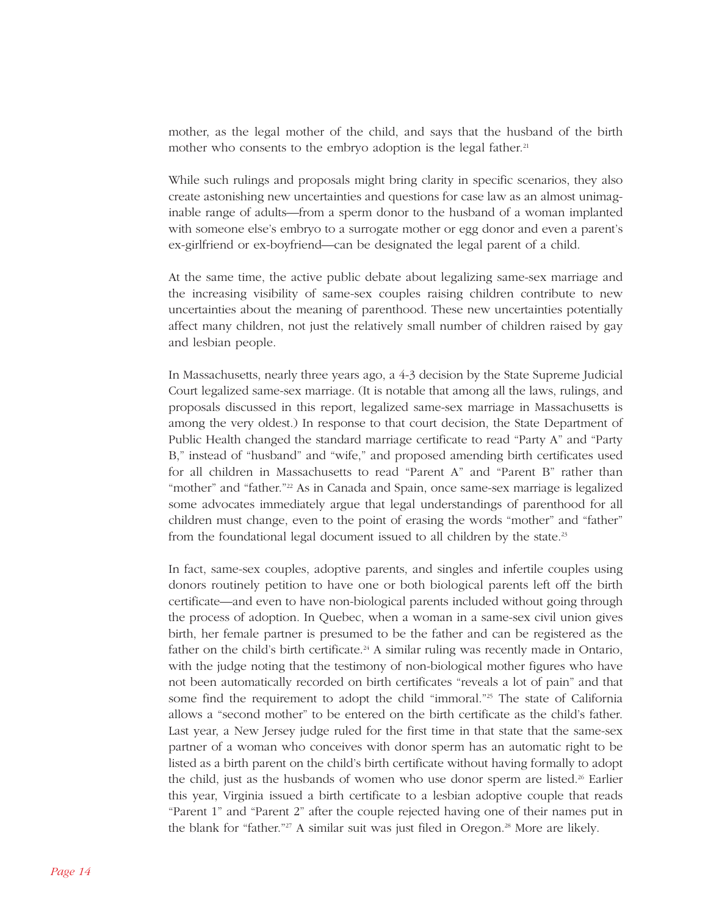mother, as the legal mother of the child, and says that the husband of the birth mother who consents to the embryo adoption is the legal father.[21]

While such rulings and proposals might bring clarity in specific scenarios, they also create astonishing new uncertainties and questions for case law as an almost unimaginable range of adults—from a sperm donor to the husband of a woman implanted with someone else's embryo to a surrogate mother or egg donor and even a parent's ex-girlfriend or ex-boyfriend—can be designated the legal parent of a child.

At the same time, the active public debate about legalizing same-sex marriage and the increasing visibility of same-sex couples raising children contribute to new uncertainties about the meaning of parenthood. These new uncertainties potentially affect many children, not just the relatively small number of children raised by gay and lesbian people.

In Massachusetts, nearly three years ago, a 4-3 decision by the State Supreme Judicial Court legalized same-sex marriage. (It is notable that among all the laws, rulings, and proposals discussed in this report, legalized same-sex marriage in Massachusetts is among the very oldest.) In response to that court decision, the State Department of Public Health changed the standard marriage certificate to read "Party A" and "Party B," instead of "husband" and "wife," and proposed amending birth certificates used for all children in Massachusetts to read "Parent A" and "Parent B" rather than "mother" and "father."[22] As in Canada and Spain, once same-sex marriage is legalized some advocates immediately argue that legal understandings of parenthood for all children must change, even to the point of erasing the words "mother" and "father" from the foundational legal document issued to all children by the state.[23]

In fact, same-sex couples, adoptive parents, and singles and infertile couples using donors routinely petition to have one or both biological parents left off the birth certificate—and even to have non-biological parents included without going through the process of adoption. In Quebec, when a woman in a same-sex civil union gives birth, her female partner is presumed to be the father and can be registered as the father on the child's birth certificate.[24] A similar ruling was recently made in Ontario, with the judge noting that the testimony of non-biological mother figures who have not been automatically recorded on birth certificates "reveals a lot of pain" and that some find the requirement to adopt the child "immoral."[25] The state of California allows a "second mother" to be entered on the birth certificate as the child's father. Last year, a New Jersey judge ruled for the first time in that state that the same-sex partner of a woman who conceives with donor sperm has an automatic right to be listed as a birth parent on the child's birth certificate without having formally to adopt the child, just as the husbands of women who use donor sperm are listed.[26] Earlier this year, Virginia issued a birth certificate to a lesbian adoptive couple that reads "Parent 1" and "Parent 2" after the couple rejected having one of their names put in the blank for "father."[27] A similar suit was just filed in Oregon.[28] More are likely.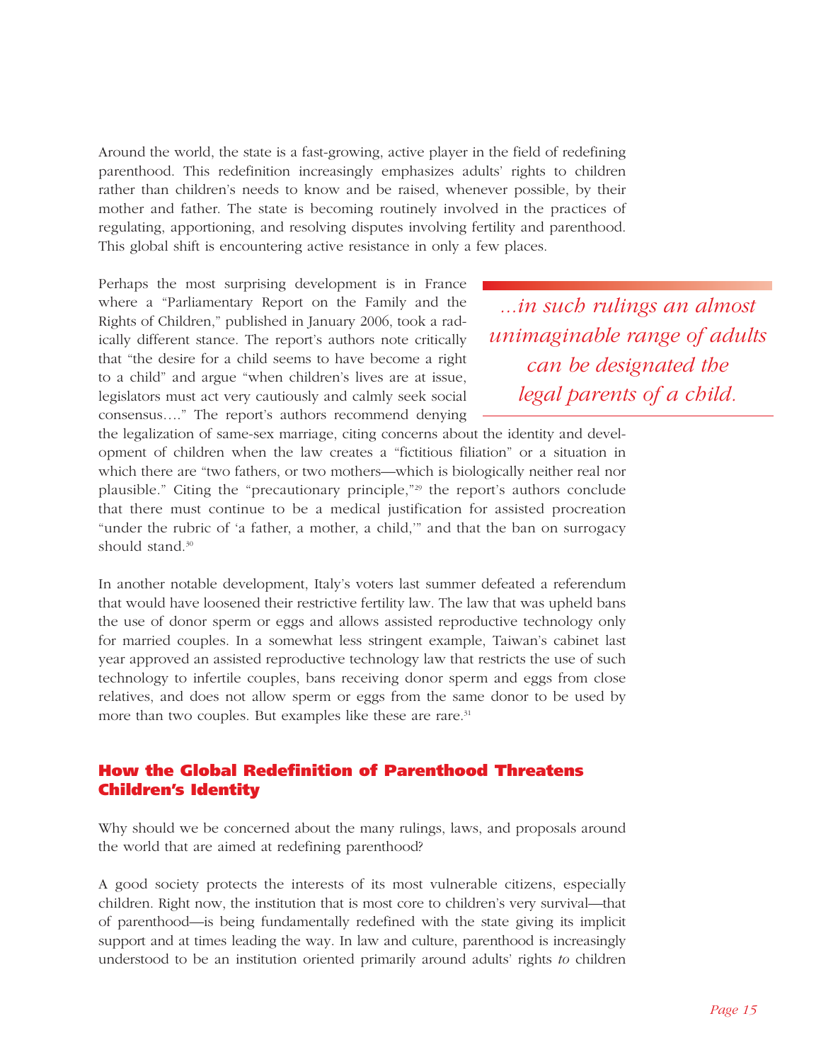Around the world, the state is a fast-growing, active player in the field of redefining parenthood. This redefinition increasingly emphasizes adults' rights to children rather than children's needs to know and be raised, whenever possible, by their mother and father. The state is becoming routinely involved in the practices of regulating, apportioning, and resolving disputes involving fertility and parenthood. This global shift is encountering active resistance in only a few places.

Perhaps the most surprising development is in France where a "Parliamentary Report on the Family and the Rights of Children," published in January 2006, took a radically different stance. The report's authors note critically that "the desire for a child seems to have become a right to a child" and argue "when children's lives are at issue, legislators must act very cautiously and calmly seek social consensus…." The report's authors recommend denying the legalization of same-sex marriage, citing concerns about the identity and development of children when the law creates a "fictitious filiation" or a situation in which there are "two fathers, or two mothers—which is biologically neither real nor plausible." Citing the "precautionary principle,"[29] the report's authors conclude that there must continue to be a medical justification for assisted procreation "under the rubric of 'a father, a mother, a child,'" and that the ban on surrogacy should stand.[30]

> *…in such rulings an almost unimaginable range of adults can be designated the legal parents of a child.*

In another notable development, Italy's voters last summer defeated a referendum that would have loosened their restrictive fertility law. The law that was upheld bans the use of donor sperm or eggs and allows assisted reproductive technology only for married couples. In a somewhat less stringent example, Taiwan's cabinet last year approved an assisted reproductive technology law that restricts the use of such technology to infertile couples, bans receiving donor sperm and eggs from close relatives, and does not allow sperm or eggs from the same donor to be used by more than two couples. But examples like these are rare.[31]

## How the Global Redefinition of Parenthood Threatens Children's Identity

Why should we be concerned about the many rulings, laws, and proposals around the world that are aimed at redefining parenthood?

A good society protects the interests of its most vulnerable citizens, especially children. Right now, the institution that is most core to children's very survival—that of parenthood—is being fundamentally redefined with the state giving its implicit support and at times leading the way. In law and culture, parenthood is increasingly understood to be an institution oriented primarily around adults' rights *to* children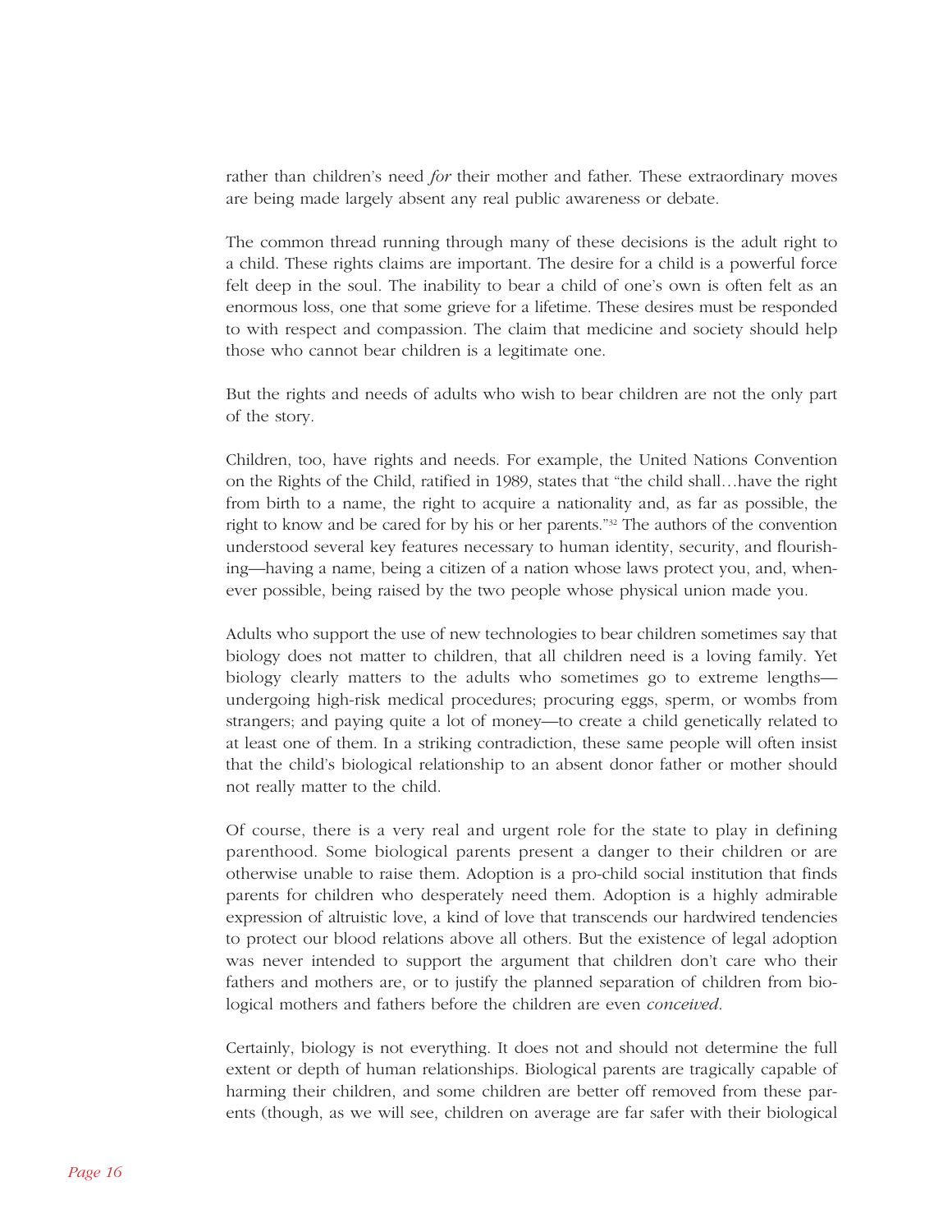rather than children's need *for* their mother and father. These extraordinary moves are being made largely absent any real public awareness or debate.

The common thread running through many of these decisions is the adult right to a child. These rights claims are important. The desire for a child is a powerful force felt deep in the soul. The inability to bear a child of one's own is often felt as an enormous loss, one that some grieve for a lifetime. These desires must be responded to with respect and compassion. The claim that medicine and society should help those who cannot bear children is a legitimate one.

But the rights and needs of adults who wish to bear children are not the only part of the story.

Children, too, have rights and needs. For example, the United Nations Convention on the Rights of the Child, ratified in 1989, states that "the child shall…have the right from birth to a name, the right to acquire a nationality and, as far as possible, the right to know and be cared for by his or her parents."[32] The authors of the convention understood several key features necessary to human identity, security, and flourishing—having a name, being a citizen of a nation whose laws protect you, and, whenever possible, being raised by the two people whose physical union made you.

Adults who support the use of new technologies to bear children sometimes say that biology does not matter to children, that all children need is a loving family. Yet biology clearly matters to the adults who sometimes go to extreme lengths—undergoing high-risk medical procedures; procuring eggs, sperm, or wombs from strangers; and paying quite a lot of money—to create a child genetically related to at least one of them. In a striking contradiction, these same people will often insist that the child's biological relationship to an absent donor father or mother should not really matter to the child.

Of course, there is a very real and urgent role for the state to play in defining parenthood. Some biological parents present a danger to their children or are otherwise unable to raise them. Adoption is a pro-child social institution that finds parents for children who desperately need them. Adoption is a highly admirable expression of altruistic love, a kind of love that transcends our hardwired tendencies to protect our blood relations above all others. But the existence of legal adoption was never intended to support the argument that children don't care who their fathers and mothers are, or to justify the planned separation of children from biological mothers and fathers before the children are even *conceived*.

Certainly, biology is not everything. It does not and should not determine the full extent or depth of human relationships. Biological parents are tragically capable of harming their children, and some children are better off removed from these parents (though, as we will see, children on average are far safer with their biological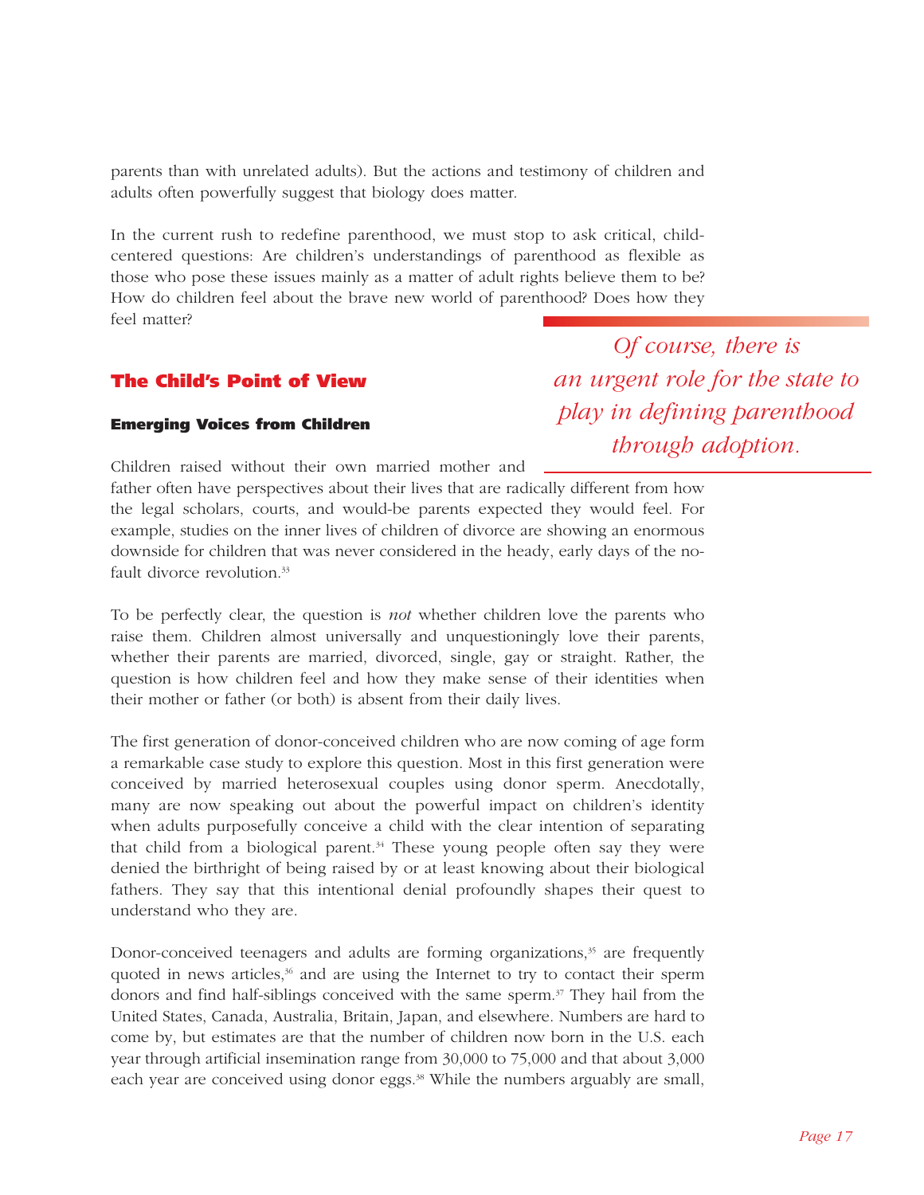parents than with unrelated adults). But the actions and testimony of children and adults often powerfully suggest that biology does matter.

In the current rush to redefine parenthood, we must stop to ask critical, child-centered questions: Are children's understandings of parenthood as flexible as those who pose these issues mainly as a matter of adult rights believe them to be? How do children feel about the brave new world of parenthood? Does how they feel matter?

> *Of course, there is an urgent role for the state to play in defining parenthood through adoption.*

## The Child's Point of View

### Emerging Voices from Children

Children raised without their own married mother and father often have perspectives about their lives that are radically different from how the legal scholars, courts, and would-be parents expected they would feel. For example, studies on the inner lives of children of divorce are showing an enormous downside for children that was never considered in the heady, early days of the no-fault divorce revolution.[33]

To be perfectly clear, the question is *not* whether children love the parents who raise them. Children almost universally and unquestioningly love their parents, whether their parents are married, divorced, single, gay or straight. Rather, the question is how children feel and how they make sense of their identities when their mother or father (or both) is absent from their daily lives.

The first generation of donor-conceived children who are now coming of age form a remarkable case study to explore this question. Most in this first generation were conceived by married heterosexual couples using donor sperm. Anecdotally, many are now speaking out about the powerful impact on children's identity when adults purposefully conceive a child with the clear intention of separating that child from a biological parent.[34] These young people often say they were denied the birthright of being raised by or at least knowing about their biological fathers. They say that this intentional denial profoundly shapes their quest to understand who they are.

Donor-conceived teenagers and adults are forming organizations,[35] are frequently quoted in news articles,[36] and are using the Internet to try to contact their sperm donors and find half-siblings conceived with the same sperm.[37] They hail from the United States, Canada, Australia, Britain, Japan, and elsewhere. Numbers are hard to come by, but estimates are that the number of children now born in the U.S. each year through artificial insemination range from 30,000 to 75,000 and that about 3,000 each year are conceived using donor eggs.[38] While the numbers arguably are small,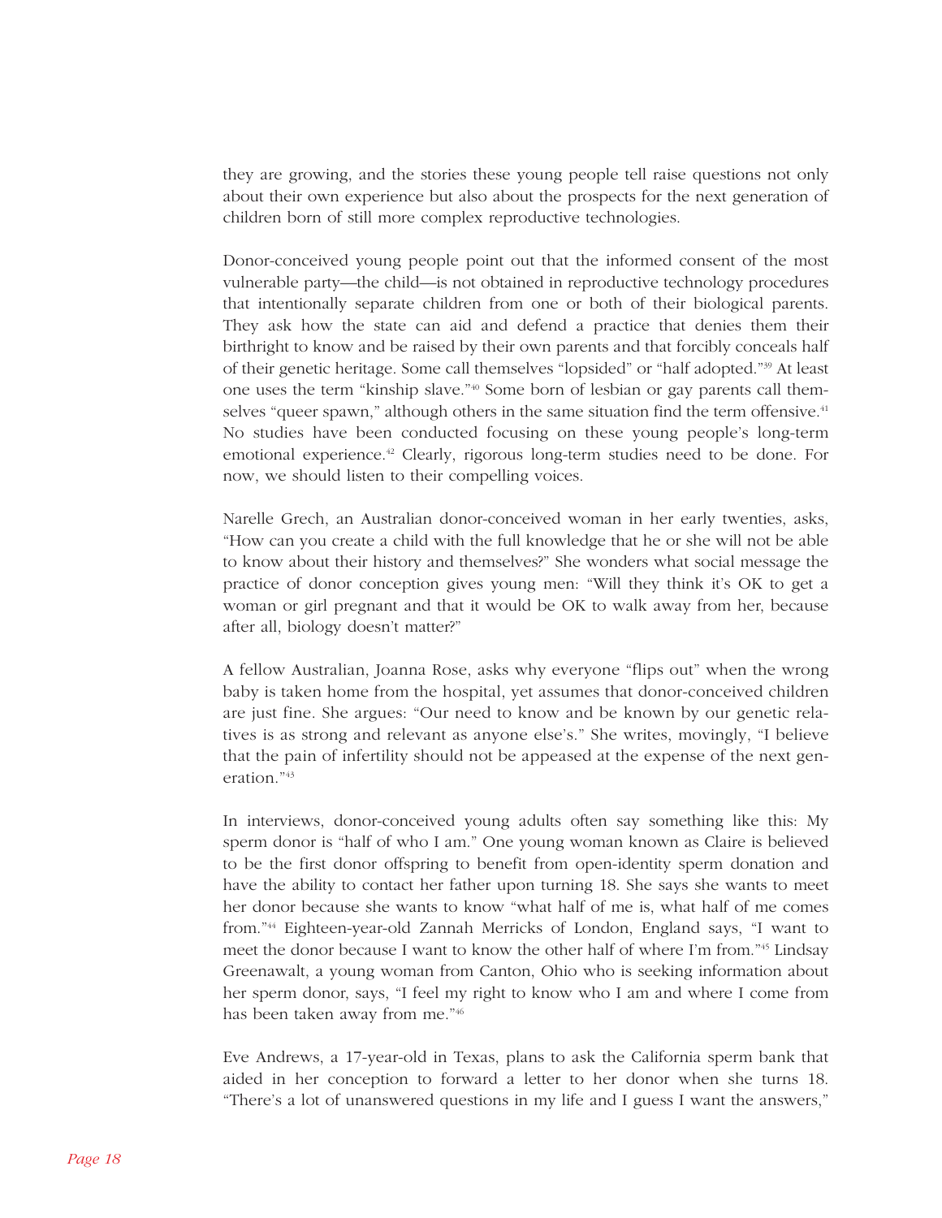they are growing, and the stories these young people tell raise questions not only about their own experience but also about the prospects for the next generation of children born of still more complex reproductive technologies.

Donor-conceived young people point out that the informed consent of the most vulnerable party—the child—is not obtained in reproductive technology procedures that intentionally separate children from one or both of their biological parents. They ask how the state can aid and defend a practice that denies them their birthright to know and be raised by their own parents and that forcibly conceals half of their genetic heritage. Some call themselves "lopsided" or "half adopted."[39] At least one uses the term "kinship slave."[40] Some born of lesbian or gay parents call themselves "queer spawn," although others in the same situation find the term offensive.[41] No studies have been conducted focusing on these young people's long-term emotional experience.[42] Clearly, rigorous long-term studies need to be done. For now, we should listen to their compelling voices.

Narelle Grech, an Australian donor-conceived woman in her early twenties, asks, "How can you create a child with the full knowledge that he or she will not be able to know about their history and themselves?" She wonders what social message the practice of donor conception gives young men: "Will they think it's OK to get a woman or girl pregnant and that it would be OK to walk away from her, because after all, biology doesn't matter?"

A fellow Australian, Joanna Rose, asks why everyone "flips out" when the wrong baby is taken home from the hospital, yet assumes that donor-conceived children are just fine. She argues: "Our need to know and be known by our genetic relatives is as strong and relevant as anyone else's." She writes, movingly, "I believe that the pain of infertility should not be appeased at the expense of the next generation."[43]

In interviews, donor-conceived young adults often say something like this: My sperm donor is "half of who I am." One young woman known as Claire is believed to be the first donor offspring to benefit from open-identity sperm donation and have the ability to contact her father upon turning 18. She says she wants to meet her donor because she wants to know "what half of me is, what half of me comes from."[44] Eighteen-year-old Zannah Merricks of London, England says, "I want to meet the donor because I want to know the other half of where I'm from."[45] Lindsay Greenawalt, a young woman from Canton, Ohio who is seeking information about her sperm donor, says, "I feel my right to know who I am and where I come from has been taken away from me."[46]

Eve Andrews, a 17-year-old in Texas, plans to ask the California sperm bank that aided in her conception to forward a letter to her donor when she turns 18. "There's a lot of unanswered questions in my life and I guess I want the answers,"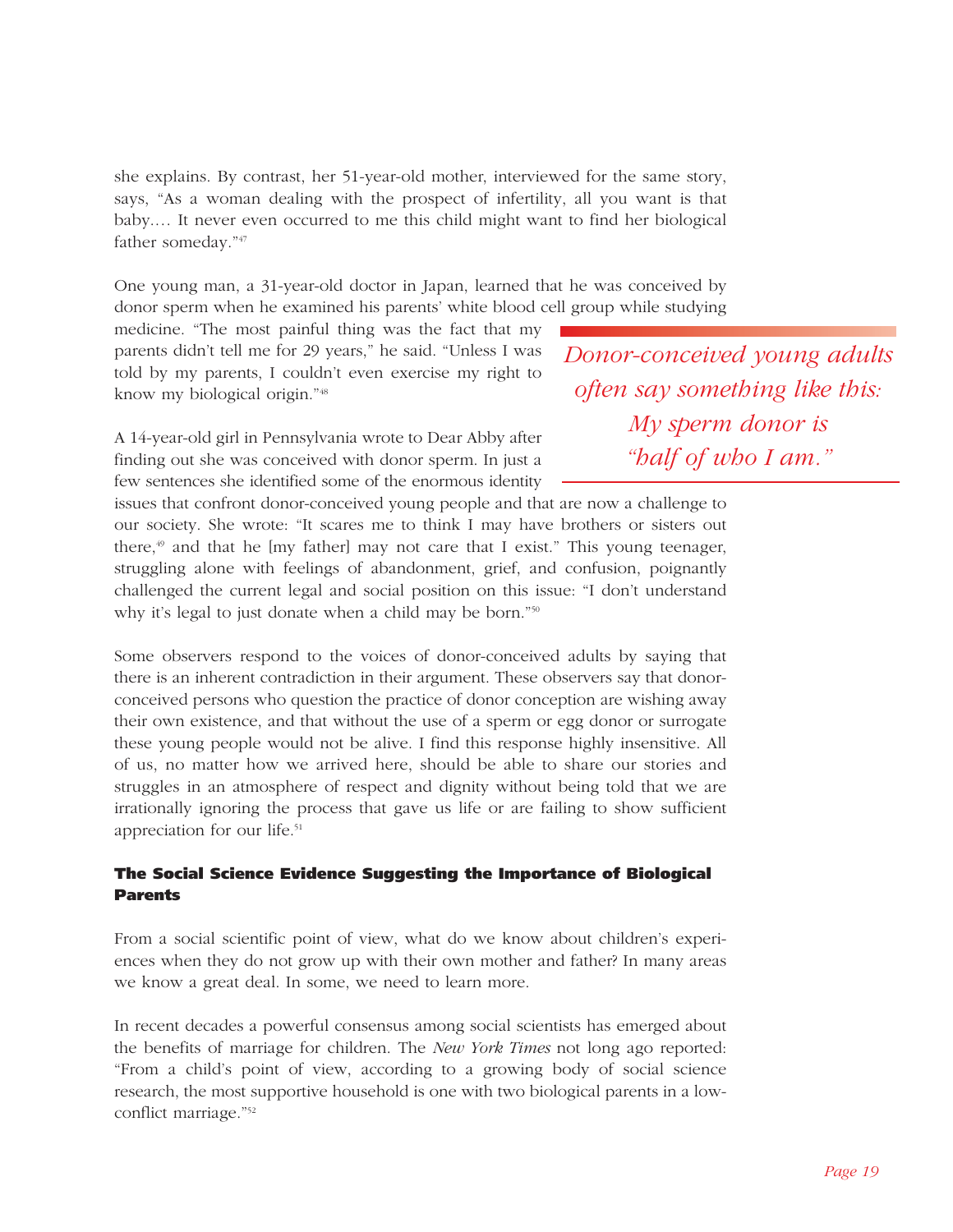she explains. By contrast, her 51-year-old mother, interviewed for the same story, says, "As a woman dealing with the prospect of infertility, all you want is that baby.… It never even occurred to me this child might want to find her biological father someday."[47]

One young man, a 31-year-old doctor in Japan, learned that he was conceived by donor sperm when he examined his parents' white blood cell group while studying medicine. "The most painful thing was the fact that my parents didn't tell me for 29 years," he said. "Unless I was told by my parents, I couldn't even exercise my right to know my biological origin."[48]

*Donor-conceived young adults often say something like this: My sperm donor is "half of who I am."*

A 14-year-old girl in Pennsylvania wrote to Dear Abby after finding out she was conceived with donor sperm. In just a few sentences she identified some of the enormous identity issues that confront donor-conceived young people and that are now a challenge to our society. She wrote: "It scares me to think I may have brothers or sisters out there,[49] and that he [my father] may not care that I exist." This young teenager, struggling alone with feelings of abandonment, grief, and confusion, poignantly challenged the current legal and social position on this issue: "I don't understand why it's legal to just donate when a child may be born."[50]

Some observers respond to the voices of donor-conceived adults by saying that there is an inherent contradiction in their argument. These observers say that donor-conceived persons who question the practice of donor conception are wishing away their own existence, and that without the use of a sperm or egg donor or surrogate these young people would not be alive. I find this response highly insensitive. All of us, no matter how we arrived here, should be able to share our stories and struggles in an atmosphere of respect and dignity without being told that we are irrationally ignoring the process that gave us life or are failing to show sufficient appreciation for our life.[51]

### The Social Science Evidence Suggesting the Importance of Biological Parents

From a social scientific point of view, what do we know about children's experiences when they do not grow up with their own mother and father? In many areas we know a great deal. In some, we need to learn more.

In recent decades a powerful consensus among social scientists has emerged about the benefits of marriage for children. The *New York Times* not long ago reported: "From a child's point of view, according to a growing body of social science research, the most supportive household is one with two biological parents in a low-conflict marriage."[52]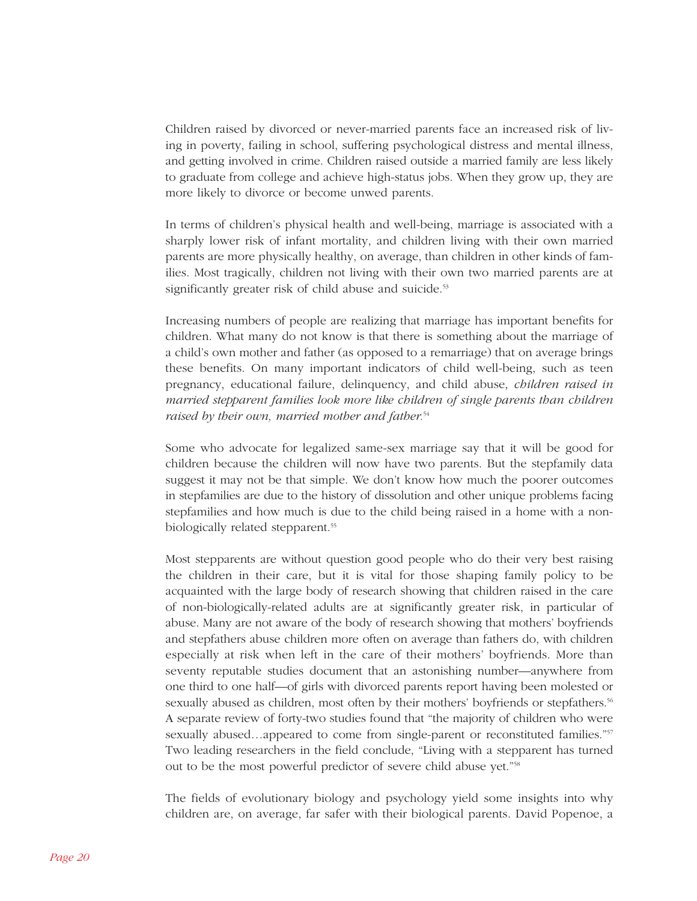Children raised by divorced or never-married parents face an increased risk of living in poverty, failing in school, suffering psychological distress and mental illness, and getting involved in crime. Children raised outside a married family are less likely to graduate from college and achieve high-status jobs. When they grow up, they are more likely to divorce or become unwed parents.

In terms of children's physical health and well-being, marriage is associated with a sharply lower risk of infant mortality, and children living with their own married parents are more physically healthy, on average, than children in other kinds of families. Most tragically, children not living with their own two married parents are at significantly greater risk of child abuse and suicide.[53]

Increasing numbers of people are realizing that marriage has important benefits for children. What many do not know is that there is something about the marriage of a child's own mother and father (as opposed to a remarriage) that on average brings these benefits. On many important indicators of child well-being, such as teen pregnancy, educational failure, delinquency, and child abuse, *children raised in married stepparent families look more like children of single parents than children raised by their own, married mother and father.*[54]

Some who advocate for legalized same-sex marriage say that it will be good for children because the children will now have two parents. But the stepfamily data suggest it may not be that simple. We don't know how much the poorer outcomes in stepfamilies are due to the history of dissolution and other unique problems facing stepfamilies and how much is due to the child being raised in a home with a non-biologically related stepparent.[55]

Most stepparents are without question good people who do their very best raising the children in their care, but it is vital for those shaping family policy to be acquainted with the large body of research showing that children raised in the care of non-biologically-related adults are at significantly greater risk, in particular of abuse. Many are not aware of the body of research showing that mothers' boyfriends and stepfathers abuse children more often on average than fathers do, with children especially at risk when left in the care of their mothers' boyfriends. More than seventy reputable studies document that an astonishing number—anywhere from one third to one half—of girls with divorced parents report having been molested or sexually abused as children, most often by their mothers' boyfriends or stepfathers.[56] A separate review of forty-two studies found that "the majority of children who were sexually abused…appeared to come from single-parent or reconstituted families."[57] Two leading researchers in the field conclude, "Living with a stepparent has turned out to be the most powerful predictor of severe child abuse yet."[58]

The fields of evolutionary biology and psychology yield some insights into why children are, on average, far safer with their biological parents. David Popenoe, a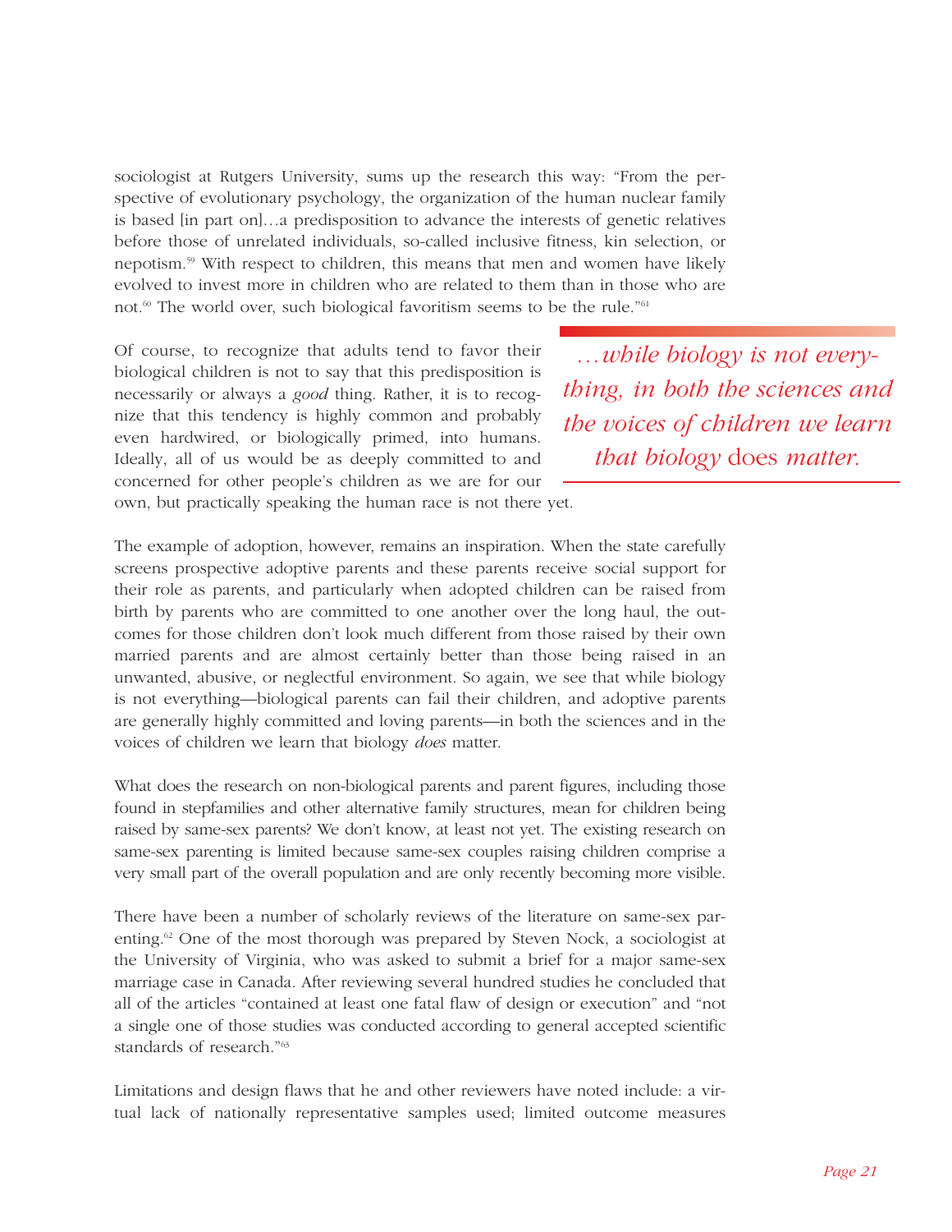sociologist at Rutgers University, sums up the research this way: "From the perspective of evolutionary psychology, the organization of the human nuclear family is based [in part on]…a predisposition to advance the interests of genetic relatives before those of unrelated individuals, so-called inclusive fitness, kin selection, or nepotism.[59] With respect to children, this means that men and women have likely evolved to invest more in children who are related to them than in those who are not.[60] The world over, such biological favoritism seems to be the rule."[61]

Of course, to recognize that adults tend to favor their biological children is not to say that this predisposition is necessarily or always a *good* thing. Rather, it is to recognize that this tendency is highly common and probably even hardwired, or biologically primed, into humans. Ideally, all of us would be as deeply committed to and concerned for other people's children as we are for our own, but practically speaking the human race is not there yet.

> *…while biology is not everything, in both the sciences and the voices of children we learn that biology* does *matter.*

The example of adoption, however, remains an inspiration. When the state carefully screens prospective adoptive parents and these parents receive social support for their role as parents, and particularly when adopted children can be raised from birth by parents who are committed to one another over the long haul, the outcomes for those children don't look much different from those raised by their own married parents and are almost certainly better than those being raised in an unwanted, abusive, or neglectful environment. So again, we see that while biology is not everything—biological parents can fail their children, and adoptive parents are generally highly committed and loving parents—in both the sciences and in the voices of children we learn that biology *does* matter.

What does the research on non-biological parents and parent figures, including those found in stepfamilies and other alternative family structures, mean for children being raised by same-sex parents? We don't know, at least not yet. The existing research on same-sex parenting is limited because same-sex couples raising children comprise a very small part of the overall population and are only recently becoming more visible.

There have been a number of scholarly reviews of the literature on same-sex parenting.[62] One of the most thorough was prepared by Steven Nock, a sociologist at the University of Virginia, who was asked to submit a brief for a major same-sex marriage case in Canada. After reviewing several hundred studies he concluded that all of the articles "contained at least one fatal flaw of design or execution" and "not a single one of those studies was conducted according to general accepted scientific standards of research."[63]

Limitations and design flaws that he and other reviewers have noted include: a virtual lack of nationally representative samples used; limited outcome measures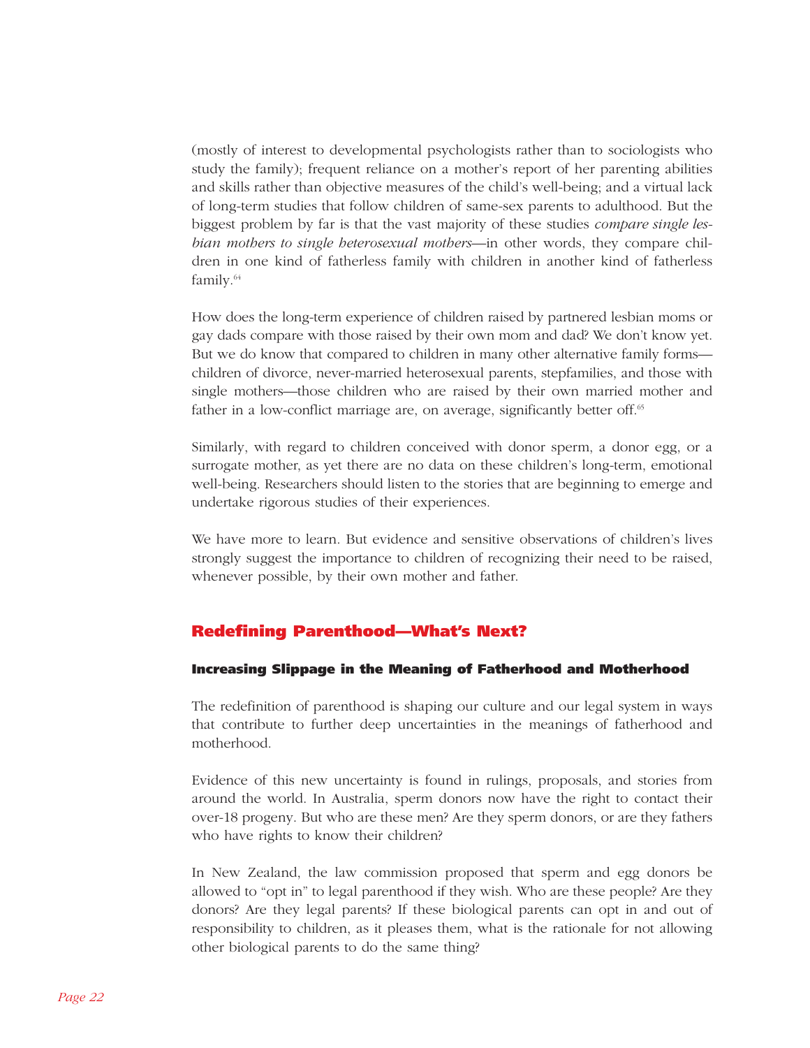(mostly of interest to developmental psychologists rather than to sociologists who study the family); frequent reliance on a mother's report of her parenting abilities and skills rather than objective measures of the child's well-being; and a virtual lack of long-term studies that follow children of same-sex parents to adulthood. But the biggest problem by far is that the vast majority of these studies *compare single lesbian mothers to single heterosexual mothers*—in other words, they compare children in one kind of fatherless family with children in another kind of fatherless family.[64]

How does the long-term experience of children raised by partnered lesbian moms or gay dads compare with those raised by their own mom and dad? We don't know yet. But we do know that compared to children in many other alternative family forms—children of divorce, never-married heterosexual parents, stepfamilies, and those with single mothers—those children who are raised by their own married mother and father in a low-conflict marriage are, on average, significantly better off.[65]

Similarly, with regard to children conceived with donor sperm, a donor egg, or a surrogate mother, as yet there are no data on these children's long-term, emotional well-being. Researchers should listen to the stories that are beginning to emerge and undertake rigorous studies of their experiences.

We have more to learn. But evidence and sensitive observations of children's lives strongly suggest the importance to children of recognizing their need to be raised, whenever possible, by their own mother and father.

## Redefining Parenthood—What's Next?

### Increasing Slippage in the Meaning of Fatherhood and Motherhood

The redefinition of parenthood is shaping our culture and our legal system in ways that contribute to further deep uncertainties in the meanings of fatherhood and motherhood.

Evidence of this new uncertainty is found in rulings, proposals, and stories from around the world. In Australia, sperm donors now have the right to contact their over-18 progeny. But who are these men? Are they sperm donors, or are they fathers who have rights to know their children?

In New Zealand, the law commission proposed that sperm and egg donors be allowed to "opt in" to legal parenthood if they wish. Who are these people? Are they donors? Are they legal parents? If these biological parents can opt in and out of responsibility to children, as it pleases them, what is the rationale for not allowing other biological parents to do the same thing?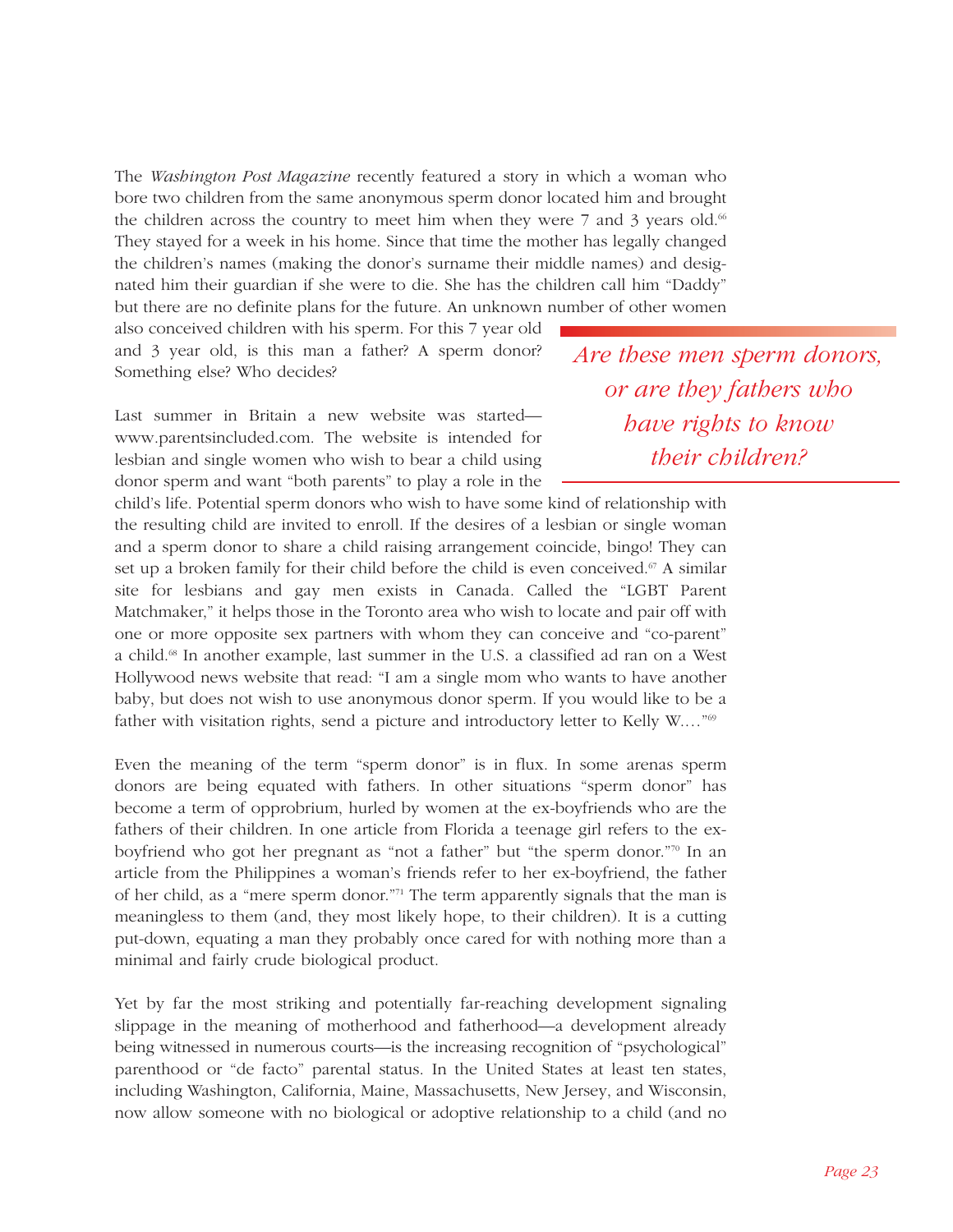The *Washington Post Magazine* recently featured a story in which a woman who bore two children from the same anonymous sperm donor located him and brought the children across the country to meet him when they were 7 and 3 years old.[66] They stayed for a week in his home. Since that time the mother has legally changed the children's names (making the donor's surname their middle names) and designated him their guardian if she were to die. She has the children call him "Daddy" but there are no definite plans for the future. An unknown number of other women also conceived children with his sperm. For this 7 year old and 3 year old, is this man a father? A sperm donor? Something else? Who decides?

*Are these men sperm donors, or are they fathers who have rights to know their children?*

Last summer in Britain a new website was started—www.parentsincluded.com. The website is intended for lesbian and single women who wish to bear a child using donor sperm and want "both parents" to play a role in the child's life. Potential sperm donors who wish to have some kind of relationship with the resulting child are invited to enroll. If the desires of a lesbian or single woman and a sperm donor to share a child raising arrangement coincide, bingo! They can set up a broken family for their child before the child is even conceived.[67] A similar site for lesbians and gay men exists in Canada. Called the "LGBT Parent Matchmaker," it helps those in the Toronto area who wish to locate and pair off with one or more opposite sex partners with whom they can conceive and "co-parent" a child.[68] In another example, last summer in the U.S. a classified ad ran on a West Hollywood news website that read: "I am a single mom who wants to have another baby, but does not wish to use anonymous donor sperm. If you would like to be a father with visitation rights, send a picture and introductory letter to Kelly W.…"[69]

Even the meaning of the term "sperm donor" is in flux. In some arenas sperm donors are being equated with fathers. In other situations "sperm donor" has become a term of opprobrium, hurled by women at the ex-boyfriends who are the fathers of their children. In one article from Florida a teenage girl refers to the ex-boyfriend who got her pregnant as "not a father" but "the sperm donor."[70] In an article from the Philippines a woman's friends refer to her ex-boyfriend, the father of her child, as a "mere sperm donor."[71] The term apparently signals that the man is meaningless to them (and, they most likely hope, to their children). It is a cutting put-down, equating a man they probably once cared for with nothing more than a minimal and fairly crude biological product.

Yet by far the most striking and potentially far-reaching development signaling slippage in the meaning of motherhood and fatherhood—a development already being witnessed in numerous courts—is the increasing recognition of "psychological" parenthood or "de facto" parental status. In the United States at least ten states, including Washington, California, Maine, Massachusetts, New Jersey, and Wisconsin, now allow someone with no biological or adoptive relationship to a child (and no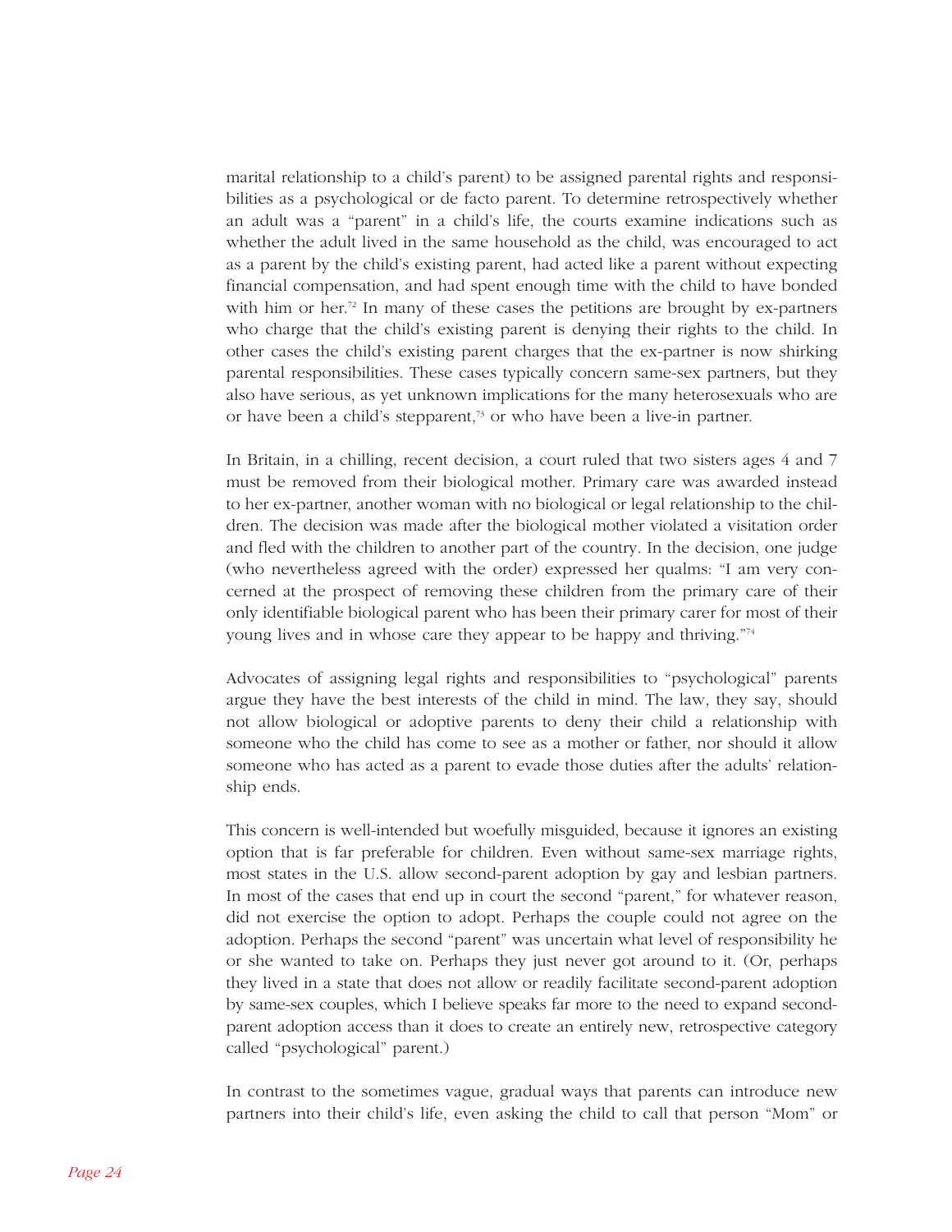marital relationship to a child's parent) to be assigned parental rights and responsibilities as a psychological or de facto parent. To determine retrospectively whether an adult was a "parent" in a child's life, the courts examine indications such as whether the adult lived in the same household as the child, was encouraged to act as a parent by the child's existing parent, had acted like a parent without expecting financial compensation, and had spent enough time with the child to have bonded with him or her.[72] In many of these cases the petitions are brought by ex-partners who charge that the child's existing parent is denying their rights to the child. In other cases the child's existing parent charges that the ex-partner is now shirking parental responsibilities. These cases typically concern same-sex partners, but they also have serious, as yet unknown implications for the many heterosexuals who are or have been a child's stepparent,[73] or who have been a live-in partner.

In Britain, in a chilling, recent decision, a court ruled that two sisters ages 4 and 7 must be removed from their biological mother. Primary care was awarded instead to her ex-partner, another woman with no biological or legal relationship to the children. The decision was made after the biological mother violated a visitation order and fled with the children to another part of the country. In the decision, one judge (who nevertheless agreed with the order) expressed her qualms: "I am very concerned at the prospect of removing these children from the primary care of their only identifiable biological parent who has been their primary carer for most of their young lives and in whose care they appear to be happy and thriving."[74]

Advocates of assigning legal rights and responsibilities to "psychological" parents argue they have the best interests of the child in mind. The law, they say, should not allow biological or adoptive parents to deny their child a relationship with someone who the child has come to see as a mother or father, nor should it allow someone who has acted as a parent to evade those duties after the adults' relationship ends.

This concern is well-intended but woefully misguided, because it ignores an existing option that is far preferable for children. Even without same-sex marriage rights, most states in the U.S. allow second-parent adoption by gay and lesbian partners. In most of the cases that end up in court the second "parent," for whatever reason, did not exercise the option to adopt. Perhaps the couple could not agree on the adoption. Perhaps the second "parent" was uncertain what level of responsibility he or she wanted to take on. Perhaps they just never got around to it. (Or, perhaps they lived in a state that does not allow or readily facilitate second-parent adoption by same-sex couples, which I believe speaks far more to the need to expand second-parent adoption access than it does to create an entirely new, retrospective category called "psychological" parent.)

In contrast to the sometimes vague, gradual ways that parents can introduce new partners into their child's life, even asking the child to call that person "Mom" or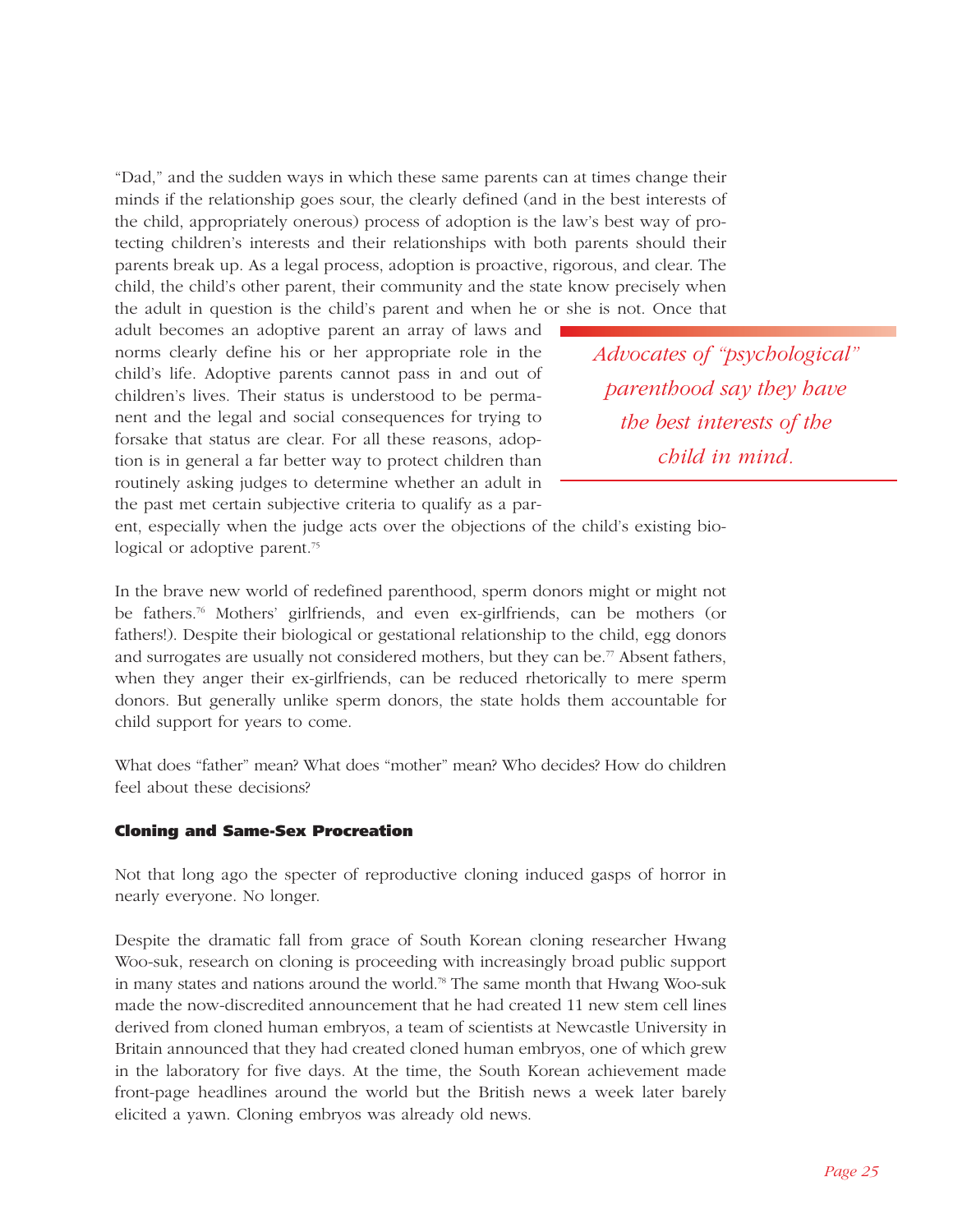"Dad," and the sudden ways in which these same parents can at times change their minds if the relationship goes sour, the clearly defined (and in the best interests of the child, appropriately onerous) process of adoption is the law's best way of protecting children's interests and their relationships with both parents should their parents break up. As a legal process, adoption is proactive, rigorous, and clear. The child, the child's other parent, their community and the state know precisely when the adult in question is the child's parent and when he or she is not. Once that adult becomes an adoptive parent an array of laws and norms clearly define his or her appropriate role in the child's life. Adoptive parents cannot pass in and out of children's lives. Their status is understood to be permanent and the legal and social consequences for trying to forsake that status are clear. For all these reasons, adoption is in general a far better way to protect children than routinely asking judges to determine whether an adult in the past met certain subjective criteria to qualify as a parent, especially when the judge acts over the objections of the child's existing biological or adoptive parent.[75]

*Advocates of "psychological" parenthood say they have the best interests of the child in mind.*

In the brave new world of redefined parenthood, sperm donors might or might not be fathers.[76] Mothers' girlfriends, and even ex-girlfriends, can be mothers (or fathers!). Despite their biological or gestational relationship to the child, egg donors and surrogates are usually not considered mothers, but they can be.[77] Absent fathers, when they anger their ex-girlfriends, can be reduced rhetorically to mere sperm donors. But generally unlike sperm donors, the state holds them accountable for child support for years to come.

What does "father" mean? What does "mother" mean? Who decides? How do children feel about these decisions?

### Cloning and Same-Sex Procreation

Not that long ago the specter of reproductive cloning induced gasps of horror in nearly everyone. No longer.

Despite the dramatic fall from grace of South Korean cloning researcher Hwang Woo-suk, research on cloning is proceeding with increasingly broad public support in many states and nations around the world.[78] The same month that Hwang Woo-suk made the now-discredited announcement that he had created 11 new stem cell lines derived from cloned human embryos, a team of scientists at Newcastle University in Britain announced that they had created cloned human embryos, one of which grew in the laboratory for five days. At the time, the South Korean achievement made front-page headlines around the world but the British news a week later barely elicited a yawn. Cloning embryos was already old news.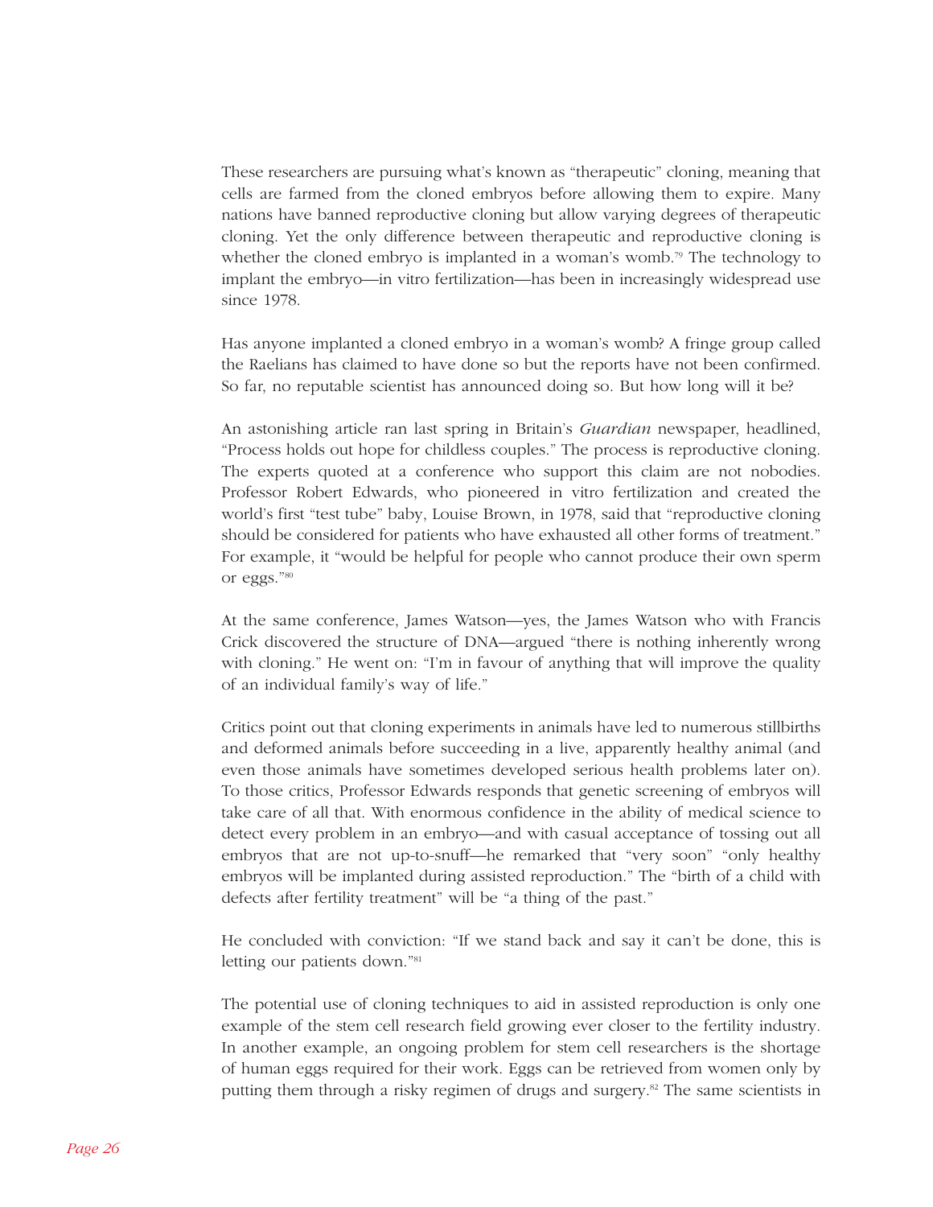These researchers are pursuing what's known as "therapeutic" cloning, meaning that cells are farmed from the cloned embryos before allowing them to expire. Many nations have banned reproductive cloning but allow varying degrees of therapeutic cloning. Yet the only difference between therapeutic and reproductive cloning is whether the cloned embryo is implanted in a woman's womb.[79] The technology to implant the embryo—in vitro fertilization—has been in increasingly widespread use since 1978.

Has anyone implanted a cloned embryo in a woman's womb? A fringe group called the Raelians has claimed to have done so but the reports have not been confirmed. So far, no reputable scientist has announced doing so. But how long will it be?

An astonishing article ran last spring in Britain's *Guardian* newspaper, headlined, "Process holds out hope for childless couples." The process is reproductive cloning. The experts quoted at a conference who support this claim are not nobodies. Professor Robert Edwards, who pioneered in vitro fertilization and created the world's first "test tube" baby, Louise Brown, in 1978, said that "reproductive cloning should be considered for patients who have exhausted all other forms of treatment." For example, it "would be helpful for people who cannot produce their own sperm or eggs."[80]

At the same conference, James Watson—yes, the James Watson who with Francis Crick discovered the structure of DNA—argued "there is nothing inherently wrong with cloning." He went on: "I'm in favour of anything that will improve the quality of an individual family's way of life."

Critics point out that cloning experiments in animals have led to numerous stillbirths and deformed animals before succeeding in a live, apparently healthy animal (and even those animals have sometimes developed serious health problems later on). To those critics, Professor Edwards responds that genetic screening of embryos will take care of all that. With enormous confidence in the ability of medical science to detect every problem in an embryo—and with casual acceptance of tossing out all embryos that are not up-to-snuff—he remarked that "very soon" "only healthy embryos will be implanted during assisted reproduction." The "birth of a child with defects after fertility treatment" will be "a thing of the past."

He concluded with conviction: "If we stand back and say it can't be done, this is letting our patients down."[81]

The potential use of cloning techniques to aid in assisted reproduction is only one example of the stem cell research field growing ever closer to the fertility industry. In another example, an ongoing problem for stem cell researchers is the shortage of human eggs required for their work. Eggs can be retrieved from women only by putting them through a risky regimen of drugs and surgery.[82] The same scientists in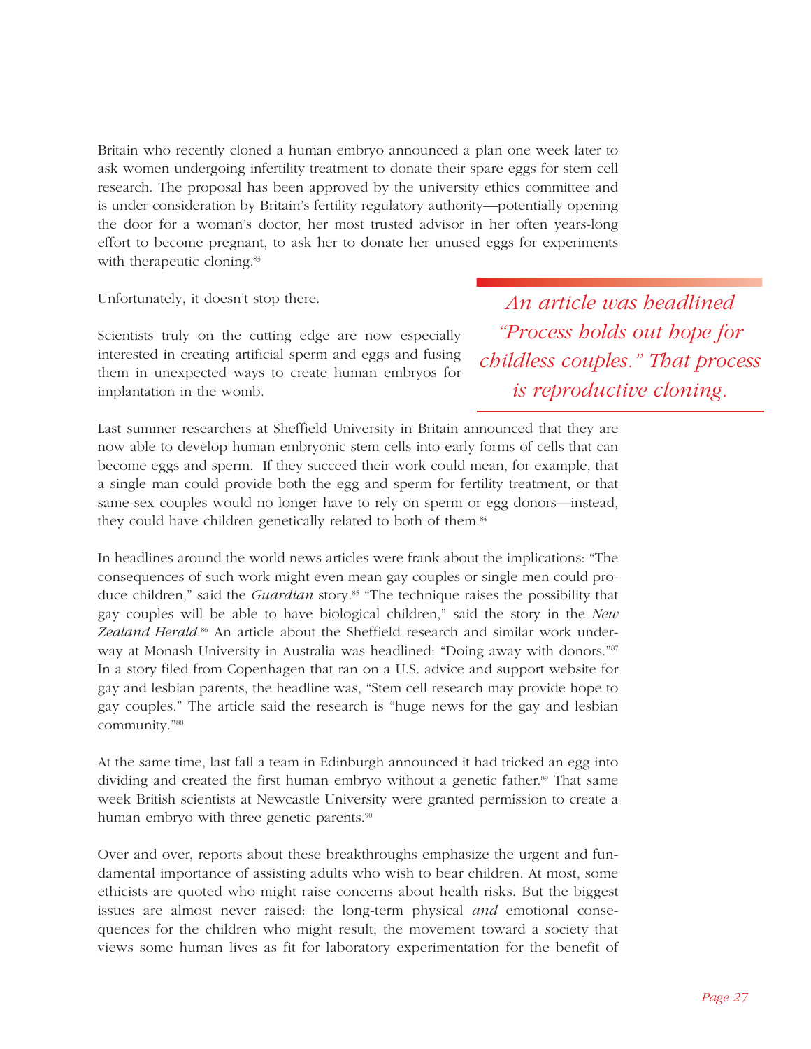Britain who recently cloned a human embryo announced a plan one week later to ask women undergoing infertility treatment to donate their spare eggs for stem cell research. The proposal has been approved by the university ethics committee and is under consideration by Britain's fertility regulatory authority—potentially opening the door for a woman's doctor, her most trusted advisor in her often years-long effort to become pregnant, to ask her to donate her unused eggs for experiments with therapeutic cloning.[83]

Unfortunately, it doesn't stop there.

Scientists truly on the cutting edge are now especially interested in creating artificial sperm and eggs and fusing them in unexpected ways to create human embryos for implantation in the womb.

*An article was headlined "Process holds out hope for childless couples." That process is reproductive cloning.*

Last summer researchers at Sheffield University in Britain announced that they are now able to develop human embryonic stem cells into early forms of cells that can become eggs and sperm. If they succeed their work could mean, for example, that a single man could provide both the egg and sperm for fertility treatment, or that same-sex couples would no longer have to rely on sperm or egg donors—instead, they could have children genetically related to both of them.[84]

In headlines around the world news articles were frank about the implications: "The consequences of such work might even mean gay couples or single men could produce children," said the *Guardian* story.[85] "The technique raises the possibility that gay couples will be able to have biological children," said the story in the *New Zealand Herald*.[86] An article about the Sheffield research and similar work underway at Monash University in Australia was headlined: "Doing away with donors."[87] In a story filed from Copenhagen that ran on a U.S. advice and support website for gay and lesbian parents, the headline was, "Stem cell research may provide hope to gay couples." The article said the research is "huge news for the gay and lesbian community."[88]

At the same time, last fall a team in Edinburgh announced it had tricked an egg into dividing and created the first human embryo without a genetic father.[89] That same week British scientists at Newcastle University were granted permission to create a human embryo with three genetic parents.[90]

Over and over, reports about these breakthroughs emphasize the urgent and fundamental importance of assisting adults who wish to bear children. At most, some ethicists are quoted who might raise concerns about health risks. But the biggest issues are almost never raised: the long-term physical *and* emotional consequences for the children who might result; the movement toward a society that views some human lives as fit for laboratory experimentation for the benefit of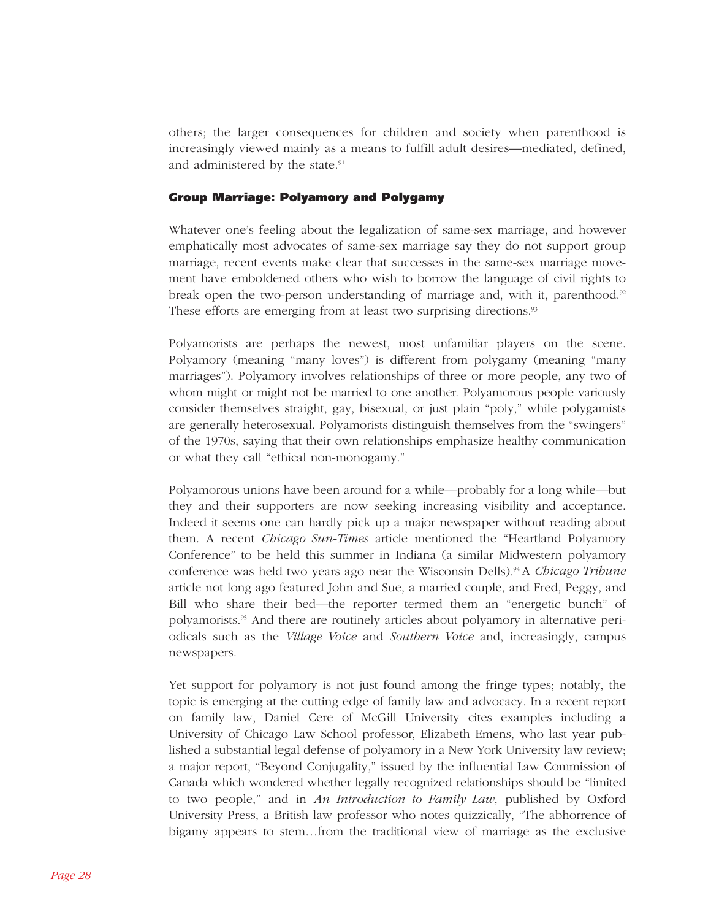others; the larger consequences for children and society when parenthood is increasingly viewed mainly as a means to fulfill adult desires—mediated, defined, and administered by the state.[91]

### Group Marriage: Polyamory and Polygamy

Whatever one's feeling about the legalization of same-sex marriage, and however emphatically most advocates of same-sex marriage say they do not support group marriage, recent events make clear that successes in the same-sex marriage movement have emboldened others who wish to borrow the language of civil rights to break open the two-person understanding of marriage and, with it, parenthood.[92] These efforts are emerging from at least two surprising directions.[93]

Polyamorists are perhaps the newest, most unfamiliar players on the scene. Polyamory (meaning "many loves") is different from polygamy (meaning "many marriages"). Polyamory involves relationships of three or more people, any two of whom might or might not be married to one another. Polyamorous people variously consider themselves straight, gay, bisexual, or just plain "poly," while polygamists are generally heterosexual. Polyamorists distinguish themselves from the "swingers" of the 1970s, saying that their own relationships emphasize healthy communication or what they call "ethical non-monogamy."

Polyamorous unions have been around for a while—probably for a long while—but they and their supporters are now seeking increasing visibility and acceptance. Indeed it seems one can hardly pick up a major newspaper without reading about them. A recent *Chicago Sun-Times* article mentioned the "Heartland Polyamory Conference" to be held this summer in Indiana (a similar Midwestern polyamory conference was held two years ago near the Wisconsin Dells).[94] A *Chicago Tribune* article not long ago featured John and Sue, a married couple, and Fred, Peggy, and Bill who share their bed—the reporter termed them an "energetic bunch" of polyamorists.[95] And there are routinely articles about polyamory in alternative periodicals such as the *Village Voice* and *Southern Voice* and, increasingly, campus newspapers.

Yet support for polyamory is not just found among the fringe types; notably, the topic is emerging at the cutting edge of family law and advocacy. In a recent report on family law, Daniel Cere of McGill University cites examples including a University of Chicago Law School professor, Elizabeth Emens, who last year published a substantial legal defense of polyamory in a New York University law review; a major report, "Beyond Conjugality," issued by the influential Law Commission of Canada which wondered whether legally recognized relationships should be "limited to two people," and in *An Introduction to Family Law*, published by Oxford University Press, a British law professor who notes quizzically, "The abhorrence of bigamy appears to stem…from the traditional view of marriage as the exclusive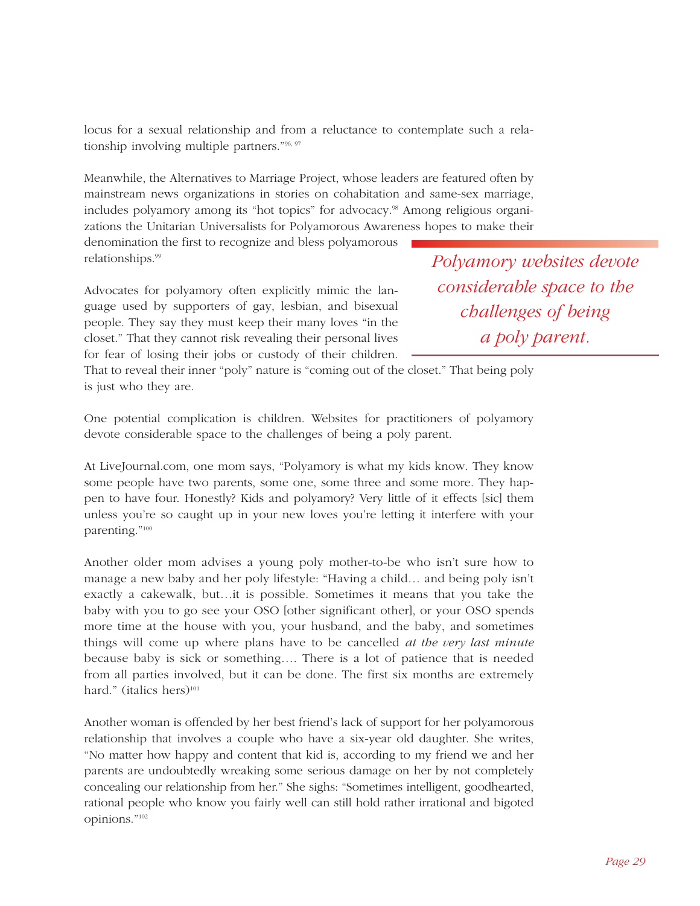locus for a sexual relationship and from a reluctance to contemplate such a relationship involving multiple partners."[96, 97]

Meanwhile, the Alternatives to Marriage Project, whose leaders are featured often by mainstream news organizations in stories on cohabitation and same-sex marriage, includes polyamory among its "hot topics" for advocacy.[98] Among religious organizations the Unitarian Universalists for Polyamorous Awareness hopes to make their denomination the first to recognize and bless polyamorous relationships.[99]

*Polyamory websites devote considerable space to the challenges of being a poly parent.*

Advocates for polyamory often explicitly mimic the language used by supporters of gay, lesbian, and bisexual people. They say they must keep their many loves "in the closet." That they cannot risk revealing their personal lives for fear of losing their jobs or custody of their children. That to reveal their inner "poly" nature is "coming out of the closet." That being poly is just who they are.

One potential complication is children. Websites for practitioners of polyamory devote considerable space to the challenges of being a poly parent.

At LiveJournal.com, one mom says, "Polyamory is what my kids know. They know some people have two parents, some one, some three and some more. They happen to have four. Honestly? Kids and polyamory? Very little of it effects [sic] them unless you're so caught up in your new loves you're letting it interfere with your parenting."[100]

Another older mom advises a young poly mother-to-be who isn't sure how to manage a new baby and her poly lifestyle: "Having a child… and being poly isn't exactly a cakewalk, but…it is possible. Sometimes it means that you take the baby with you to go see your OSO [other significant other], or your OSO spends more time at the house with you, your husband, and the baby, and sometimes things will come up where plans have to be cancelled *at the very last minute* because baby is sick or something…. There is a lot of patience that is needed from all parties involved, but it can be done. The first six months are extremely hard." (italics hers)[101]

Another woman is offended by her best friend's lack of support for her polyamorous relationship that involves a couple who have a six-year old daughter. She writes, "No matter how happy and content that kid is, according to my friend we and her parents are undoubtedly wreaking some serious damage on her by not completely concealing our relationship from her." She sighs: "Sometimes intelligent, goodhearted, rational people who know you fairly well can still hold rather irrational and bigoted opinions."[102]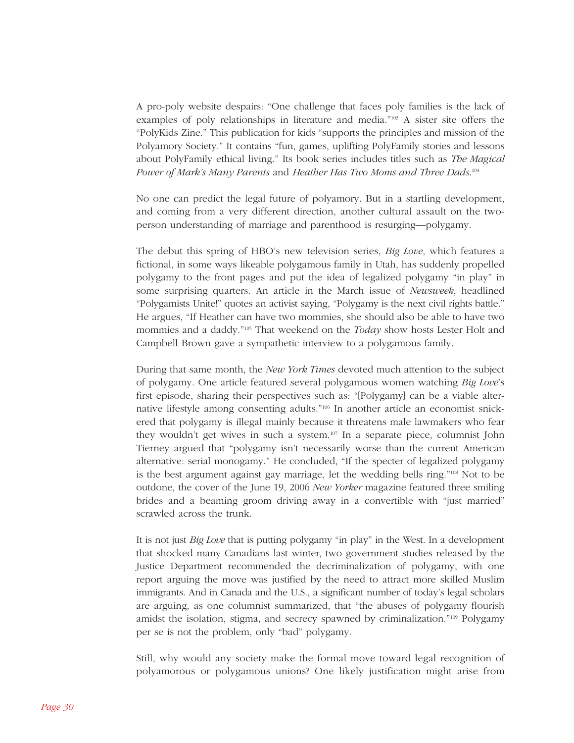A pro-poly website despairs: "One challenge that faces poly families is the lack of examples of poly relationships in literature and media."[103] A sister site offers the "PolyKids Zine." This publication for kids "supports the principles and mission of the Polyamory Society." It contains "fun, games, uplifting PolyFamily stories and lessons about PolyFamily ethical living." Its book series includes titles such as *The Magical Power of Mark's Many Parents* and *Heather Has Two Moms and Three Dads*.[104]

No one can predict the legal future of polyamory. But in a startling development, and coming from a very different direction, another cultural assault on the two-person understanding of marriage and parenthood is resurging—polygamy.

The debut this spring of HBO's new television series, *Big Love*, which features a fictional, in some ways likeable polygamous family in Utah, has suddenly propelled polygamy to the front pages and put the idea of legalized polygamy "in play" in some surprising quarters. An article in the March issue of *Newsweek*, headlined "Polygamists Unite!" quotes an activist saying, "Polygamy is the next civil rights battle." He argues, "If Heather can have two mommies, she should also be able to have two mommies and a daddy."[105] That weekend on the *Today* show hosts Lester Holt and Campbell Brown gave a sympathetic interview to a polygamous family.

During that same month, the *New York Times* devoted much attention to the subject of polygamy. One article featured several polygamous women watching *Big Love*'s first episode, sharing their perspectives such as: "[Polygamy] can be a viable alternative lifestyle among consenting adults."[106] In another article an economist snickered that polygamy is illegal mainly because it threatens male lawmakers who fear they wouldn't get wives in such a system.[107] In a separate piece, columnist John Tierney argued that "polygamy isn't necessarily worse than the current American alternative: serial monogamy." He concluded, "If the specter of legalized polygamy is the best argument against gay marriage, let the wedding bells ring."[108] Not to be outdone, the cover of the June 19, 2006 *New Yorker* magazine featured three smiling brides and a beaming groom driving away in a convertible with "just married" scrawled across the trunk.

It is not just *Big Love* that is putting polygamy "in play" in the West. In a development that shocked many Canadians last winter, two government studies released by the Justice Department recommended the decriminalization of polygamy, with one report arguing the move was justified by the need to attract more skilled Muslim immigrants. And in Canada and the U.S., a significant number of today's legal scholars are arguing, as one columnist summarized, that "the abuses of polygamy flourish amidst the isolation, stigma, and secrecy spawned by criminalization."[109] Polygamy per se is not the problem, only "bad" polygamy.

Still, why would any society make the formal move toward legal recognition of polyamorous or polygamous unions? One likely justification might arise from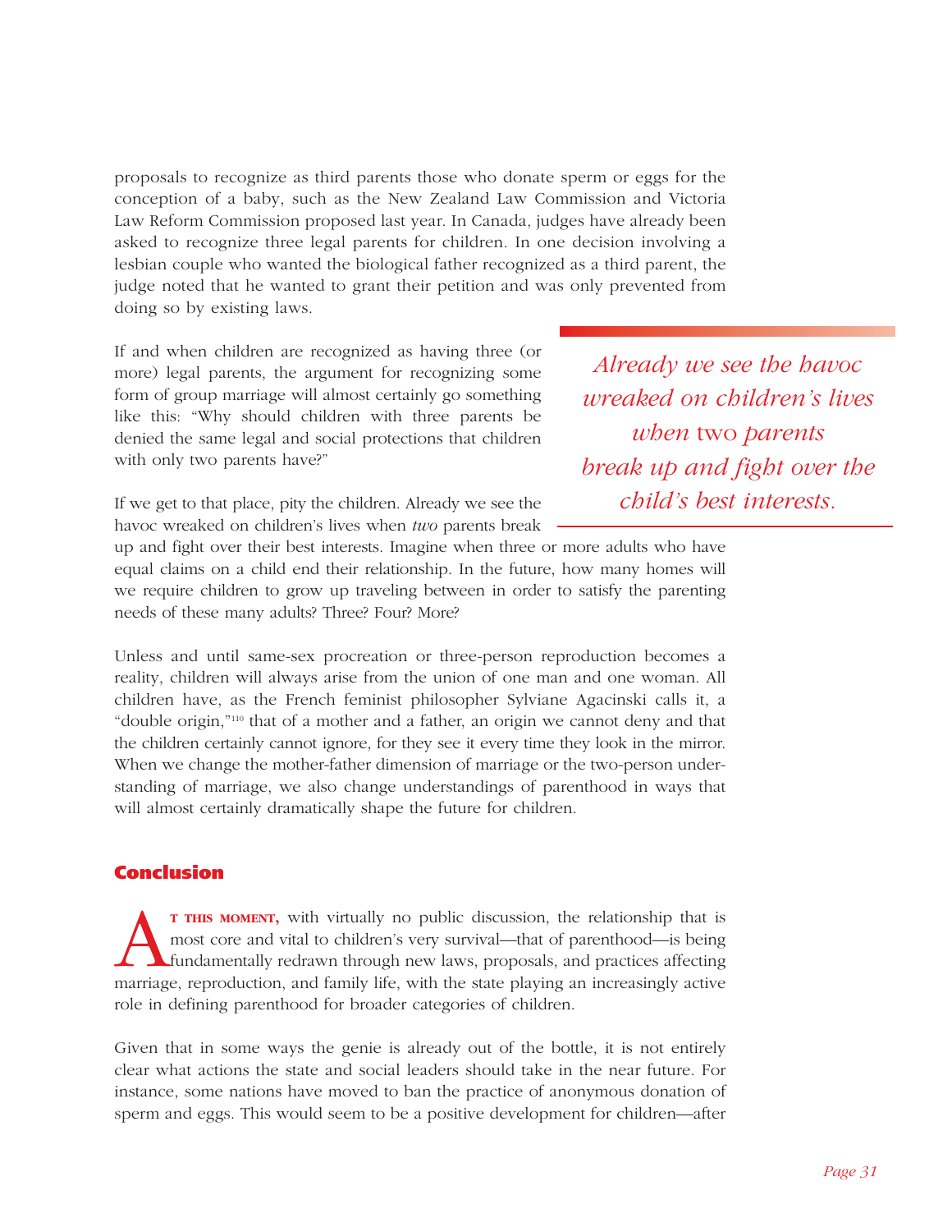proposals to recognize as third parents those who donate sperm or eggs for the conception of a baby, such as the New Zealand Law Commission and Victoria Law Reform Commission proposed last year. In Canada, judges have already been asked to recognize three legal parents for children. In one decision involving a lesbian couple who wanted the biological father recognized as a third parent, the judge noted that he wanted to grant their petition and was only prevented from doing so by existing laws.

If and when children are recognized as having three (or more) legal parents, the argument for recognizing some form of group marriage will almost certainly go something like this: "Why should children with three parents be denied the same legal and social protections that children with only two parents have?"

*Already we see the havoc wreaked on children's lives when* two *parents break up and fight over the child's best interests.*

If we get to that place, pity the children. Already we see the havoc wreaked on children's lives when *two* parents break up and fight over their best interests. Imagine when three or more adults who have equal claims on a child end their relationship. In the future, how many homes will we require children to grow up traveling between in order to satisfy the parenting needs of these many adults? Three? Four? More?

Unless and until same-sex procreation or three-person reproduction becomes a reality, children will always arise from the union of one man and one woman. All children have, as the French feminist philosopher Sylviane Agacinski calls it, a "double origin,"[110] that of a mother and a father, an origin we cannot deny and that the children certainly cannot ignore, for they see it every time they look in the mirror. When we change the mother-father dimension of marriage or the two-person understanding of marriage, we also change understandings of parenthood in ways that will almost certainly dramatically shape the future for children.

## Conclusion

**AT THIS MOMENT,** with virtually no public discussion, the relationship that is most core and vital to children's very survival—that of parenthood—is being fundamentally redrawn through new laws, proposals, and practices affecting marriage, reproduction, and family life, with the state playing an increasingly active role in defining parenthood for broader categories of children.

Given that in some ways the genie is already out of the bottle, it is not entirely clear what actions the state and social leaders should take in the near future. For instance, some nations have moved to ban the practice of anonymous donation of sperm and eggs. This would seem to be a positive development for children—after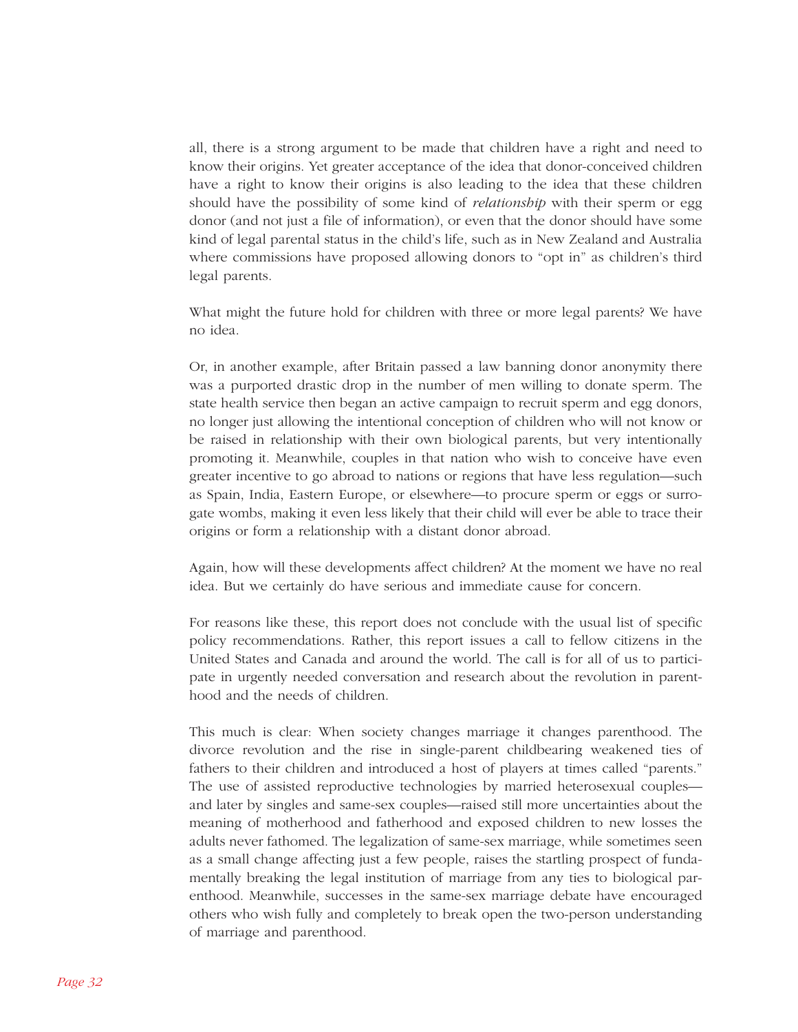all, there is a strong argument to be made that children have a right and need to know their origins. Yet greater acceptance of the idea that donor-conceived children have a right to know their origins is also leading to the idea that these children should have the possibility of some kind of *relationship* with their sperm or egg donor (and not just a file of information), or even that the donor should have some kind of legal parental status in the child's life, such as in New Zealand and Australia where commissions have proposed allowing donors to "opt in" as children's third legal parents.

What might the future hold for children with three or more legal parents? We have no idea.

Or, in another example, after Britain passed a law banning donor anonymity there was a purported drastic drop in the number of men willing to donate sperm. The state health service then began an active campaign to recruit sperm and egg donors, no longer just allowing the intentional conception of children who will not know or be raised in relationship with their own biological parents, but very intentionally promoting it. Meanwhile, couples in that nation who wish to conceive have even greater incentive to go abroad to nations or regions that have less regulation—such as Spain, India, Eastern Europe, or elsewhere—to procure sperm or eggs or surrogate wombs, making it even less likely that their child will ever be able to trace their origins or form a relationship with a distant donor abroad.

Again, how will these developments affect children? At the moment we have no real idea. But we certainly do have serious and immediate cause for concern.

For reasons like these, this report does not conclude with the usual list of specific policy recommendations. Rather, this report issues a call to fellow citizens in the United States and Canada and around the world. The call is for all of us to participate in urgently needed conversation and research about the revolution in parenthood and the needs of children.

This much is clear: When society changes marriage it changes parenthood. The divorce revolution and the rise in single-parent childbearing weakened ties of fathers to their children and introduced a host of players at times called "parents." The use of assisted reproductive technologies by married heterosexual couples—and later by singles and same-sex couples—raised still more uncertainties about the meaning of motherhood and fatherhood and exposed children to new losses the adults never fathomed. The legalization of same-sex marriage, while sometimes seen as a small change affecting just a few people, raises the startling prospect of fundamentally breaking the legal institution of marriage from any ties to biological parenthood. Meanwhile, successes in the same-sex marriage debate have encouraged others who wish fully and completely to break open the two-person understanding of marriage and parenthood.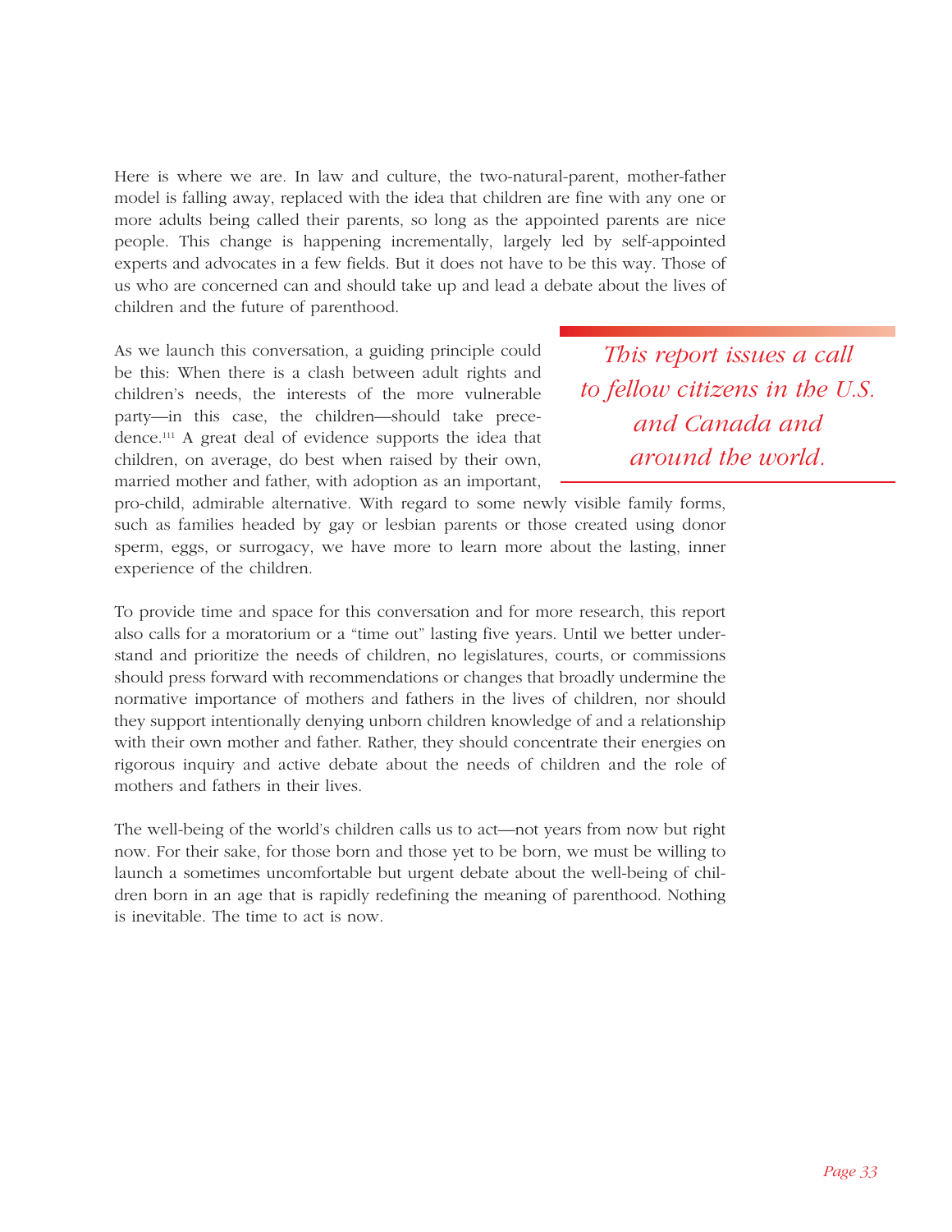Here is where we are. In law and culture, the two-natural-parent, mother-father model is falling away, replaced with the idea that children are fine with any one or more adults being called their parents, so long as the appointed parents are nice people. This change is happening incrementally, largely led by self-appointed experts and advocates in a few fields. But it does not have to be this way. Those of us who are concerned can and should take up and lead a debate about the lives of children and the future of parenthood.

As we launch this conversation, a guiding principle could be this: When there is a clash between adult rights and children's needs, the interests of the more vulnerable party—in this case, the children—should take precedence.[111] A great deal of evidence supports the idea that children, on average, do best when raised by their own, married mother and father, with adoption as an important, pro-child, admirable alternative. With regard to some newly visible family forms, such as families headed by gay or lesbian parents or those created using donor sperm, eggs, or surrogacy, we have more to learn more about the lasting, inner experience of the children.

> *This report issues a call to fellow citizens in the U.S. and Canada and around the world.*

To provide time and space for this conversation and for more research, this report also calls for a moratorium or a "time out" lasting five years. Until we better understand and prioritize the needs of children, no legislatures, courts, or commissions should press forward with recommendations or changes that broadly undermine the normative importance of mothers and fathers in the lives of children, nor should they support intentionally denying unborn children knowledge of and a relationship with their own mother and father. Rather, they should concentrate their energies on rigorous inquiry and active debate about the needs of children and the role of mothers and fathers in their lives.

The well-being of the world's children calls us to act—not years from now but right now. For their sake, for those born and those yet to be born, we must be willing to launch a sometimes uncomfortable but urgent debate about the well-being of children born in an age that is rapidly redefining the meaning of parenthood. Nothing is inevitable. The time to act is now.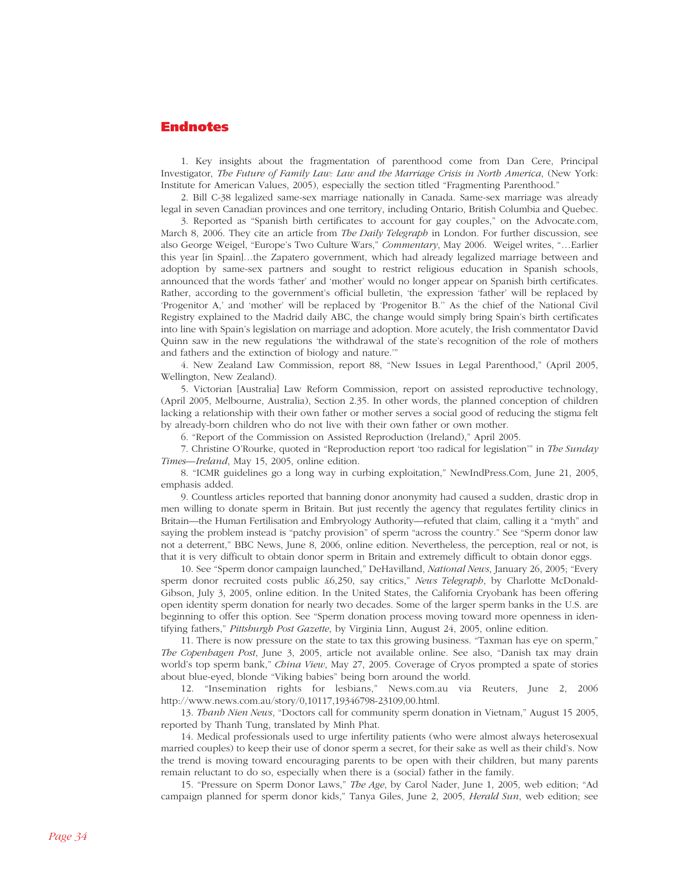## Endnotes

1. Key insights about the fragmentation of parenthood come from Dan Cere, Principal Investigator, *The Future of Family Law: Law and the Marriage Crisis in North America*, (New York: Institute for American Values, 2005), especially the section titled "Fragmenting Parenthood."

2. Bill C-38 legalized same-sex marriage nationally in Canada. Same-sex marriage was already legal in seven Canadian provinces and one territory, including Ontario, British Columbia and Quebec.

3. Reported as "Spanish birth certificates to account for gay couples," on the Advocate.com, March 8, 2006. They cite an article from *The Daily Telegraph* in London. For further discussion, see also George Weigel, "Europe's Two Culture Wars," *Commentary*, May 2006. Weigel writes, "…Earlier this year [in Spain]…the Zapatero government, which had already legalized marriage between and adoption by same-sex partners and sought to restrict religious education in Spanish schools, announced that the words 'father' and 'mother' would no longer appear on Spanish birth certificates. Rather, according to the government's official bulletin, 'the expression 'father' will be replaced by 'Progenitor A,' and 'mother' will be replaced by 'Progenitor B.'' As the chief of the National Civil Registry explained to the Madrid daily ABC, the change would simply bring Spain's birth certificates into line with Spain's legislation on marriage and adoption. More acutely, the Irish commentator David Quinn saw in the new regulations 'the withdrawal of the state's recognition of the role of mothers and fathers and the extinction of biology and nature.'"

4. New Zealand Law Commission, report 88, "New Issues in Legal Parenthood," (April 2005, Wellington, New Zealand).

5. Victorian [Australia] Law Reform Commission, report on assisted reproductive technology, (April 2005, Melbourne, Australia), Section 2.35. In other words, the planned conception of children lacking a relationship with their own father or mother serves a social good of reducing the stigma felt by already-born children who do not live with their own father or own mother.

6. "Report of the Commission on Assisted Reproduction (Ireland)," April 2005.

7. Christine O'Rourke, quoted in "Reproduction report 'too radical for legislation'" in *The Sunday Times—Ireland*, May 15, 2005, online edition.

8. "ICMR guidelines go a long way in curbing exploitation," NewIndPress.Com, June 21, 2005, emphasis added.

9. Countless articles reported that banning donor anonymity had caused a sudden, drastic drop in men willing to donate sperm in Britain. But just recently the agency that regulates fertility clinics in Britain—the Human Fertilisation and Embryology Authority—refuted that claim, calling it a "myth" and saying the problem instead is "patchy provision" of sperm "across the country." See "Sperm donor law not a deterrent," BBC News, June 8, 2006, online edition. Nevertheless, the perception, real or not, is that it is very difficult to obtain donor sperm in Britain and extremely difficult to obtain donor eggs.

10. See "Sperm donor campaign launched," DeHavilland, *National News*, January 26, 2005; "Every sperm donor recruited costs public £6,250, say critics," *News Telegraph*, by Charlotte McDonald-Gibson, July 3, 2005, online edition. In the United States, the California Cryobank has been offering open identity sperm donation for nearly two decades. Some of the larger sperm banks in the U.S. are beginning to offer this option. See "Sperm donation process moving toward more openness in identifying fathers," *Pittsburgh Post Gazette*, by Virginia Linn, August 24, 2005, online edition.

11. There is now pressure on the state to tax this growing business. "Taxman has eye on sperm," *The Copenhagen Post*, June 3, 2005, article not available online. See also, "Danish tax may drain world's top sperm bank," *China View*, May 27, 2005. Coverage of Cryos prompted a spate of stories about blue-eyed, blonde "Viking babies" being born around the world.

12. "Insemination rights for lesbians," News.com.au via Reuters, June 2, 2006 http://www.news.com.au/story/0,10117,19346798-23109,00.html.

13. *Thanh Nien News*, "Doctors call for community sperm donation in Vietnam," August 15 2005, reported by Thanh Tung, translated by Minh Phat.

14. Medical professionals used to urge infertility patients (who were almost always heterosexual married couples) to keep their use of donor sperm a secret, for their sake as well as their child's. Now the trend is moving toward encouraging parents to be open with their children, but many parents remain reluctant to do so, especially when there is a (social) father in the family.

15. "Pressure on Sperm Donor Laws," *The Age*, by Carol Nader, June 1, 2005, web edition; "Ad campaign planned for sperm donor kids," Tanya Giles, June 2, 2005, *Herald Sun*, web edition; see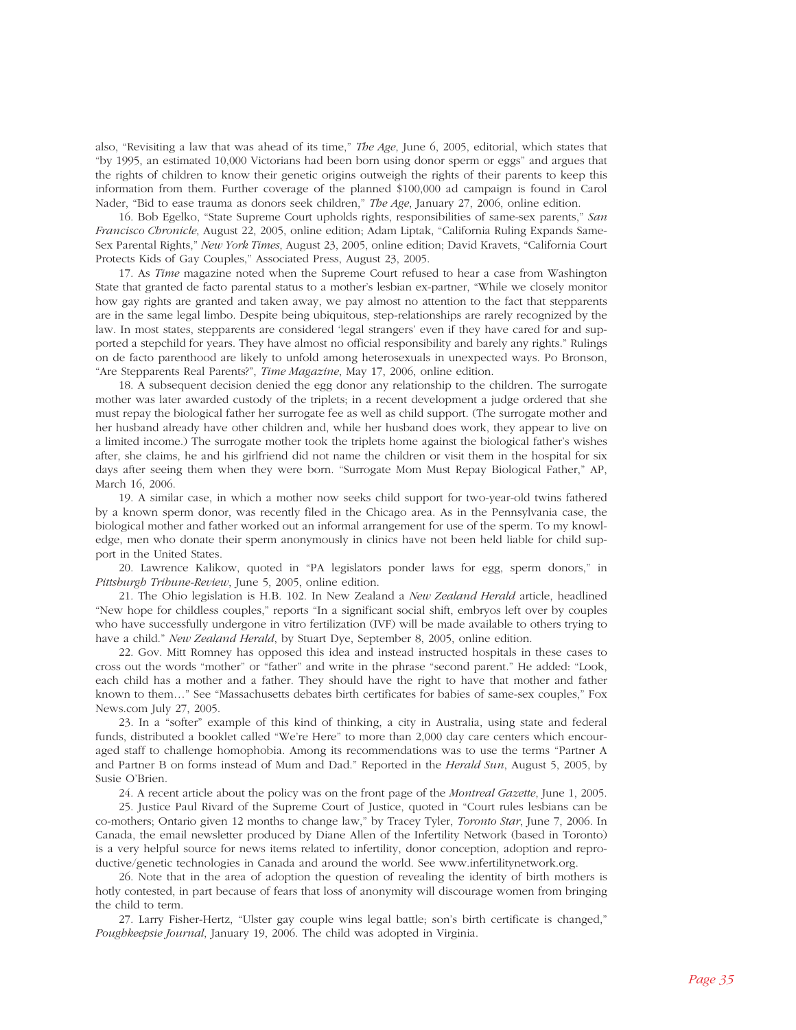also, "Revisiting a law that was ahead of its time," *The Age*, June 6, 2005, editorial, which states that "by 1995, an estimated 10,000 Victorians had been born using donor sperm or eggs" and argues that the rights of children to know their genetic origins outweigh the rights of their parents to keep this information from them. Further coverage of the planned $100,000 ad campaign is found in Carol Nader, "Bid to ease trauma as donors seek children," *The Age*, January 27, 2006, online edition.

16. Bob Egelko, "State Supreme Court upholds rights, responsibilities of same-sex parents," *San Francisco Chronicle*, August 22, 2005, online edition; Adam Liptak, "California Ruling Expands Same-Sex Parental Rights," *New York Times*, August 23, 2005, online edition; David Kravets, "California Court Protects Kids of Gay Couples," Associated Press, August 23, 2005.

17. As *Time* magazine noted when the Supreme Court refused to hear a case from Washington State that granted de facto parental status to a mother's lesbian ex-partner, "While we closely monitor how gay rights are granted and taken away, we pay almost no attention to the fact that stepparents are in the same legal limbo. Despite being ubiquitous, step-relationships are rarely recognized by the law. In most states, stepparents are considered 'legal strangers' even if they have cared for and supported a stepchild for years. They have almost no official responsibility and barely any rights." Rulings on de facto parenthood are likely to unfold among heterosexuals in unexpected ways. Po Bronson, "Are Stepparents Real Parents?", *Time Magazine*, May 17, 2006, online edition.

18. A subsequent decision denied the egg donor any relationship to the children. The surrogate mother was later awarded custody of the triplets; in a recent development a judge ordered that she must repay the biological father her surrogate fee as well as child support. (The surrogate mother and her husband already have other children and, while her husband does work, they appear to live on a limited income.) The surrogate mother took the triplets home against the biological father's wishes after, she claims, he and his girlfriend did not name the children or visit them in the hospital for six days after seeing them when they were born. "Surrogate Mom Must Repay Biological Father," AP, March 16, 2006.

19. A similar case, in which a mother now seeks child support for two-year-old twins fathered by a known sperm donor, was recently filed in the Chicago area. As in the Pennsylvania case, the biological mother and father worked out an informal arrangement for use of the sperm. To my knowledge, men who donate their sperm anonymously in clinics have not been held liable for child support in the United States.

20. Lawrence Kalikow, quoted in "PA legislators ponder laws for egg, sperm donors," in *Pittsburgh Tribune-Review*, June 5, 2005, online edition.

21. The Ohio legislation is H.B. 102. In New Zealand a *New Zealand Herald* article, headlined "New hope for childless couples," reports "In a significant social shift, embryos left over by couples who have successfully undergone in vitro fertilization (IVF) will be made available to others trying to have a child." *New Zealand Herald*, by Stuart Dye, September 8, 2005, online edition.

22. Gov. Mitt Romney has opposed this idea and instead instructed hospitals in these cases to cross out the words "mother" or "father" and write in the phrase "second parent." He added: "Look, each child has a mother and a father. They should have the right to have that mother and father known to them…" See "Massachusetts debates birth certificates for babies of same-sex couples," Fox News.com July 27, 2005.

23. In a "softer" example of this kind of thinking, a city in Australia, using state and federal funds, distributed a booklet called "We're Here" to more than 2,000 day care centers which encouraged staff to challenge homophobia. Among its recommendations was to use the terms "Partner A and Partner B on forms instead of Mum and Dad." Reported in the *Herald Sun*, August 5, 2005, by Susie O'Brien.

24. A recent article about the policy was on the front page of the *Montreal Gazette*, June 1, 2005.

25. Justice Paul Rivard of the Supreme Court of Justice, quoted in "Court rules lesbians can be co-mothers; Ontario given 12 months to change law," by Tracey Tyler, *Toronto Star*, June 7, 2006. In Canada, the email newsletter produced by Diane Allen of the Infertility Network (based in Toronto) is a very helpful source for news items related to infertility, donor conception, adoption and reproductive/genetic technologies in Canada and around the world. See www.infertilitynetwork.org.

26. Note that in the area of adoption the question of revealing the identity of birth mothers is hotly contested, in part because of fears that loss of anonymity will discourage women from bringing the child to term.

27. Larry Fisher-Hertz, "Ulster gay couple wins legal battle; son's birth certificate is changed," *Poughkeepsie Journal*, January 19, 2006. The child was adopted in Virginia.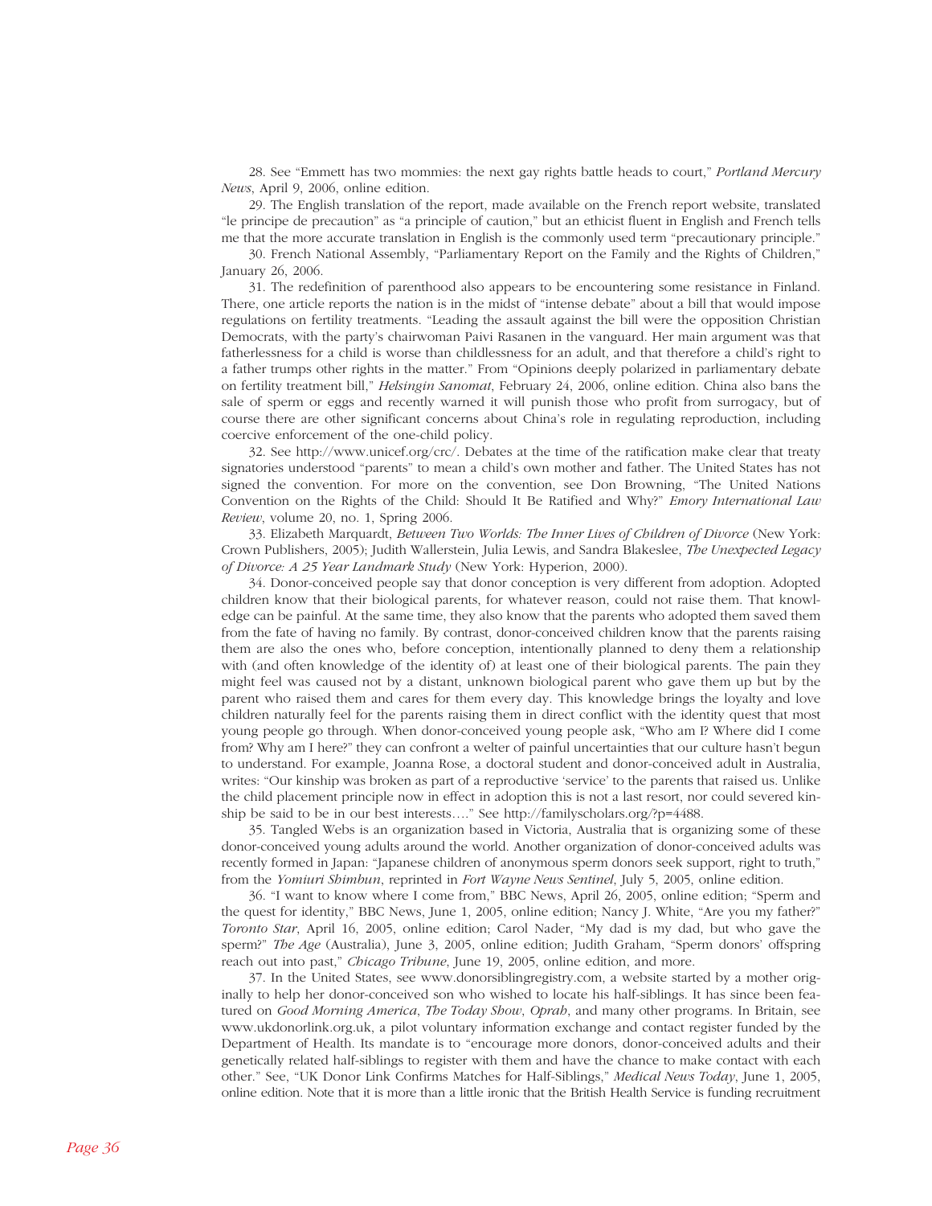28. See "Emmett has two mommies: the next gay rights battle heads to court," *Portland Mercury News*, April 9, 2006, online edition.

29. The English translation of the report, made available on the French report website, translated "le principe de precaution" as "a principle of caution," but an ethicist fluent in English and French tells me that the more accurate translation in English is the commonly used term "precautionary principle."

30. French National Assembly, "Parliamentary Report on the Family and the Rights of Children," January 26, 2006.

31. The redefinition of parenthood also appears to be encountering some resistance in Finland. There, one article reports the nation is in the midst of "intense debate" about a bill that would impose regulations on fertility treatments. "Leading the assault against the bill were the opposition Christian Democrats, with the party's chairwoman Paivi Rasanen in the vanguard. Her main argument was that fatherlessness for a child is worse than childlessness for an adult, and that therefore a child's right to a father trumps other rights in the matter." From "Opinions deeply polarized in parliamentary debate on fertility treatment bill," *Helsingin Sanomat*, February 24, 2006, online edition. China also bans the sale of sperm or eggs and recently warned it will punish those who profit from surrogacy, but of course there are other significant concerns about China's role in regulating reproduction, including coercive enforcement of the one-child policy.

32. See http://www.unicef.org/crc/. Debates at the time of the ratification make clear that treaty signatories understood "parents" to mean a child's own mother and father. The United States has not signed the convention. For more on the convention, see Don Browning, "The United Nations Convention on the Rights of the Child: Should It Be Ratified and Why?" *Emory International Law Review*, volume 20, no. 1, Spring 2006.

33. Elizabeth Marquardt, *Between Two Worlds: The Inner Lives of Children of Divorce* (New York: Crown Publishers, 2005); Judith Wallerstein, Julia Lewis, and Sandra Blakeslee, *The Unexpected Legacy of Divorce: A 25 Year Landmark Study* (New York: Hyperion, 2000).

34. Donor-conceived people say that donor conception is very different from adoption. Adopted children know that their biological parents, for whatever reason, could not raise them. That knowledge can be painful. At the same time, they also know that the parents who adopted them saved them from the fate of having no family. By contrast, donor-conceived children know that the parents raising them are also the ones who, before conception, intentionally planned to deny them a relationship with (and often knowledge of the identity of) at least one of their biological parents. The pain they might feel was caused not by a distant, unknown biological parent who gave them up but by the parent who raised them and cares for them every day. This knowledge brings the loyalty and love children naturally feel for the parents raising them in direct conflict with the identity quest that most young people go through. When donor-conceived young people ask, "Who am I? Where did I come from? Why am I here?" they can confront a welter of painful uncertainties that our culture hasn't begun to understand. For example, Joanna Rose, a doctoral student and donor-conceived adult in Australia, writes: "Our kinship was broken as part of a reproductive 'service' to the parents that raised us. Unlike the child placement principle now in effect in adoption this is not a last resort, nor could severed kinship be said to be in our best interests…." See http://familyscholars.org/?p=4488.

35. Tangled Webs is an organization based in Victoria, Australia that is organizing some of these donor-conceived young adults around the world. Another organization of donor-conceived adults was recently formed in Japan: "Japanese children of anonymous sperm donors seek support, right to truth," from the *Yomiuri Shimbun*, reprinted in *Fort Wayne News Sentinel*, July 5, 2005, online edition.

36. "I want to know where I come from," BBC News, April 26, 2005, online edition; "Sperm and the quest for identity," BBC News, June 1, 2005, online edition; Nancy J. White, "Are you my father?" *Toronto Star*, April 16, 2005, online edition; Carol Nader, "My dad is my dad, but who gave the sperm?" *The Age* (Australia), June 3, 2005, online edition; Judith Graham, "Sperm donors' offspring reach out into past," *Chicago Tribune*, June 19, 2005, online edition, and more.

37. In the United States, see www.donorsiblingregistry.com, a website started by a mother originally to help her donor-conceived son who wished to locate his half-siblings. It has since been featured on *Good Morning America*, *The Today Show*, *Oprah*, and many other programs. In Britain, see www.ukdonorlink.org.uk, a pilot voluntary information exchange and contact register funded by the Department of Health. Its mandate is to "encourage more donors, donor-conceived adults and their genetically related half-siblings to register with them and have the chance to make contact with each other." See, "UK Donor Link Confirms Matches for Half-Siblings," *Medical News Today*, June 1, 2005, online edition. Note that it is more than a little ironic that the British Health Service is funding recruitment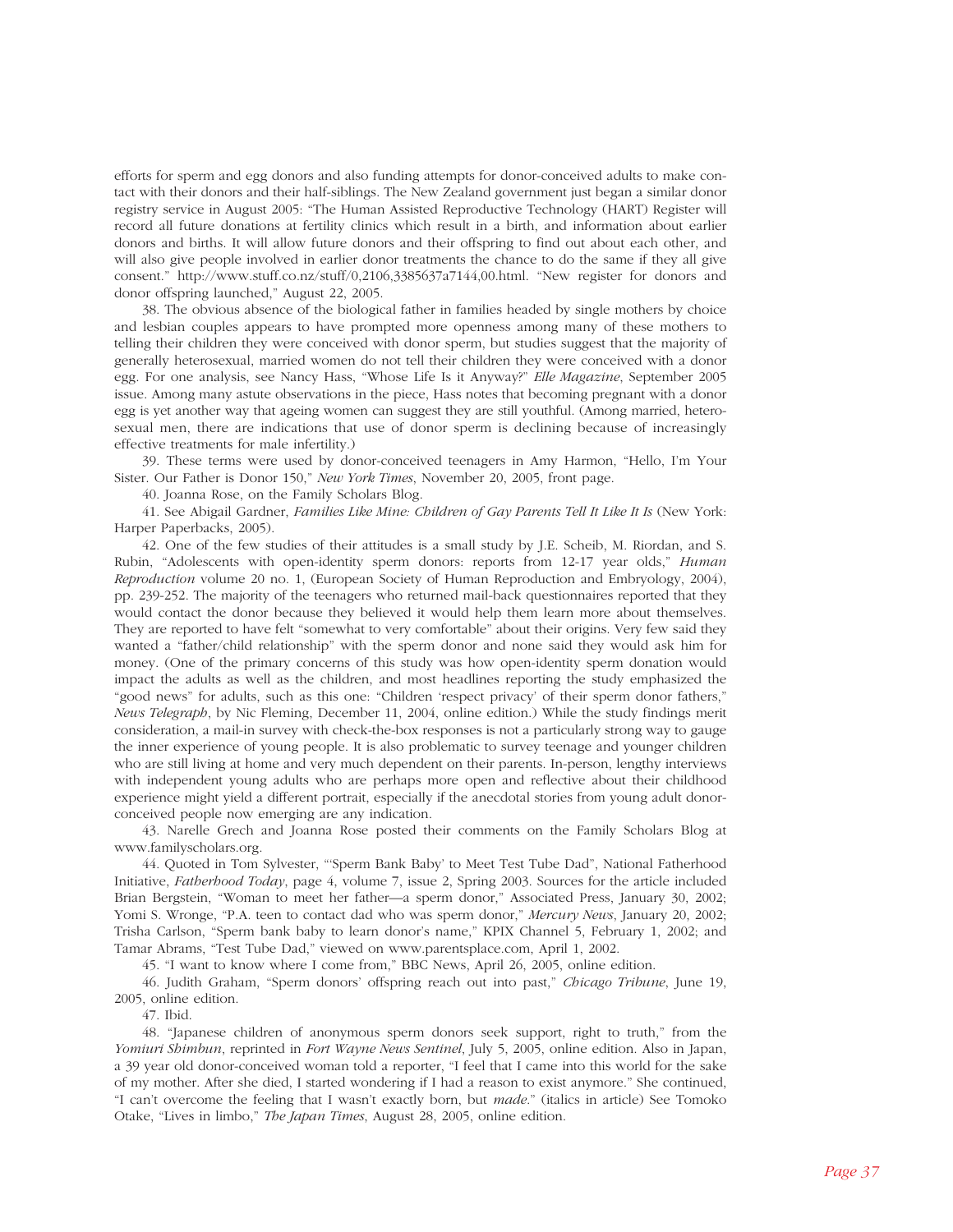efforts for sperm and egg donors and also funding attempts for donor-conceived adults to make contact with their donors and their half-siblings. The New Zealand government just began a similar donor registry service in August 2005: "The Human Assisted Reproductive Technology (HART) Register will record all future donations at fertility clinics which result in a birth, and information about earlier donors and births. It will allow future donors and their offspring to find out about each other, and will also give people involved in earlier donor treatments the chance to do the same if they all give consent." http://www.stuff.co.nz/stuff/0,2106,3385637a7144,00.html. "New register for donors and donor offspring launched," August 22, 2005.

38. The obvious absence of the biological father in families headed by single mothers by choice and lesbian couples appears to have prompted more openness among many of these mothers to telling their children they were conceived with donor sperm, but studies suggest that the majority of generally heterosexual, married women do not tell their children they were conceived with a donor egg. For one analysis, see Nancy Hass, "Whose Life Is it Anyway?" *Elle Magazine*, September 2005 issue. Among many astute observations in the piece, Hass notes that becoming pregnant with a donor egg is yet another way that ageing women can suggest they are still youthful. (Among married, heterosexual men, there are indications that use of donor sperm is declining because of increasingly effective treatments for male infertility.)

39. These terms were used by donor-conceived teenagers in Amy Harmon, "Hello, I'm Your Sister. Our Father is Donor 150," *New York Times*, November 20, 2005, front page.

40. Joanna Rose, on the Family Scholars Blog.

41. See Abigail Gardner, *Families Like Mine: Children of Gay Parents Tell It Like It Is* (New York: Harper Paperbacks, 2005).

42. One of the few studies of their attitudes is a small study by J.E. Scheib, M. Riordan, and S. Rubin, "Adolescents with open-identity sperm donors: reports from 12-17 year olds," *Human Reproduction* volume 20 no. 1, (European Society of Human Reproduction and Embryology, 2004), pp. 239-252. The majority of the teenagers who returned mail-back questionnaires reported that they would contact the donor because they believed it would help them learn more about themselves. They are reported to have felt "somewhat to very comfortable" about their origins. Very few said they wanted a "father/child relationship" with the sperm donor and none said they would ask him for money. (One of the primary concerns of this study was how open-identity sperm donation would impact the adults as well as the children, and most headlines reporting the study emphasized the "good news" for adults, such as this one: "Children 'respect privacy' of their sperm donor fathers," *News Telegraph*, by Nic Fleming, December 11, 2004, online edition.) While the study findings merit consideration, a mail-in survey with check-the-box responses is not a particularly strong way to gauge the inner experience of young people. It is also problematic to survey teenage and younger children who are still living at home and very much dependent on their parents. In-person, lengthy interviews with independent young adults who are perhaps more open and reflective about their childhood experience might yield a different portrait, especially if the anecdotal stories from young adult donor-conceived people now emerging are any indication.

43. Narelle Grech and Joanna Rose posted their comments on the Family Scholars Blog at www.familyscholars.org.

44. Quoted in Tom Sylvester, "'Sperm Bank Baby' to Meet Test Tube Dad", National Fatherhood Initiative, *Fatherhood Today*, page 4, volume 7, issue 2, Spring 2003. Sources for the article included Brian Bergstein, "Woman to meet her father—a sperm donor," Associated Press, January 30, 2002; Yomi S. Wronge, "P.A. teen to contact dad who was sperm donor," *Mercury News*, January 20, 2002; Trisha Carlson, "Sperm bank baby to learn donor's name," KPIX Channel 5, February 1, 2002; and Tamar Abrams, "Test Tube Dad," viewed on www.parentsplace.com, April 1, 2002.

45. "I want to know where I come from," BBC News, April 26, 2005, online edition.

46. Judith Graham, "Sperm donors' offspring reach out into past," *Chicago Tribune*, June 19, 2005, online edition.

47. Ibid.

48. "Japanese children of anonymous sperm donors seek support, right to truth," from the *Yomiuri Shimbun*, reprinted in *Fort Wayne News Sentinel*, July 5, 2005, online edition. Also in Japan, a 39 year old donor-conceived woman told a reporter, "I feel that I came into this world for the sake of my mother. After she died, I started wondering if I had a reason to exist anymore." She continued, "I can't overcome the feeling that I wasn't exactly born, but *made*." (italics in article) See Tomoko Otake, "Lives in limbo," *The Japan Times*, August 28, 2005, online edition.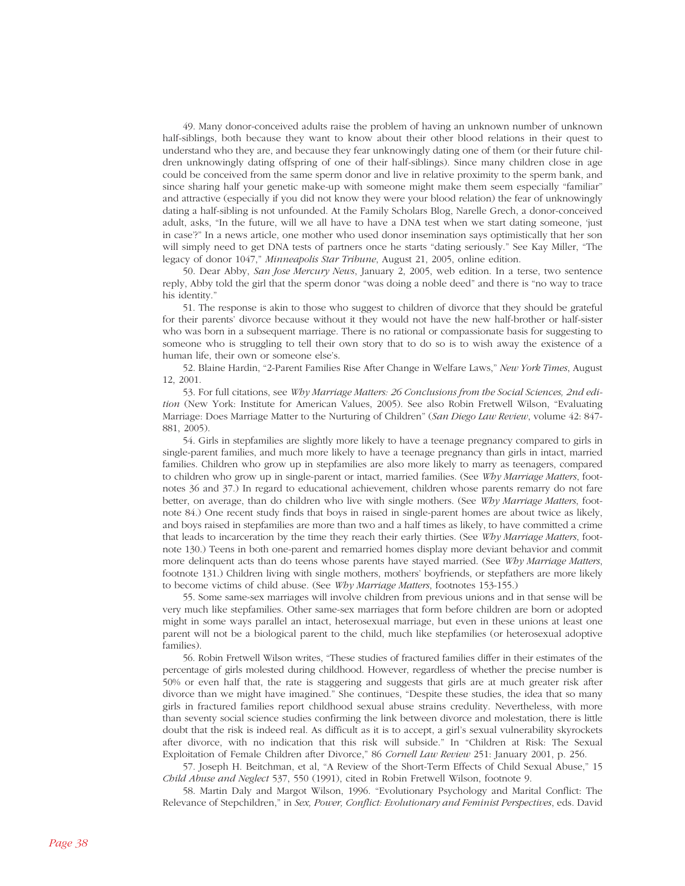49. Many donor-conceived adults raise the problem of having an unknown number of unknown half-siblings, both because they want to know about their other blood relations in their quest to understand who they are, and because they fear unknowingly dating one of them (or their future children unknowingly dating offspring of one of their half-siblings). Since many children close in age could be conceived from the same sperm donor and live in relative proximity to the sperm bank, and since sharing half your genetic make-up with someone might make them seem especially "familiar" and attractive (especially if you did not know they were your blood relation) the fear of unknowingly dating a half-sibling is not unfounded. At the Family Scholars Blog, Narelle Grech, a donor-conceived adult, asks, "In the future, will we all have to have a DNA test when we start dating someone, 'just in case'?" In a news article, one mother who used donor insemination says optimistically that her son will simply need to get DNA tests of partners once he starts "dating seriously." See Kay Miller, "The legacy of donor 1047," *Minneapolis Star Tribune*, August 21, 2005, online edition.

50. Dear Abby, *San Jose Mercury News*, January 2, 2005, web edition. In a terse, two sentence reply, Abby told the girl that the sperm donor "was doing a noble deed" and there is "no way to trace his identity."

51. The response is akin to those who suggest to children of divorce that they should be grateful for their parents' divorce because without it they would not have the new half-brother or half-sister who was born in a subsequent marriage. There is no rational or compassionate basis for suggesting to someone who is struggling to tell their own story that to do so is to wish away the existence of a human life, their own or someone else's.

52. Blaine Hardin, "2-Parent Families Rise After Change in Welfare Laws," *New York Times*, August 12, 2001.

53. For full citations, see *Why Marriage Matters: 26 Conclusions from the Social Sciences, 2nd edition* (New York: Institute for American Values, 2005). See also Robin Fretwell Wilson, "Evaluating Marriage: Does Marriage Matter to the Nurturing of Children" (*San Diego Law Review*, volume 42: 847-881, 2005).

54. Girls in stepfamilies are slightly more likely to have a teenage pregnancy compared to girls in single-parent families, and much more likely to have a teenage pregnancy than girls in intact, married families. Children who grow up in stepfamilies are also more likely to marry as teenagers, compared to children who grow up in single-parent or intact, married families. (See *Why Marriage Matters*, footnotes 36 and 37.) In regard to educational achievement, children whose parents remarry do not fare better, on average, than do children who live with single mothers. (See *Why Marriage Matters*, footnote 84.) One recent study finds that boys in raised in single-parent homes are about twice as likely, and boys raised in stepfamilies are more than two and a half times as likely, to have committed a crime that leads to incarceration by the time they reach their early thirties. (See *Why Marriage Matters*, footnote 130.) Teens in both one-parent and remarried homes display more deviant behavior and commit more delinquent acts than do teens whose parents have stayed married. (See *Why Marriage Matters*, footnote 131.) Children living with single mothers, mothers' boyfriends, or stepfathers are more likely to become victims of child abuse. (See *Why Marriage Matters*, footnotes 153-155.)

55. Some same-sex marriages will involve children from previous unions and in that sense will be very much like stepfamilies. Other same-sex marriages that form before children are born or adopted might in some ways parallel an intact, heterosexual marriage, but even in these unions at least one parent will not be a biological parent to the child, much like stepfamilies (or heterosexual adoptive families).

56. Robin Fretwell Wilson writes, "These studies of fractured families differ in their estimates of the percentage of girls molested during childhood. However, regardless of whether the precise number is 50% or even half that, the rate is staggering and suggests that girls are at much greater risk after divorce than we might have imagined." She continues, "Despite these studies, the idea that so many girls in fractured families report childhood sexual abuse strains credulity. Nevertheless, with more than seventy social science studies confirming the link between divorce and molestation, there is little doubt that the risk is indeed real. As difficult as it is to accept, a girl's sexual vulnerability skyrockets after divorce, with no indication that this risk will subside." In "Children at Risk: The Sexual Exploitation of Female Children after Divorce," 86 *Cornell Law Review* 251: January 2001, p. 256.

57. Joseph H. Beitchman, et al, "A Review of the Short-Term Effects of Child Sexual Abuse," 15 *Child Abuse and Neglect* 537, 550 (1991), cited in Robin Fretwell Wilson, footnote 9.

58. Martin Daly and Margot Wilson, 1996. "Evolutionary Psychology and Marital Conflict: The Relevance of Stepchildren," in *Sex, Power, Conflict: Evolutionary and Feminist Perspectives*, eds. David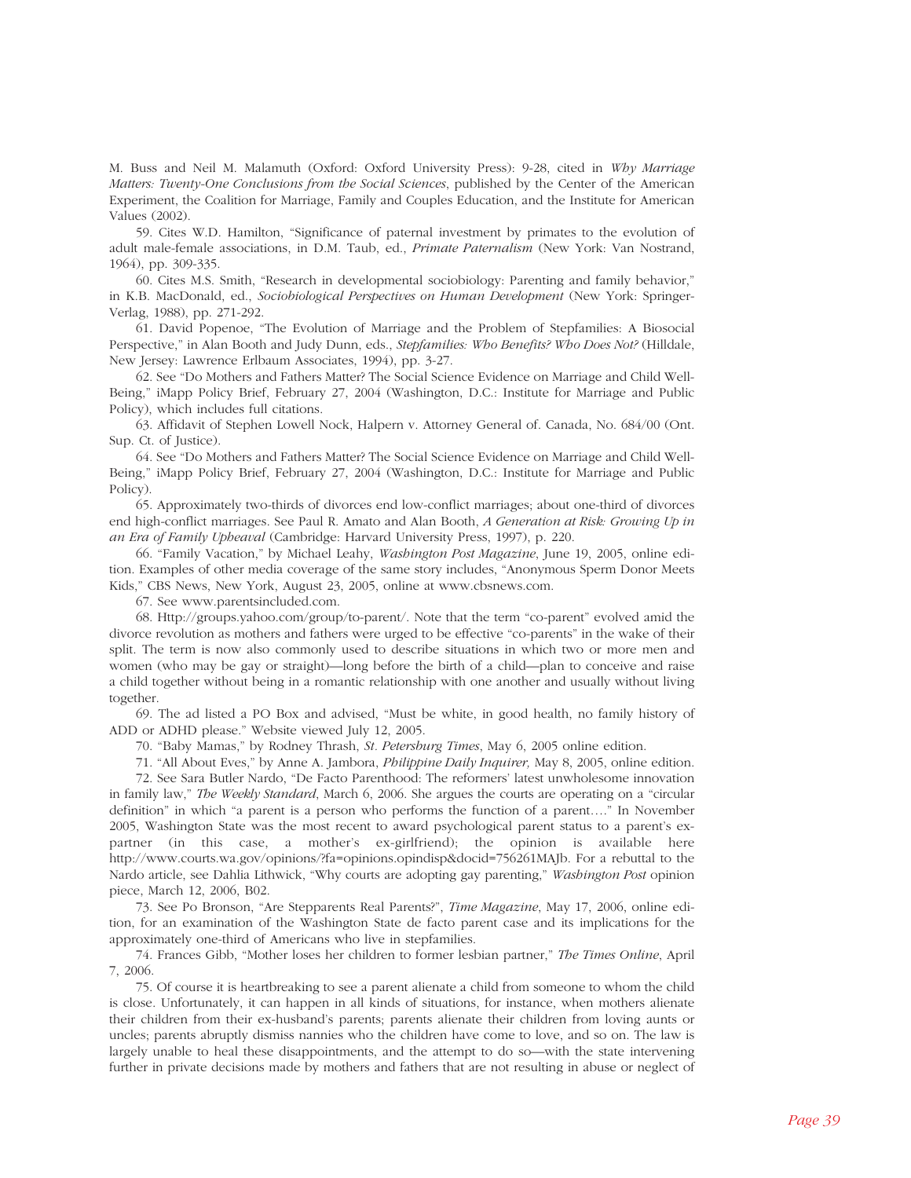M. Buss and Neil M. Malamuth (Oxford: Oxford University Press): 9-28, cited in *Why Marriage Matters: Twenty-One Conclusions from the Social Sciences*, published by the Center of the American Experiment, the Coalition for Marriage, Family and Couples Education, and the Institute for American Values (2002).

59. Cites W.D. Hamilton, "Significance of paternal investment by primates to the evolution of adult male-female associations, in D.M. Taub, ed., *Primate Paternalism* (New York: Van Nostrand, 1964), pp. 309-335.

60. Cites M.S. Smith, "Research in developmental sociobiology: Parenting and family behavior," in K.B. MacDonald, ed., *Sociobiological Perspectives on Human Development* (New York: Springer-Verlag, 1988), pp. 271-292.

61. David Popenoe, "The Evolution of Marriage and the Problem of Stepfamilies: A Biosocial Perspective," in Alan Booth and Judy Dunn, eds., *Stepfamilies: Who Benefits? Who Does Not?* (Hilldale, New Jersey: Lawrence Erlbaum Associates, 1994), pp. 3-27.

62. See "Do Mothers and Fathers Matter? The Social Science Evidence on Marriage and Child Well-Being," iMapp Policy Brief, February 27, 2004 (Washington, D.C.: Institute for Marriage and Public Policy), which includes full citations.

63. Affidavit of Stephen Lowell Nock, Halpern v. Attorney General of. Canada, No. 684/00 (Ont. Sup. Ct. of Justice).

64. See "Do Mothers and Fathers Matter? The Social Science Evidence on Marriage and Child Well-Being," iMapp Policy Brief, February 27, 2004 (Washington, D.C.: Institute for Marriage and Public Policy).

65. Approximately two-thirds of divorces end low-conflict marriages; about one-third of divorces end high-conflict marriages. See Paul R. Amato and Alan Booth, *A Generation at Risk: Growing Up in an Era of Family Upheaval* (Cambridge: Harvard University Press, 1997), p. 220.

66. "Family Vacation," by Michael Leahy, *Washington Post Magazine*, June 19, 2005, online edition. Examples of other media coverage of the same story includes, "Anonymous Sperm Donor Meets Kids," CBS News, New York, August 23, 2005, online at www.cbsnews.com.

67. See www.parentsincluded.com.

68. Http://groups.yahoo.com/group/to-parent/. Note that the term "co-parent" evolved amid the divorce revolution as mothers and fathers were urged to be effective "co-parents" in the wake of their split. The term is now also commonly used to describe situations in which two or more men and women (who may be gay or straight)—long before the birth of a child—plan to conceive and raise a child together without being in a romantic relationship with one another and usually without living together.

69. The ad listed a PO Box and advised, "Must be white, in good health, no family history of ADD or ADHD please." Website viewed July 12, 2005.

70. "Baby Mamas," by Rodney Thrash, *St. Petersburg Times*, May 6, 2005 online edition.

71. "All About Eves," by Anne A. Jambora, *Philippine Daily Inquirer,* May 8, 2005, online edition.

72. See Sara Butler Nardo, "De Facto Parenthood: The reformers' latest unwholesome innovation in family law," *The Weekly Standard*, March 6, 2006. She argues the courts are operating on a "circular definition" in which "a parent is a person who performs the function of a parent…." In November 2005, Washington State was the most recent to award psychological parent status to a parent's ex-partner (in this case, a mother's ex-girlfriend); the opinion is available here http://www.courts.wa.gov/opinions/?fa=opinions.opindisp&docid=756261MAJb. For a rebuttal to the Nardo article, see Dahlia Lithwick, "Why courts are adopting gay parenting," *Washington Post* opinion piece, March 12, 2006, B02.

73. See Po Bronson, "Are Stepparents Real Parents?", *Time Magazine*, May 17, 2006, online edition, for an examination of the Washington State de facto parent case and its implications for the approximately one-third of Americans who live in stepfamilies.

74. Frances Gibb, "Mother loses her children to former lesbian partner," *The Times Online*, April 7, 2006.

75. Of course it is heartbreaking to see a parent alienate a child from someone to whom the child is close. Unfortunately, it can happen in all kinds of situations, for instance, when mothers alienate their children from their ex-husband's parents; parents alienate their children from loving aunts or uncles; parents abruptly dismiss nannies who the children have come to love, and so on. The law is largely unable to heal these disappointments, and the attempt to do so—with the state intervening further in private decisions made by mothers and fathers that are not resulting in abuse or neglect of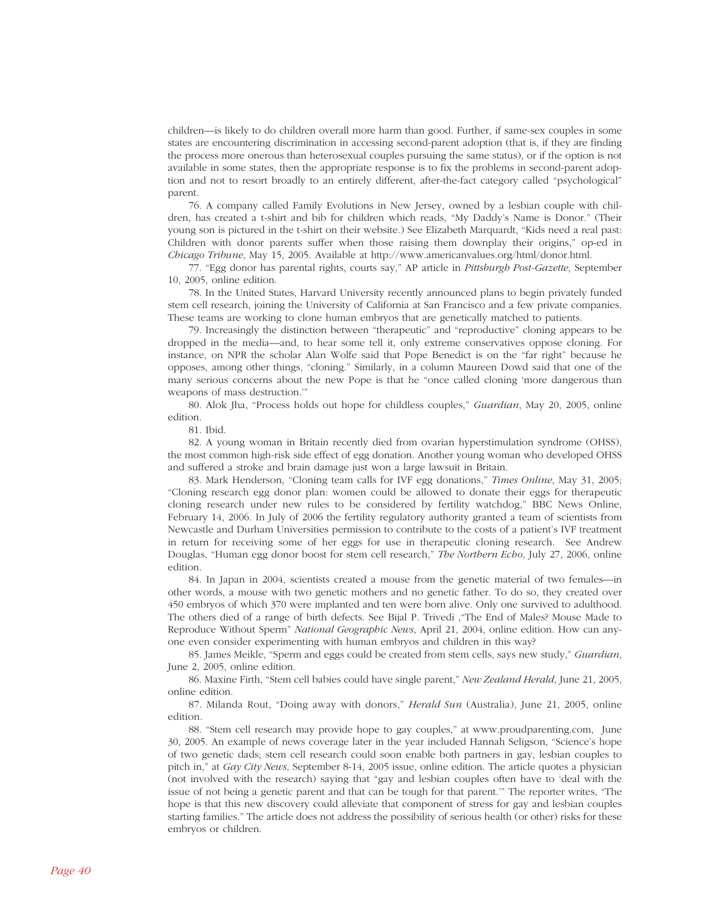children—is likely to do children overall more harm than good. Further, if same-sex couples in some states are encountering discrimination in accessing second-parent adoption (that is, if they are finding the process more onerous than heterosexual couples pursuing the same status), or if the option is not available in some states, then the appropriate response is to fix the problems in second-parent adoption and not to resort broadly to an entirely different, after-the-fact category called "psychological" parent.

76. A company called Family Evolutions in New Jersey, owned by a lesbian couple with children, has created a t-shirt and bib for children which reads, "My Daddy's Name is Donor." (Their young son is pictured in the t-shirt on their website.) See Elizabeth Marquardt, "Kids need a real past: Children with donor parents suffer when those raising them downplay their origins," op-ed in *Chicago Tribune*, May 15, 2005. Available at http://www.americanvalues.org/html/donor.html.

77. "Egg donor has parental rights, courts say," AP article in *Pittsburgh Post-Gazette*, September 10, 2005, online edition.

78. In the United States, Harvard University recently announced plans to begin privately funded stem cell research, joining the University of California at San Francisco and a few private companies. These teams are working to clone human embryos that are genetically matched to patients.

79. Increasingly the distinction between "therapeutic" and "reproductive" cloning appears to be dropped in the media—and, to hear some tell it, only extreme conservatives oppose cloning. For instance, on NPR the scholar Alan Wolfe said that Pope Benedict is on the "far right" because he opposes, among other things, "cloning." Similarly, in a column Maureen Dowd said that one of the many serious concerns about the new Pope is that he "once called cloning 'more dangerous than weapons of mass destruction.'"

80. Alok Jha, "Process holds out hope for childless couples," *Guardian*, May 20, 2005, online edition.

81. Ibid.

82. A young woman in Britain recently died from ovarian hyperstimulation syndrome (OHSS), the most common high-risk side effect of egg donation. Another young woman who developed OHSS and suffered a stroke and brain damage just won a large lawsuit in Britain.

83. Mark Henderson, "Cloning team calls for IVF egg donations," *Times Online*, May 31, 2005; "Cloning research egg donor plan: women could be allowed to donate their eggs for therapeutic cloning research under new rules to be considered by fertility watchdog," BBC News Online, February 14, 2006. In July of 2006 the fertility regulatory authority granted a team of scientists from Newcastle and Durham Universities permission to contribute to the costs of a patient's IVF treatment in return for receiving some of her eggs for use in therapeutic cloning research. See Andrew Douglas, "Human egg donor boost for stem cell research," *The Northern Echo*, July 27, 2006, online edition.

84. In Japan in 2004, scientists created a mouse from the genetic material of two females—in other words, a mouse with two genetic mothers and no genetic father. To do so, they created over 450 embryos of which 370 were implanted and ten were born alive. Only one survived to adulthood. The others died of a range of birth defects. See Bijal P. Trivedi ,"The End of Males? Mouse Made to Reproduce Without Sperm" *National Geographic News*, April 21, 2004, online edition. How can anyone even consider experimenting with human embryos and children in this way?

85. James Meikle, "Sperm and eggs could be created from stem cells, says new study," *Guardian*, June 2, 2005, online edition.

86. Maxine Firth, "Stem cell babies could have single parent," *New Zealand Herald*, June 21, 2005, online edition.

87. Milanda Rout, "Doing away with donors," *Herald Sun* (Australia), June 21, 2005, online edition.

88. "Stem cell research may provide hope to gay couples," at www.proudparenting.com, June 30, 2005. An example of news coverage later in the year included Hannah Seligson, "Science's hope of two genetic dads; stem cell research could soon enable both partners in gay, lesbian couples to pitch in," at *Gay City News*, September 8-14, 2005 issue, online edition. The article quotes a physician (not involved with the research) saying that "gay and lesbian couples often have to 'deal with the issue of not being a genetic parent and that can be tough for that parent.'" The reporter writes, "The hope is that this new discovery could alleviate that component of stress for gay and lesbian couples starting families." The article does not address the possibility of serious health (or other) risks for these embryos or children.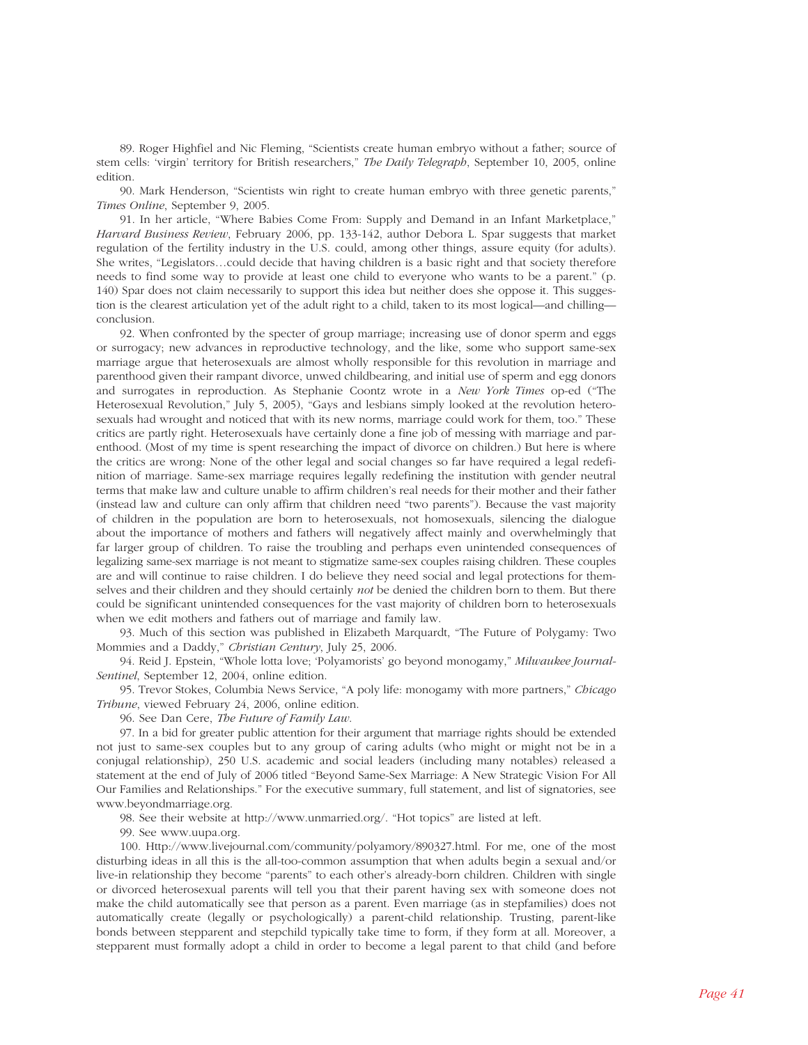89. Roger Highfiel and Nic Fleming, "Scientists create human embryo without a father; source of stem cells: 'virgin' territory for British researchers," *The Daily Telegraph*, September 10, 2005, online edition.

90. Mark Henderson, "Scientists win right to create human embryo with three genetic parents," *Times Online*, September 9, 2005.

91. In her article, "Where Babies Come From: Supply and Demand in an Infant Marketplace," *Harvard Business Review*, February 2006, pp. 133-142, author Debora L. Spar suggests that market regulation of the fertility industry in the U.S. could, among other things, assure equity (for adults). She writes, "Legislators…could decide that having children is a basic right and that society therefore needs to find some way to provide at least one child to everyone who wants to be a parent." (p. 140) Spar does not claim necessarily to support this idea but neither does she oppose it. This suggestion is the clearest articulation yet of the adult right to a child, taken to its most logical—and chilling—conclusion.

92. When confronted by the specter of group marriage; increasing use of donor sperm and eggs or surrogacy; new advances in reproductive technology, and the like, some who support same-sex marriage argue that heterosexuals are almost wholly responsible for this revolution in marriage and parenthood given their rampant divorce, unwed childbearing, and initial use of sperm and egg donors and surrogates in reproduction. As Stephanie Coontz wrote in a *New York Times* op-ed ("The Heterosexual Revolution," July 5, 2005), "Gays and lesbians simply looked at the revolution heterosexuals had wrought and noticed that with its new norms, marriage could work for them, too." These critics are partly right. Heterosexuals have certainly done a fine job of messing with marriage and parenthood. (Most of my time is spent researching the impact of divorce on children.) But here is where the critics are wrong: None of the other legal and social changes so far have required a legal redefinition of marriage. Same-sex marriage requires legally redefining the institution with gender neutral terms that make law and culture unable to affirm children's real needs for their mother and their father (instead law and culture can only affirm that children need "two parents"). Because the vast majority of children in the population are born to heterosexuals, not homosexuals, silencing the dialogue about the importance of mothers and fathers will negatively affect mainly and overwhelmingly that far larger group of children. To raise the troubling and perhaps even unintended consequences of legalizing same-sex marriage is not meant to stigmatize same-sex couples raising children. These couples are and will continue to raise children. I do believe they need social and legal protections for themselves and their children and they should certainly *not* be denied the children born to them. But there could be significant unintended consequences for the vast majority of children born to heterosexuals when we edit mothers and fathers out of marriage and family law.

93. Much of this section was published in Elizabeth Marquardt, "The Future of Polygamy: Two Mommies and a Daddy," *Christian Century*, July 25, 2006.

94. Reid J. Epstein, "Whole lotta love; 'Polyamorists' go beyond monogamy," *Milwaukee Journal-Sentinel*, September 12, 2004, online edition.

95. Trevor Stokes, Columbia News Service, "A poly life: monogamy with more partners," *Chicago Tribune*, viewed February 24, 2006, online edition.

96. See Dan Cere, *The Future of Family Law*.

97. In a bid for greater public attention for their argument that marriage rights should be extended not just to same-sex couples but to any group of caring adults (who might or might not be in a conjugal relationship), 250 U.S. academic and social leaders (including many notables) released a statement at the end of July of 2006 titled "Beyond Same-Sex Marriage: A New Strategic Vision For All Our Families and Relationships." For the executive summary, full statement, and list of signatories, see www.beyondmarriage.org.

98. See their website at http://www.unmarried.org/. "Hot topics" are listed at left.

99. See www.uupa.org.

100. Http://www.livejournal.com/community/polyamory/890327.html. For me, one of the most disturbing ideas in all this is the all-too-common assumption that when adults begin a sexual and/or live-in relationship they become "parents" to each other's already-born children. Children with single or divorced heterosexual parents will tell you that their parent having sex with someone does not make the child automatically see that person as a parent. Even marriage (as in stepfamilies) does not automatically create (legally or psychologically) a parent-child relationship. Trusting, parent-like bonds between stepparent and stepchild typically take time to form, if they form at all. Moreover, a stepparent must formally adopt a child in order to become a legal parent to that child (and before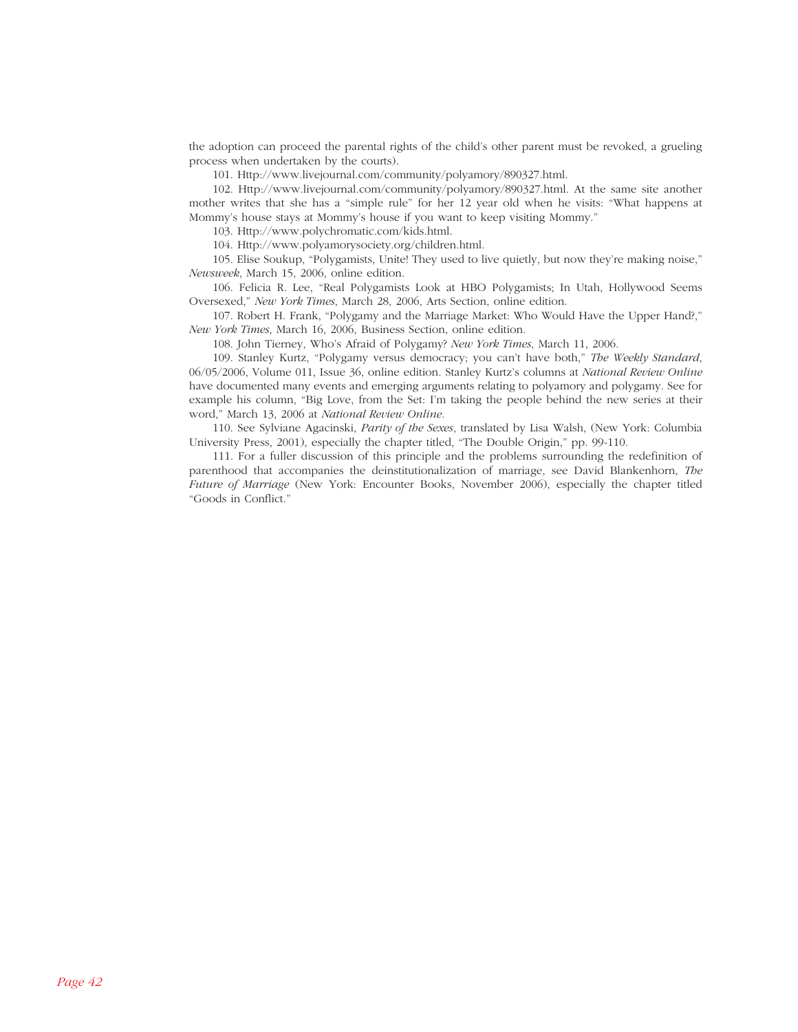the adoption can proceed the parental rights of the child's other parent must be revoked, a grueling process when undertaken by the courts).

101. Http://www.livejournal.com/community/polyamory/890327.html.

102. Http://www.livejournal.com/community/polyamory/890327.html. At the same site another mother writes that she has a "simple rule" for her 12 year old when he visits: "What happens at Mommy's house stays at Mommy's house if you want to keep visiting Mommy."

103. Http://www.polychromatic.com/kids.html.

104. Http://www.polyamorysociety.org/children.html.

105. Elise Soukup, "Polygamists, Unite! They used to live quietly, but now they're making noise," *Newsweek*, March 15, 2006, online edition.

106. Felicia R. Lee, "Real Polygamists Look at HBO Polygamists; In Utah, Hollywood Seems Oversexed," *New York Times*, March 28, 2006, Arts Section, online edition.

107. Robert H. Frank, "Polygamy and the Marriage Market: Who Would Have the Upper Hand?," *New York Times*, March 16, 2006, Business Section, online edition.

108. John Tierney, Who's Afraid of Polygamy? *New York Times*, March 11, 2006.

109. Stanley Kurtz, "Polygamy versus democracy; you can't have both," *The Weekly Standard*, 06/05/2006, Volume 011, Issue 36, online edition. Stanley Kurtz's columns at *National Review Online* have documented many events and emerging arguments relating to polyamory and polygamy. See for example his column, "Big Love, from the Set: I'm taking the people behind the new series at their word," March 13, 2006 at *National Review Online*.

110. See Sylviane Agacinski, *Parity of the Sexes*, translated by Lisa Walsh, (New York: Columbia University Press, 2001), especially the chapter titled, "The Double Origin," pp. 99-110.

111. For a fuller discussion of this principle and the problems surrounding the redefinition of parenthood that accompanies the deinstitutionalization of marriage, see David Blankenhorn, *The Future of Marriage* (New York: Encounter Books, November 2006), especially the chapter titled "Goods in Conflict."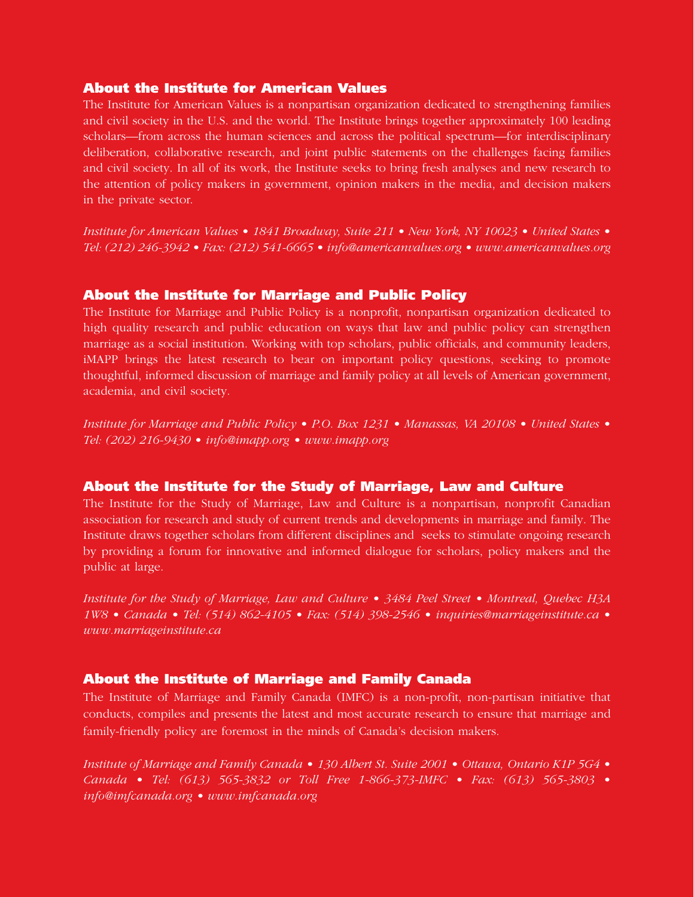## About the Institute for American Values

The Institute for American Values is a nonpartisan organization dedicated to strengthening families and civil society in the U.S. and the world. The Institute brings together approximately 100 leading scholars—from across the human sciences and across the political spectrum—for interdisciplinary deliberation, collaborative research, and joint public statements on the challenges facing families and civil society. In all of its work, the Institute seeks to bring fresh analyses and new research to the attention of policy makers in government, opinion makers in the media, and decision makers in the private sector.

*Institute for American Values • 1841 Broadway, Suite 211 • New York, NY 10023 • United States • Tel: (212) 246-3942 • Fax: (212) 541-6665 • info@americanvalues.org • www.americanvalues.org*

## About the Institute for Marriage and Public Policy

The Institute for Marriage and Public Policy is a nonprofit, nonpartisan organization dedicated to high quality research and public education on ways that law and public policy can strengthen marriage as a social institution. Working with top scholars, public officials, and community leaders, iMAPP brings the latest research to bear on important policy questions, seeking to promote thoughtful, informed discussion of marriage and family policy at all levels of American government, academia, and civil society.

*Institute for Marriage and Public Policy • P.O. Box 1231 • Manassas, VA 20108 • United States • Tel: (202) 216-9430 • info@imapp.org • www.imapp.org*

## About the Institute for the Study of Marriage, Law and Culture

The Institute for the Study of Marriage, Law and Culture is a nonpartisan, nonprofit Canadian association for research and study of current trends and developments in marriage and family. The Institute draws together scholars from different disciplines and seeks to stimulate ongoing research by providing a forum for innovative and informed dialogue for scholars, policy makers and the public at large.

*Institute for the Study of Marriage, Law and Culture • 3484 Peel Street • Montreal, Quebec H3A 1W8 • Canada • Tel: (514) 862-4105 • Fax: (514) 398-2546 • inquiries@marriageinstitute.ca • www.marriageinstitute.ca*

## About the Institute of Marriage and Family Canada

The Institute of Marriage and Family Canada (IMFC) is a non-profit, non-partisan initiative that conducts, compiles and presents the latest and most accurate research to ensure that marriage and family-friendly policy are foremost in the minds of Canada's decision makers.

*Institute of Marriage and Family Canada • 130 Albert St. Suite 2001 • Ottawa, Ontario K1P 5G4 • Canada • Tel: (613) 565-3832 or Toll Free 1-866-373-IMFC • Fax: (613) 565-3803 • info@imfcanada.org • www.imfcanada.org*